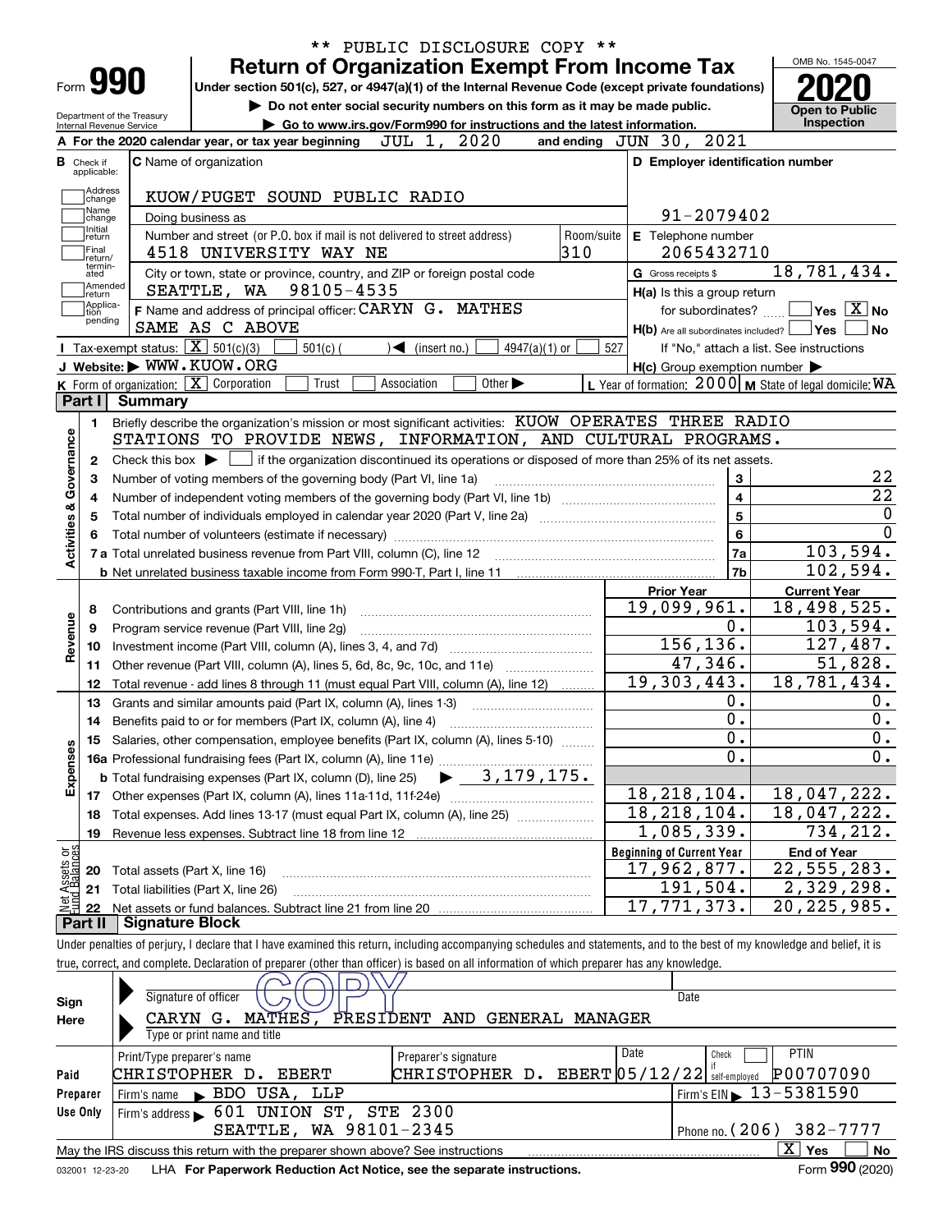\*\* PUBLIC DISCLOSURE COPY \*\*

# Form 990 — Return of Organization Exempt From Income Tax

Under section 501(c), 527, or 4947(a)(1) of the Internal Revenue Code (except private foundations)

▶ Do not enter social security numbers on this form as it may be made public.

▶ Go to www.irs.gov/Form990 for instructions and the latest information.

Department of the Treasury, Internal Revenue Service

OMB No. 1545-0047 — **2020** — Open to Public Inspection

**A** For the 2020 calendar year, or tax year beginning JUL 1, 2020 and ending JUN 30, 2021

**B** Check if applicable: Address change / Name change / Initial return / Final return/terminated / Amended return / Application pending

**C** Name of organization: KUOW/PUGET SOUND PUBLIC RADIO

Doing business as

Number and street (or P.O. box if mail is not delivered to street address): 4518 UNIVERSITY WAY NE — Room/suite: 310

City or town, state or province, country, and ZIP or foreign postal code: SEATTLE, WA 98105-4535

**D** Employer identification number: 91-2079402

**E** Telephone number: 2065432710

**G** Gross receipts $ 18,781,434.

**F** Name and address of principal officer: CARYN G. MATHES, SAME AS C ABOVE

**H(a)** Is this a group return for subordinates? ☐ Yes ☒ No

**H(b)** Are all subordinates included? ☐ Yes ☐ No — If "No," attach a list. See instructions

**H(c)** Group exemption number ▶

**I** Tax-exempt status: ☒ 501(c)(3) ☐ 501(c) ( ) ◀ (insert no.) ☐ 4947(a)(1) or ☐ 527

**J** Website: ▶ WWW.KUOW.ORG

**K** Form of organization: ☒ Corporation ☐ Trust ☐ Association ☐ Other ▶

**L** Year of formation: 2000 **M** State of legal domicile: WA

## Part I Summary

**Activities & Governance**

1. Briefly describe the organization's mission or most significant activities: KUOW OPERATES THREE RADIO STATIONS TO PROVIDE NEWS, INFORMATION, AND CULTURAL PROGRAMS.
2. Check this box ▶ ☐ if the organization discontinued its operations or disposed of more than 25% of its net assets.

| | | | |
|---|---|---|---|
| 3 | Number of voting members of the governing body (Part VI, line 1a) | 3 | 22 |
| 4 | Number of independent voting members of the governing body (Part VI, line 1b) | 4 | 22 |
| 5 | Total number of individuals employed in calendar year 2020 (Part V, line 2a) | 5 | 0 |
| 6 | Total number of volunteers (estimate if necessary) | 6 | 0 |
| 7a | Total unrelated business revenue from Part VIII, column (C), line 12 | 7a | 103,594. |
| 7b | Net unrelated business taxable income from Form 990-T, Part I, line 11 | 7b | 102,594. |

| | | Prior Year | Current Year |
|---|---|---|---|
| **Revenue** | | | |
| 8 | Contributions and grants (Part VIII, line 1h) | 19,099,961. | 18,498,525. |
| 9 | Program service revenue (Part VIII, line 2g) | 0. | 103,594. |
| 10 | Investment income (Part VIII, column (A), lines 3, 4, and 7d) | 156,136. | 127,487. |
| 11 | Other revenue (Part VIII, column (A), lines 5, 6d, 8c, 9c, 10c, and 11e) | 47,346. | 51,828. |
| 12 | Total revenue - add lines 8 through 11 (must equal Part VIII, column (A), line 12) | 19,303,443. | 18,781,434. |
| **Expenses** | | | |
| 13 | Grants and similar amounts paid (Part IX, column (A), lines 1-3) | 0. | 0. |
| 14 | Benefits paid to or for members (Part IX, column (A), line 4) | 0. | 0. |
| 15 | Salaries, other compensation, employee benefits (Part IX, column (A), lines 5-10) | 0. | 0. |
| 16a | Professional fundraising fees (Part IX, column (A), line 11e) | 0. | 0. |
| b | Total fundraising expenses (Part IX, column (D), line 25) ▶ 3,179,175. | | |
| 17 | Other expenses (Part IX, column (A), lines 11a-11d, 11f-24e) | 18,218,104. | 18,047,222. |
| 18 | Total expenses. Add lines 13-17 (must equal Part IX, column (A), line 25) | 18,218,104. | 18,047,222. |
| 19 | Revenue less expenses. Subtract line 18 from line 12 | 1,085,339. | 734,212. |

| | | Beginning of Current Year | End of Year |
|---|---|---|---|
| **Net Assets or Fund Balances** | | | |
| 20 | Total assets (Part X, line 16) | 17,962,877. | 22,555,283. |
| 21 | Total liabilities (Part X, line 26) | 191,504. | 2,329,298. |
| 22 | Net assets or fund balances. Subtract line 21 from line 20 | 17,771,373. | 20,225,985. |

## Part II Signature Block

Under penalties of perjury, I declare that I have examined this return, including accompanying schedules and statements, and to the best of my knowledge and belief, it is true, correct, and complete. Declaration of preparer (other than officer) is based on all information of which preparer has any knowledge.

**Sign Here**

Signature of officer: COPY — Date

CARYN G. MATHES, PRESIDENT AND GENERAL MANAGER

Type or print name and title

**Paid Preparer Use Only**

| Print/Type preparer's name | Preparer's signature | Date | Check if self-employed | PTIN |
|---|---|---|---|---|
| CHRISTOPHER D. EBERT | CHRISTOPHER D. EBERT | 05/12/22 | ☐ | P00707090 |

Firm's name ▶ BDO USA, LLP — Firm's EIN ▶ 13-5381590

Firm's address ▶ 601 UNION ST, STE 2300, SEATTLE, WA 98101-2345 — Phone no. (206) 382-7777

May the IRS discuss this return with the preparer shown above? See instructions ☒ Yes ☐ No

032001 12-23-20 LHA For Paperwork Reduction Act Notice, see the separate instructions. Form **990** (2020)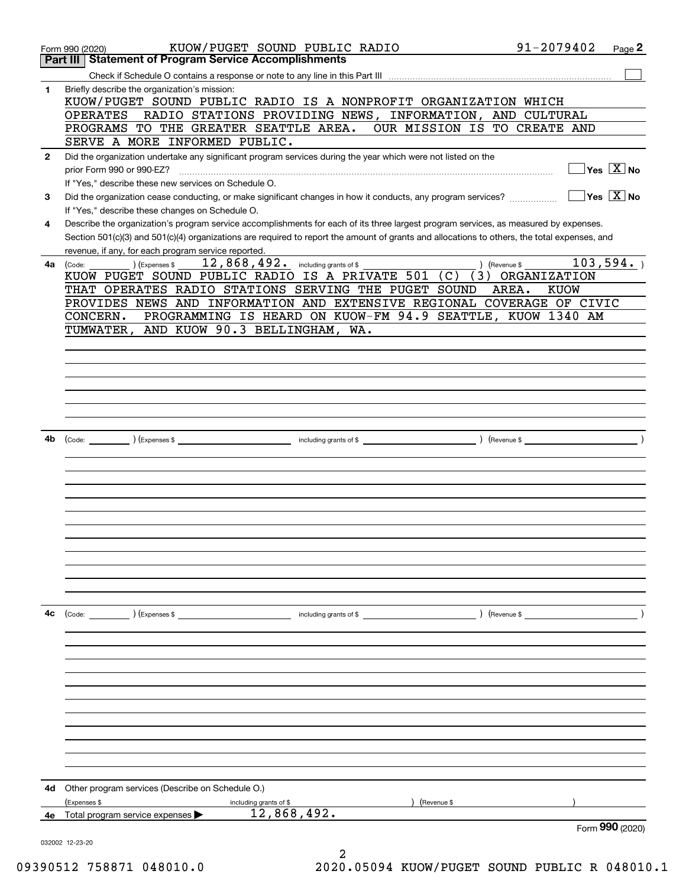Form 990 (2020) KUOW/PUGET SOUND PUBLIC RADIO 91-2079402 Page **2**

## Part III Statement of Program Service Accomplishments

Check if Schedule O contains a response or note to any line in this Part III ☐

**1** Briefly describe the organization's mission:

KUOW/PUGET SOUND PUBLIC RADIO IS A NONPROFIT ORGANIZATION WHICH OPERATES RADIO STATIONS PROVIDING NEWS, INFORMATION, AND CULTURAL PROGRAMS TO THE GREATER SEATTLE AREA. OUR MISSION IS TO CREATE AND SERVE A MORE INFORMED PUBLIC.

**2** Did the organization undertake any significant program services during the year which were not listed on the prior Form 990 or 990-EZ? ☐ Yes ☒ No

If "Yes," describe these new services on Schedule O.

**3** Did the organization cease conducting, or make significant changes in how it conducts, any program services? ☐ Yes ☒ No

If "Yes," describe these changes on Schedule O.

**4** Describe the organization's program service accomplishments for each of its three largest program services, as measured by expenses. Section 501(c)(3) and 501(c)(4) organizations are required to report the amount of grants and allocations to others, the total expenses, and revenue, if any, for each program service reported.

**4a** (Code: ) (Expenses $ 12,868,492. including grants of $ ) (Revenue $ 103,594. )

KUOW PUGET SOUND PUBLIC RADIO IS A PRIVATE 501 (C) (3) ORGANIZATION THAT OPERATES RADIO STATIONS SERVING THE PUGET SOUND AREA. KUOW PROVIDES NEWS AND INFORMATION AND EXTENSIVE REGIONAL COVERAGE OF CIVIC CONCERN. PROGRAMMING IS HEARD ON KUOW-FM 94.9 SEATTLE, KUOW 1340 AM TUMWATER, AND KUOW 90.3 BELLINGHAM, WA.

**4b** (Code: ) (Expenses $ including grants of $ ) (Revenue $ )

**4c** (Code: ) (Expenses $ including grants of $ ) (Revenue $ )

**4d** Other program services (Describe on Schedule O.)

(Expenses $ including grants of $ ) (Revenue $ )

**4e** Total program service expenses ▶ 12,868,492.

Form **990** (2020)

032002 12-23-20

09390512 758871 048010.0 2020.05094 KUOW/PUGET SOUND PUBLIC R 048010.1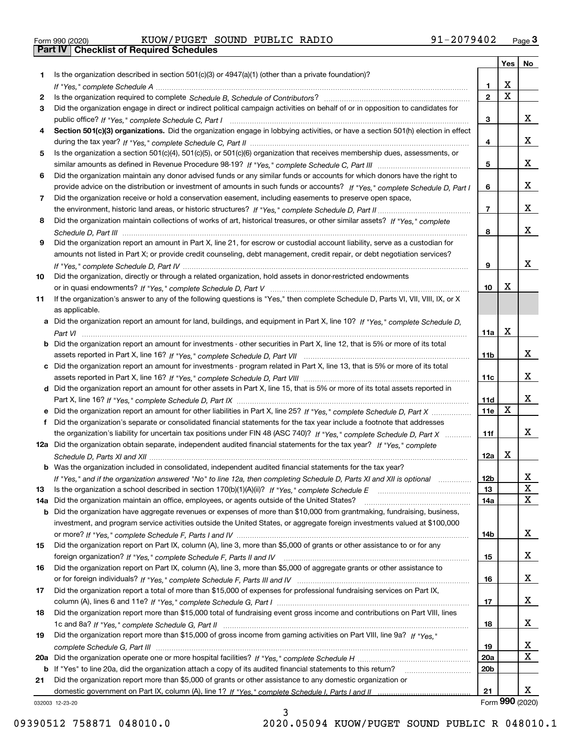Form 990 (2020) KUOW/PUGET SOUND PUBLIC RADIO 91-2079402

## Part IV Checklist of Required Schedules

| | | | Yes | No |
|---|---|---|---|---|
| 1 | Is the organization described in section 501(c)(3) or 4947(a)(1) (other than a private foundation)? *If "Yes," complete Schedule A* | 1 | X | |
| 2 | Is the organization required to complete *Schedule B, Schedule of Contributors*? | 2 | X | |
| 3 | Did the organization engage in direct or indirect political campaign activities on behalf of or in opposition to candidates for public office? *If "Yes," complete Schedule C, Part I* | 3 | | X |
| 4 | **Section 501(c)(3) organizations.** Did the organization engage in lobbying activities, or have a section 501(h) election in effect during the tax year? *If "Yes," complete Schedule C, Part II* | 4 | | X |
| 5 | Is the organization a section 501(c)(4), 501(c)(5), or 501(c)(6) organization that receives membership dues, assessments, or similar amounts as defined in Revenue Procedure 98-19? *If "Yes," complete Schedule C, Part III* | 5 | | X |
| 6 | Did the organization maintain any donor advised funds or any similar funds or accounts for which donors have the right to provide advice on the distribution or investment of amounts in such funds or accounts? *If "Yes," complete Schedule D, Part I* | 6 | | X |
| 7 | Did the organization receive or hold a conservation easement, including easements to preserve open space, the environment, historic land areas, or historic structures? *If "Yes," complete Schedule D, Part II* | 7 | | X |
| 8 | Did the organization maintain collections of works of art, historical treasures, or other similar assets? *If "Yes," complete Schedule D, Part III* | 8 | | X |
| 9 | Did the organization report an amount in Part X, line 21, for escrow or custodial account liability, serve as a custodian for amounts not listed in Part X; or provide credit counseling, debt management, credit repair, or debt negotiation services? *If "Yes," complete Schedule D, Part IV* | 9 | | X |
| 10 | Did the organization, directly or through a related organization, hold assets in donor-restricted endowments or in quasi endowments? *If "Yes," complete Schedule D, Part V* | 10 | X | |
| 11 | If the organization's answer to any of the following questions is "Yes," then complete Schedule D, Parts VI, VII, VIII, IX, or X as applicable. | | | |
| a | Did the organization report an amount for land, buildings, and equipment in Part X, line 10? *If "Yes," complete Schedule D, Part VI* | 11a | X | |
| b | Did the organization report an amount for investments - other securities in Part X, line 12, that is 5% or more of its total assets reported in Part X, line 16? *If "Yes," complete Schedule D, Part VII* | 11b | | X |
| c | Did the organization report an amount for investments - program related in Part X, line 13, that is 5% or more of its total assets reported in Part X, line 16? *If "Yes," complete Schedule D, Part VIII* | 11c | | X |
| d | Did the organization report an amount for other assets in Part X, line 15, that is 5% or more of its total assets reported in Part X, line 16? *If "Yes," complete Schedule D, Part IX* | 11d | | X |
| e | Did the organization report an amount for other liabilities in Part X, line 25? *If "Yes," complete Schedule D, Part X* | 11e | X | |
| f | Did the organization's separate or consolidated financial statements for the tax year include a footnote that addresses the organization's liability for uncertain tax positions under FIN 48 (ASC 740)? *If "Yes," complete Schedule D, Part X* | 11f | | X |
| 12a | Did the organization obtain separate, independent audited financial statements for the tax year? *If "Yes," complete Schedule D, Parts XI and XII* | 12a | X | |
| b | Was the organization included in consolidated, independent audited financial statements for the tax year? *If "Yes," and if the organization answered "No" to line 12a, then completing Schedule D, Parts XI and XII is optional* | 12b | | X |
| 13 | Is the organization a school described in section 170(b)(1)(A)(ii)? *If "Yes," complete Schedule E* | 13 | | X |
| 14a | Did the organization maintain an office, employees, or agents outside of the United States? | 14a | | X |
| b | Did the organization have aggregate revenues or expenses of more than $10,000 from grantmaking, fundraising, business, investment, and program service activities outside the United States, or aggregate foreign investments valued at $100,000 or more? *If "Yes," complete Schedule F, Parts I and IV* | 14b | | X |
| 15 | Did the organization report on Part IX, column (A), line 3, more than $5,000 of grants or other assistance to or for any foreign organization? *If "Yes," complete Schedule F, Parts II and IV* | 15 | | X |
| 16 | Did the organization report on Part IX, column (A), line 3, more than $5,000 of aggregate grants or other assistance to or for foreign individuals? *If "Yes," complete Schedule F, Parts III and IV* | 16 | | X |
| 17 | Did the organization report a total of more than $15,000 of expenses for professional fundraising services on Part IX, column (A), lines 6 and 11e? *If "Yes," complete Schedule G, Part I* | 17 | | X |
| 18 | Did the organization report more than $15,000 total of fundraising event gross income and contributions on Part VIII, lines 1c and 8a? *If "Yes," complete Schedule G, Part II* | 18 | | X |
| 19 | Did the organization report more than $15,000 of gross income from gaming activities on Part VIII, line 9a? *If "Yes," complete Schedule G, Part III* | 19 | | X |
| 20a | Did the organization operate one or more hospital facilities? *If "Yes," complete Schedule H* | 20a | | X |
| b | If "Yes" to line 20a, did the organization attach a copy of its audited financial statements to this return? | 20b | | |
| 21 | Did the organization report more than $5,000 of grants or other assistance to any domestic organization or domestic government on Part IX, column (A), line 1? *If "Yes," complete Schedule I, Parts I and II* | 21 | | X |

032003 12-23-20 Form **990** (2020)

09390512 758871 048010.0 2020.05094 KUOW/PUGET SOUND PUBLIC R 048010.1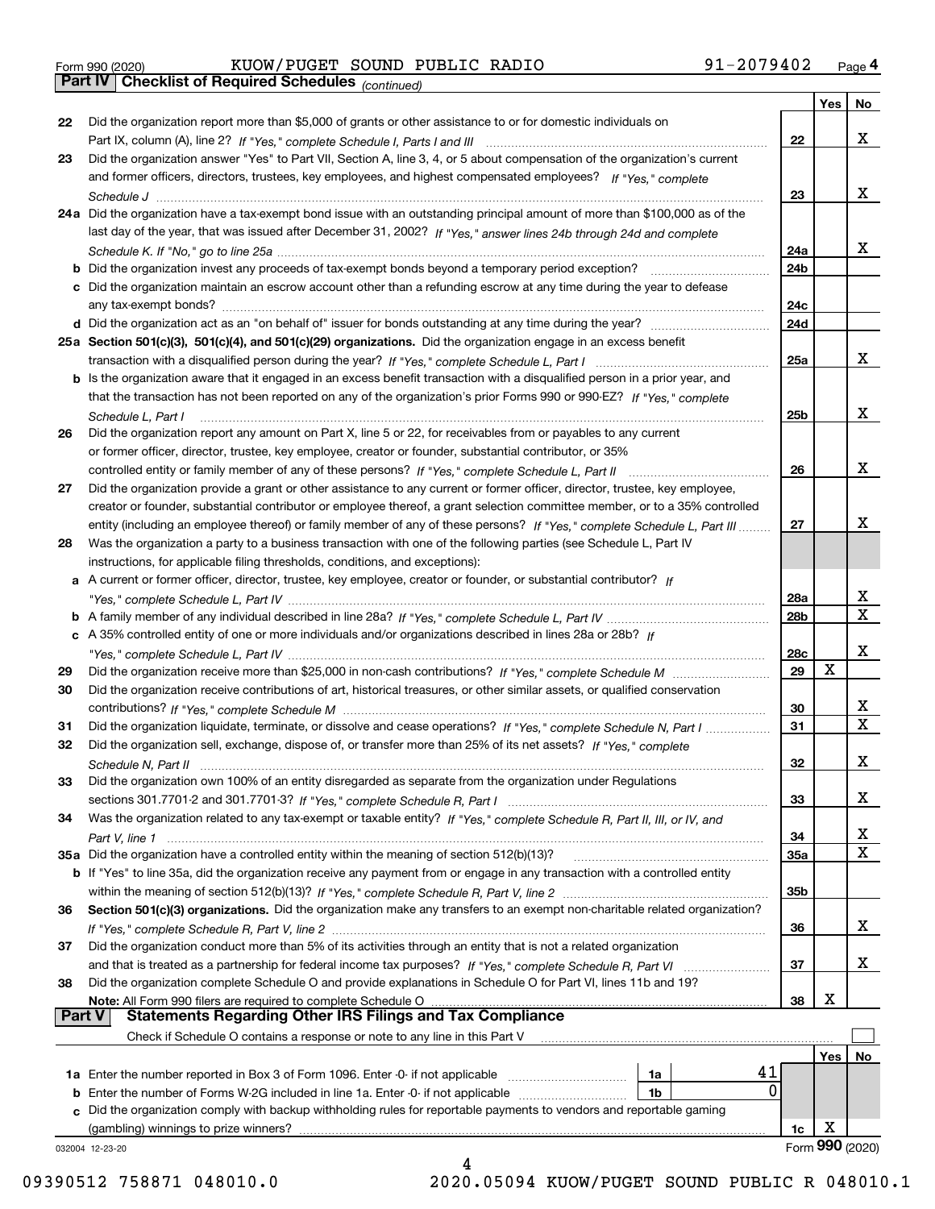Form 990 (2020) KUOW/PUGET SOUND PUBLIC RADIO 91-2079402 Page 4

**Part IV Checklist of Required Schedules** *(continued)*

| | | | Yes | No |
|---|---|---|---|---|
| 22 | Did the organization report more than $5,000 of grants or other assistance to or for domestic individuals on Part IX, column (A), line 2? *If "Yes," complete Schedule I, Parts I and III* | 22 | | X |
| 23 | Did the organization answer "Yes" to Part VII, Section A, line 3, 4, or 5 about compensation of the organization's current and former officers, directors, trustees, key employees, and highest compensated employees? *If "Yes," complete Schedule J* | 23 | | X |
| 24a | Did the organization have a tax-exempt bond issue with an outstanding principal amount of more than $100,000 as of the last day of the year, that was issued after December 31, 2002? *If "Yes," answer lines 24b through 24d and complete Schedule K. If "No," go to line 25a* | 24a | | X |
| b | Did the organization invest any proceeds of tax-exempt bonds beyond a temporary period exception? | 24b | | |
| c | Did the organization maintain an escrow account other than a refunding escrow at any time during the year to defease any tax-exempt bonds? | 24c | | |
| d | Did the organization act as an "on behalf of" issuer for bonds outstanding at any time during the year? | 24d | | |
| 25a | **Section 501(c)(3), 501(c)(4), and 501(c)(29) organizations.** Did the organization engage in an excess benefit transaction with a disqualified person during the year? *If "Yes," complete Schedule L, Part I* | 25a | | X |
| b | Is the organization aware that it engaged in an excess benefit transaction with a disqualified person in a prior year, and that the transaction has not been reported on any of the organization's prior Forms 990 or 990-EZ? *If "Yes," complete Schedule L, Part I* | 25b | | X |
| 26 | Did the organization report any amount on Part X, line 5 or 22, for receivables from or payables to any current or former officer, director, trustee, key employee, creator or founder, substantial contributor, or 35% controlled entity or family member of any of these persons? *If "Yes," complete Schedule L, Part II* | 26 | | X |
| 27 | Did the organization provide a grant or other assistance to any current or former officer, director, trustee, key employee, creator or founder, substantial contributor or employee thereof, a grant selection committee member, or to a 35% controlled entity (including an employee thereof) or family member of any of these persons? *If "Yes," complete Schedule L, Part III* | 27 | | X |
| 28 | Was the organization a party to a business transaction with one of the following parties (see Schedule L, Part IV instructions, for applicable filing thresholds, conditions, and exceptions): | | | |
| a | A current or former officer, director, trustee, key employee, creator or founder, or substantial contributor? *If "Yes," complete Schedule L, Part IV* | 28a | | X |
| b | A family member of any individual described in line 28a? *If "Yes," complete Schedule L, Part IV* | 28b | | X |
| c | A 35% controlled entity of one or more individuals and/or organizations described in lines 28a or 28b? *If "Yes," complete Schedule L, Part IV* | 28c | | X |
| 29 | Did the organization receive more than $25,000 in non-cash contributions? *If "Yes," complete Schedule M* | 29 | X | |
| 30 | Did the organization receive contributions of art, historical treasures, or other similar assets, or qualified conservation contributions? *If "Yes," complete Schedule M* | 30 | | X |
| 31 | Did the organization liquidate, terminate, or dissolve and cease operations? *If "Yes," complete Schedule N, Part I* | 31 | | X |
| 32 | Did the organization sell, exchange, dispose of, or transfer more than 25% of its net assets? *If "Yes," complete Schedule N, Part II* | 32 | | X |
| 33 | Did the organization own 100% of an entity disregarded as separate from the organization under Regulations sections 301.7701-2 and 301.7701-3? *If "Yes," complete Schedule R, Part I* | 33 | | X |
| 34 | Was the organization related to any tax-exempt or taxable entity? *If "Yes," complete Schedule R, Part II, III, or IV, and Part V, line 1* | 34 | | X |
| 35a | Did the organization have a controlled entity within the meaning of section 512(b)(13)? | 35a | | X |
| b | If "Yes" to line 35a, did the organization receive any payment from or engage in any transaction with a controlled entity within the meaning of section 512(b)(13)? *If "Yes," complete Schedule R, Part V, line 2* | 35b | | |
| 36 | **Section 501(c)(3) organizations.** Did the organization make any transfers to an exempt non-charitable related organization? *If "Yes," complete Schedule R, Part V, line 2* | 36 | | X |
| 37 | Did the organization conduct more than 5% of its activities through an entity that is not a related organization and that is treated as a partnership for federal income tax purposes? *If "Yes," complete Schedule R, Part VI* | 37 | | X |
| 38 | Did the organization complete Schedule O and provide explanations in Schedule O for Part VI, lines 11b and 19? **Note:** All Form 990 filers are required to complete Schedule O | 38 | X | |

**Part V Statements Regarding Other IRS Filings and Tax Compliance**

Check if Schedule O contains a response or note to any line in this Part V ☐

| | | | | | Yes | No |
|---|---|---|---|---|---|---|
| 1a | Enter the number reported in Box 3 of Form 1096. Enter -0- if not applicable | 1a | 41 | | | |
| b | Enter the number of Forms W-2G included in line 1a. Enter -0- if not applicable | 1b | 0 | | | |
| c | Did the organization comply with backup withholding rules for reportable payments to vendors and reportable gaming (gambling) winnings to prize winners? | | | 1c | X | |

032004 12-23-20 Form **990** (2020)

09390512 758871 048010.0 2020.05094 KUOW/PUGET SOUND PUBLIC R 048010.1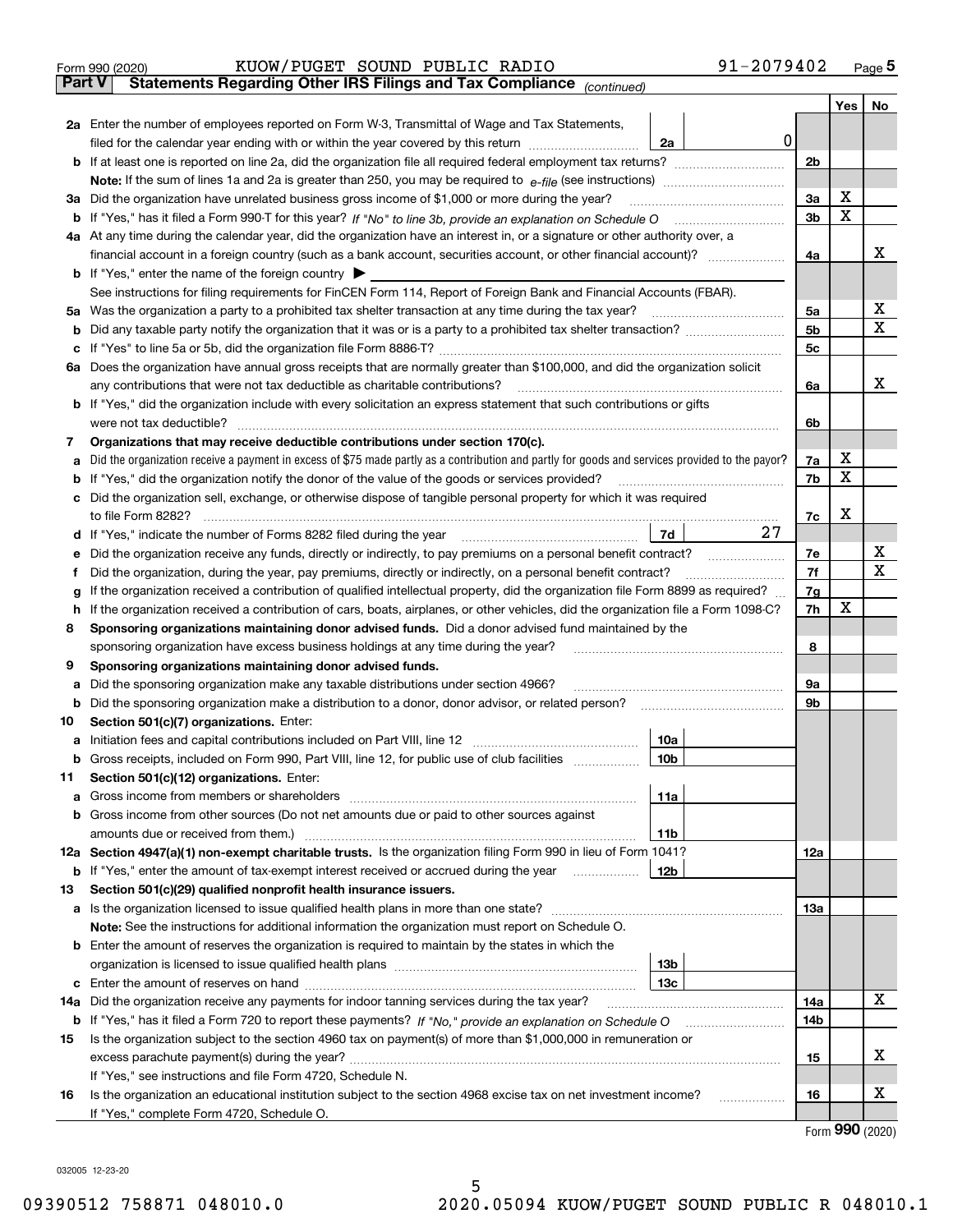Form 990 (2020) KUOW/PUGET SOUND PUBLIC RADIO 91-2079402 Page 5

**Part V Statements Regarding Other IRS Filings and Tax Compliance** *(continued)*

| | | | | Yes | No |
|---|---|---|---|---|---|
| **2a** | Enter the number of employees reported on Form W-3, Transmittal of Wage and Tax Statements, filed for the calendar year ending with or within the year covered by this return | 2a: 0 | | | |
| **b** | If at least one is reported on line 2a, did the organization file all required federal employment tax returns? | | 2b | | |
| | **Note:** If the sum of lines 1a and 2a is greater than 250, you may be required to *e-file* (see instructions) | | | | |
| **3a** | Did the organization have unrelated business gross income of $1,000 or more during the year? | | 3a | X | |
| **b** | If "Yes," has it filed a Form 990-T for this year? *If "No" to line 3b, provide an explanation on Schedule O* | | 3b | X | |
| **4a** | At any time during the calendar year, did the organization have an interest in, or a signature or other authority over, a financial account in a foreign country (such as a bank account, securities account, or other financial account)? | | 4a | | X |
| **b** | If "Yes," enter the name of the foreign country ▶ | | | | |
| | See instructions for filing requirements for FinCEN Form 114, Report of Foreign Bank and Financial Accounts (FBAR). | | | | |
| **5a** | Was the organization a party to a prohibited tax shelter transaction at any time during the tax year? | | 5a | | X |
| **b** | Did any taxable party notify the organization that it was or is a party to a prohibited tax shelter transaction? | | 5b | | X |
| **c** | If "Yes" to line 5a or 5b, did the organization file Form 8886-T? | | 5c | | |
| **6a** | Does the organization have annual gross receipts that are normally greater than $100,000, and did the organization solicit any contributions that were not tax deductible as charitable contributions? | | 6a | | X |
| **b** | If "Yes," did the organization include with every solicitation an express statement that such contributions or gifts were not tax deductible? | | 6b | | |
| **7** | **Organizations that may receive deductible contributions under section 170(c).** | | | | |
| **a** | Did the organization receive a payment in excess of $75 made partly as a contribution and partly for goods and services provided to the payor? | | 7a | X | |
| **b** | If "Yes," did the organization notify the donor of the value of the goods or services provided? | | 7b | X | |
| **c** | Did the organization sell, exchange, or otherwise dispose of tangible personal property for which it was required to file Form 8282? | | 7c | X | |
| **d** | If "Yes," indicate the number of Forms 8282 filed during the year | 7d: 27 | | | |
| **e** | Did the organization receive any funds, directly or indirectly, to pay premiums on a personal benefit contract? | | 7e | | X |
| **f** | Did the organization, during the year, pay premiums, directly or indirectly, on a personal benefit contract? | | 7f | | X |
| **g** | If the organization received a contribution of qualified intellectual property, did the organization file Form 8899 as required? | | 7g | | |
| **h** | If the organization received a contribution of cars, boats, airplanes, or other vehicles, did the organization file a Form 1098-C? | | 7h | X | |
| **8** | **Sponsoring organizations maintaining donor advised funds.** Did a donor advised fund maintained by the sponsoring organization have excess business holdings at any time during the year? | | 8 | | |
| **9** | **Sponsoring organizations maintaining donor advised funds.** | | | | |
| **a** | Did the sponsoring organization make any taxable distributions under section 4966? | | 9a | | |
| **b** | Did the sponsoring organization make a distribution to a donor, donor advisor, or related person? | | 9b | | |
| **10** | **Section 501(c)(7) organizations.** Enter: | | | | |
| **a** | Initiation fees and capital contributions included on Part VIII, line 12 | 10a | | | |
| **b** | Gross receipts, included on Form 990, Part VIII, line 12, for public use of club facilities | 10b | | | |
| **11** | **Section 501(c)(12) organizations.** Enter: | | | | |
| **a** | Gross income from members or shareholders | 11a | | | |
| **b** | Gross income from other sources (Do not net amounts due or paid to other sources against amounts due or received from them.) | 11b | | | |
| **12a** | **Section 4947(a)(1) non-exempt charitable trusts.** Is the organization filing Form 990 in lieu of Form 1041? | | 12a | | |
| **b** | If "Yes," enter the amount of tax-exempt interest received or accrued during the year | 12b | | | |
| **13** | **Section 501(c)(29) qualified nonprofit health insurance issuers.** | | | | |
| **a** | Is the organization licensed to issue qualified health plans in more than one state? | | 13a | | |
| | **Note:** See the instructions for additional information the organization must report on Schedule O. | | | | |
| **b** | Enter the amount of reserves the organization is required to maintain by the states in which the organization is licensed to issue qualified health plans | 13b | | | |
| **c** | Enter the amount of reserves on hand | 13c | | | |
| **14a** | Did the organization receive any payments for indoor tanning services during the tax year? | | 14a | | X |
| **b** | If "Yes," has it filed a Form 720 to report these payments? *If "No," provide an explanation on Schedule O* | | 14b | | |
| **15** | Is the organization subject to the section 4960 tax on payment(s) of more than $1,000,000 in remuneration or excess parachute payment(s) during the year? | | 15 | | X |
| | If "Yes," see instructions and file Form 4720, Schedule N. | | | | |
| **16** | Is the organization an educational institution subject to the section 4968 excise tax on net investment income? | | 16 | | X |
| | If "Yes," complete Form 4720, Schedule O. | | | | |

Form **990** (2020)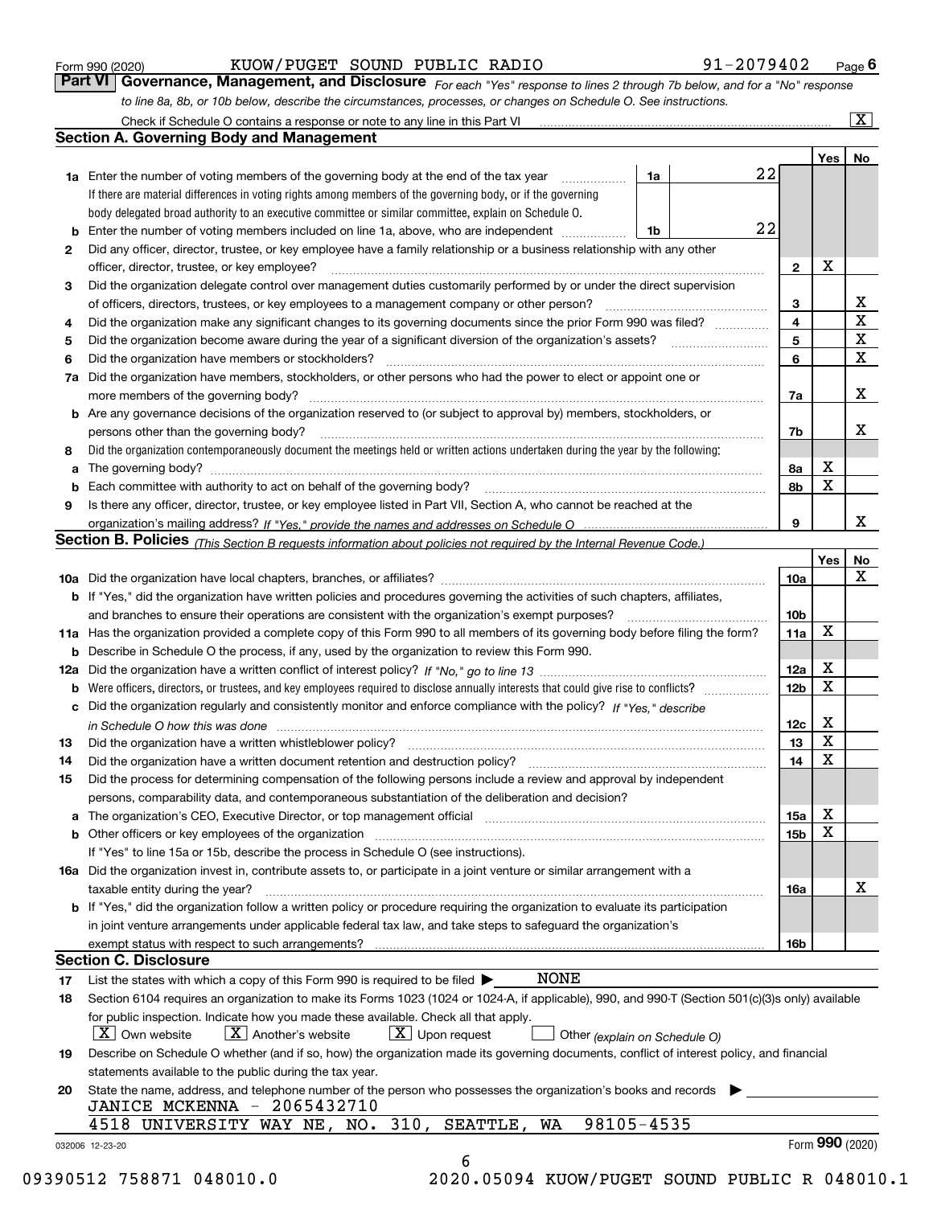Form 990 (2020) KUOW/PUGET SOUND PUBLIC RADIO 91-2079402 Page 6

**Part VI Governance, Management, and Disclosure** *For each "Yes" response to lines 2 through 7b below, and for a "No" response to line 8a, 8b, or 10b below, describe the circumstances, processes, or changes on Schedule O. See instructions.*

Check if Schedule O contains a response or note to any line in this Part VI ... [X]

## Section A. Governing Body and Management

| | | | | Yes | No |
|---|---|---|---|---|---|
| **1a** | Enter the number of voting members of the governing body at the end of the tax year ... **1a** 22 | | | | |
| | If there are material differences in voting rights among members of the governing body, or if the governing body delegated broad authority to an executive committee or similar committee, explain on Schedule O. | | | | |
| **b** | Enter the number of voting members included on line 1a, above, who are independent ... **1b** 22 | | | | |
| **2** | Did any officer, director, trustee, or key employee have a family relationship or a business relationship with any other officer, director, trustee, or key employee? | | **2** | X | |
| **3** | Did the organization delegate control over management duties customarily performed by or under the direct supervision of officers, directors, trustees, or key employees to a management company or other person? | | **3** | | X |
| **4** | Did the organization make any significant changes to its governing documents since the prior Form 990 was filed? | | **4** | | X |
| **5** | Did the organization become aware during the year of a significant diversion of the organization's assets? | | **5** | | X |
| **6** | Did the organization have members or stockholders? | | **6** | | X |
| **7a** | Did the organization have members, stockholders, or other persons who had the power to elect or appoint one or more members of the governing body? | | **7a** | | X |
| **b** | Are any governance decisions of the organization reserved to (or subject to approval by) members, stockholders, or persons other than the governing body? | | **7b** | | X |
| **8** | Did the organization contemporaneously document the meetings held or written actions undertaken during the year by the following: | | | | |
| **a** | The governing body? | | **8a** | X | |
| **b** | Each committee with authority to act on behalf of the governing body? | | **8b** | X | |
| **9** | Is there any officer, director, trustee, or key employee listed in Part VII, Section A, who cannot be reached at the organization's mailing address? *If "Yes," provide the names and addresses on Schedule O* | | **9** | | X |

## Section B. Policies *(This Section B requests information about policies not required by the Internal Revenue Code.)*

| | | | Yes | No |
|---|---|---|---|---|
| **10a** | Did the organization have local chapters, branches, or affiliates? | **10a** | | X |
| **b** | If "Yes," did the organization have written policies and procedures governing the activities of such chapters, affiliates, and branches to ensure their operations are consistent with the organization's exempt purposes? | **10b** | | |
| **11a** | Has the organization provided a complete copy of this Form 990 to all members of its governing body before filing the form? | **11a** | X | |
| **b** | Describe in Schedule O the process, if any, used by the organization to review this Form 990. | | | |
| **12a** | Did the organization have a written conflict of interest policy? *If "No," go to line 13* | **12a** | X | |
| **b** | Were officers, directors, or trustees, and key employees required to disclose annually interests that could give rise to conflicts? | **12b** | X | |
| **c** | Did the organization regularly and consistently monitor and enforce compliance with the policy? *If "Yes," describe in Schedule O how this was done* | **12c** | X | |
| **13** | Did the organization have a written whistleblower policy? | **13** | X | |
| **14** | Did the organization have a written document retention and destruction policy? | **14** | X | |
| **15** | Did the process for determining compensation of the following persons include a review and approval by independent persons, comparability data, and contemporaneous substantiation of the deliberation and decision? | | | |
| **a** | The organization's CEO, Executive Director, or top management official | **15a** | X | |
| **b** | Other officers or key employees of the organization | **15b** | X | |
| | If "Yes" to line 15a or 15b, describe the process in Schedule O (see instructions). | | | |
| **16a** | Did the organization invest in, contribute assets to, or participate in a joint venture or similar arrangement with a taxable entity during the year? | **16a** | | X |
| **b** | If "Yes," did the organization follow a written policy or procedure requiring the organization to evaluate its participation in joint venture arrangements under applicable federal tax law, and take steps to safeguard the organization's exempt status with respect to such arrangements? | **16b** | | |

## Section C. Disclosure

**17** List the states with which a copy of this Form 990 is required to be filed ▶ NONE

**18** Section 6104 requires an organization to make its Forms 1023 (1024 or 1024-A, if applicable), 990, and 990-T (Section 501(c)(3)s only) available for public inspection. Indicate how you made these available. Check all that apply.

[X] Own website [X] Another's website [X] Upon request [ ] Other *(explain on Schedule O)*

**19** Describe on Schedule O whether (and if so, how) the organization made its governing documents, conflict of interest policy, and financial statements available to the public during the tax year.

**20** State the name, address, and telephone number of the person who possesses the organization's books and records ▶

JANICE MCKENNA - 2065432710
4518 UNIVERSITY WAY NE, NO. 310, SEATTLE, WA 98105-4535

032006 12-23-20 Form **990** (2020)

09390512 758871 048010.0 2020.05094 KUOW/PUGET SOUND PUBLIC R 048010.1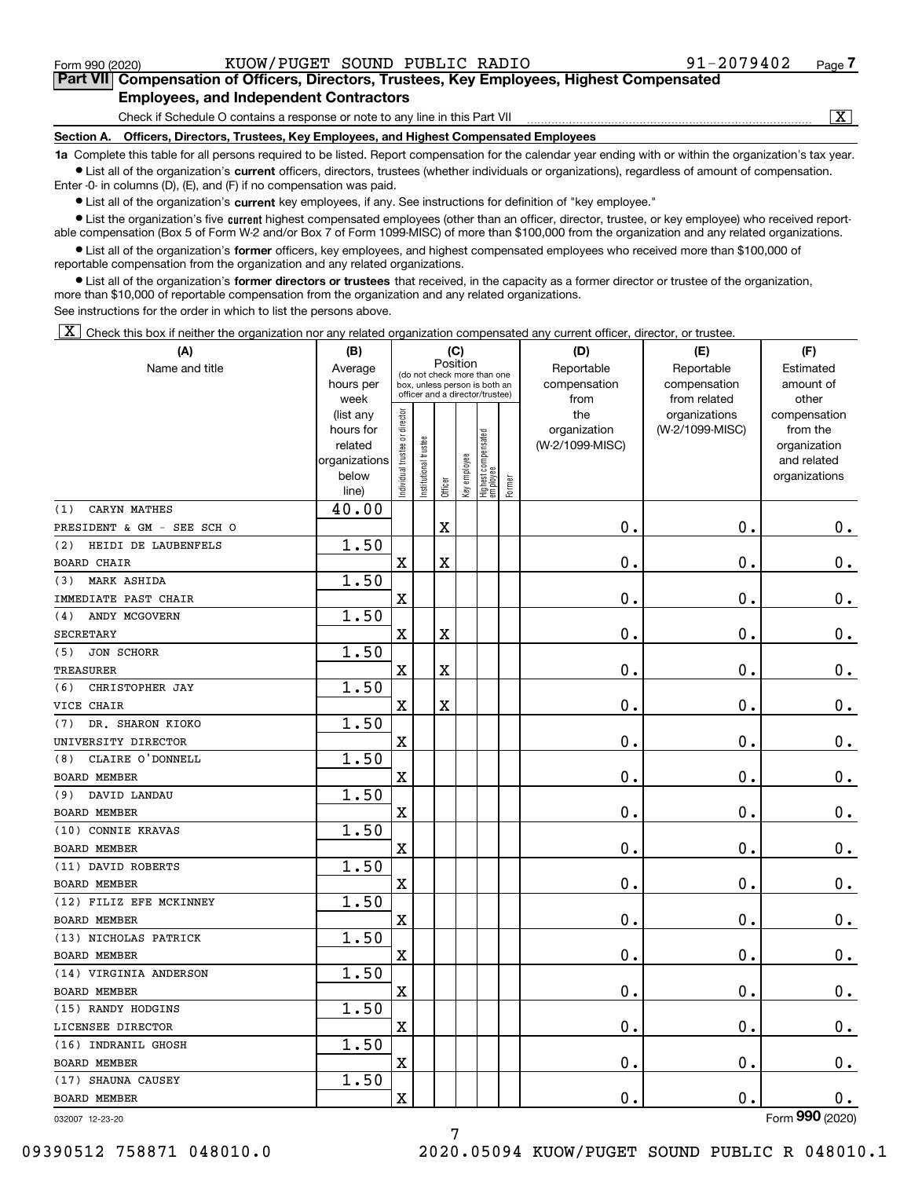Form 990 (2020) KUOW/PUGET SOUND PUBLIC RADIO 91-2079402 Page **7**

## Part VII Compensation of Officers, Directors, Trustees, Key Employees, Highest Compensated Employees, and Independent Contractors

Check if Schedule O contains a response or note to any line in this Part VII .......... [X]

**Section A. Officers, Directors, Trustees, Key Employees, and Highest Compensated Employees**

**1a** Complete this table for all persons required to be listed. Report compensation for the calendar year ending with or within the organization's tax year.

- List all of the organization's **current** officers, directors, trustees (whether individuals or organizations), regardless of amount of compensation. Enter -0- in columns (D), (E), and (F) if no compensation was paid.
- List all of the organization's **current** key employees, if any. See instructions for definition of "key employee."
- List the organization's five **current** highest compensated employees (other than an officer, director, trustee, or key employee) who received reportable compensation (Box 5 of Form W-2 and/or Box 7 of Form 1099-MISC) of more than $100,000 from the organization and any related organizations.
- List all of the organization's **former** officers, key employees, and highest compensated employees who received more than $100,000 of reportable compensation from the organization and any related organizations.
- List all of the organization's **former directors or trustees** that received, in the capacity as a former director or trustee of the organization, more than $10,000 of reportable compensation from the organization and any related organizations.

See instructions for the order in which to list the persons above.

[X] Check this box if neither the organization nor any related organization compensated any current officer, director, or trustee.

| (A) Name and title | (B) Average hours per week (list any hours for related organizations below line) | (C) Position: Individual trustee or director | Institutional trustee | Officer | Key employee | Highest compensated employee | Former | (D) Reportable compensation from the organization (W-2/1099-MISC) | (E) Reportable compensation from related organizations (W-2/1099-MISC) | (F) Estimated amount of other compensation from the organization and related organizations |
|---|---|---|---|---|---|---|---|---|---|---|
| (1) CARYN MATHES<br>PRESIDENT & GM - SEE SCH O | 40.00 | | | X | | | | 0. | 0. | 0. |
| (2) HEIDI DE LAUBENFELS<br>BOARD CHAIR | 1.50 | X | | X | | | | 0. | 0. | 0. |
| (3) MARK ASHIDA<br>IMMEDIATE PAST CHAIR | 1.50 | X | | | | | | 0. | 0. | 0. |
| (4) ANDY MCGOVERN<br>SECRETARY | 1.50 | X | | X | | | | 0. | 0. | 0. |
| (5) JON SCHORR<br>TREASURER | 1.50 | X | | X | | | | 0. | 0. | 0. |
| (6) CHRISTOPHER JAY<br>VICE CHAIR | 1.50 | X | | X | | | | 0. | 0. | 0. |
| (7) DR. SHARON KIOKO<br>UNIVERSITY DIRECTOR | 1.50 | X | | | | | | 0. | 0. | 0. |
| (8) CLAIRE O'DONNELL<br>BOARD MEMBER | 1.50 | X | | | | | | 0. | 0. | 0. |
| (9) DAVID LANDAU<br>BOARD MEMBER | 1.50 | X | | | | | | 0. | 0. | 0. |
| (10) CONNIE KRAVAS<br>BOARD MEMBER | 1.50 | X | | | | | | 0. | 0. | 0. |
| (11) DAVID ROBERTS<br>BOARD MEMBER | 1.50 | X | | | | | | 0. | 0. | 0. |
| (12) FILIZ EFE MCKINNEY<br>BOARD MEMBER | 1.50 | X | | | | | | 0. | 0. | 0. |
| (13) NICHOLAS PATRICK<br>BOARD MEMBER | 1.50 | X | | | | | | 0. | 0. | 0. |
| (14) VIRGINIA ANDERSON<br>BOARD MEMBER | 1.50 | X | | | | | | 0. | 0. | 0. |
| (15) RANDY HODGINS<br>LICENSEE DIRECTOR | 1.50 | X | | | | | | 0. | 0. | 0. |
| (16) INDRANIL GHOSH<br>BOARD MEMBER | 1.50 | X | | | | | | 0. | 0. | 0. |
| (17) SHAUNA CAUSEY<br>BOARD MEMBER | 1.50 | X | | | | | | 0. | 0. | 0. |

032007 12-23-20 Form **990** (2020)

09390512 758871 048010.0 2020.05094 KUOW/PUGET SOUND PUBLIC R 048010.1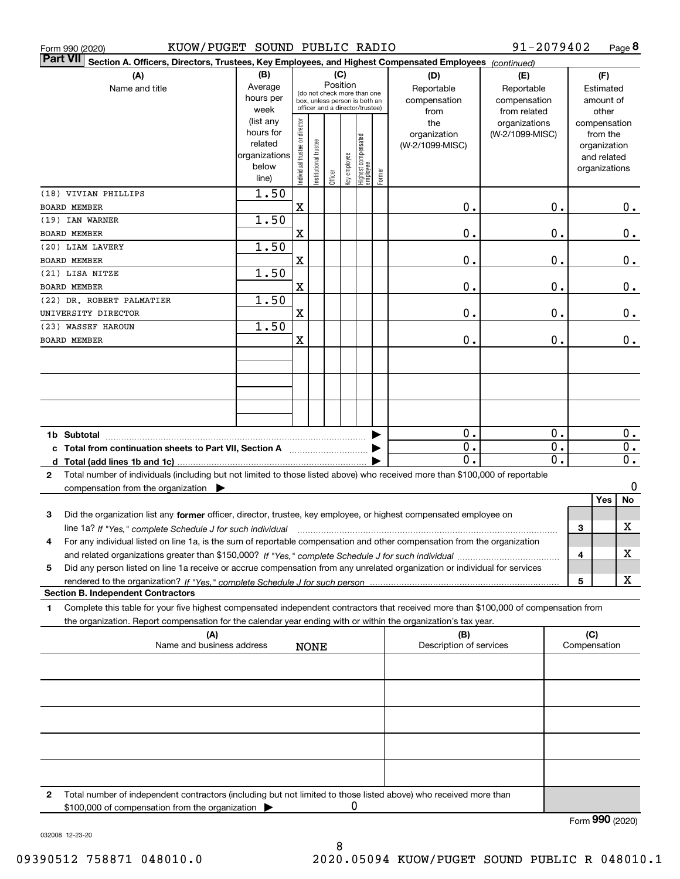Form 990 (2020) KUOW/PUGET SOUND PUBLIC RADIO 91-2079402 Page 8

**Part VII Section A. Officers, Directors, Trustees, Key Employees, and Highest Compensated Employees** *(continued)*

| (A) Name and title | (B) Average hours per week (list any hours for related organizations below line) | (C) Position: Individual trustee or director | Institutional trustee | Officer | Key employee | Highest compensated employee | Former | (D) Reportable compensation from the organization (W-2/1099-MISC) | (E) Reportable compensation from related organizations (W-2/1099-MISC) | (F) Estimated amount of other compensation from the organization and related organizations |
|---|---|---|---|---|---|---|---|---|---|---|
| (18) VIVIAN PHILLIPS<br>BOARD MEMBER | 1.50 | X | | | | | | 0. | 0. | 0. |
| (19) IAN WARNER<br>BOARD MEMBER | 1.50 | X | | | | | | 0. | 0. | 0. |
| (20) LIAM LAVERY<br>BOARD MEMBER | 1.50 | X | | | | | | 0. | 0. | 0. |
| (21) LISA NITZE<br>BOARD MEMBER | 1.50 | X | | | | | | 0. | 0. | 0. |
| (22) DR. ROBERT PALMATIER<br>UNIVERSITY DIRECTOR | 1.50 | X | | | | | | 0. | 0. | 0. |
| (23) WASSEF HAROUN<br>BOARD MEMBER | 1.50 | X | | | | | | 0. | 0. | 0. |
| **1b Subtotal** | | | | | | | | 0. | 0. | 0. |
| **c Total from continuation sheets to Part VII, Section A** | | | | | | | | 0. | 0. | 0. |
| **d Total (add lines 1b and 1c)** | | | | | | | | 0. | 0. | 0. |

**2** Total number of individuals (including but not limited to those listed above) who received more than $100,000 of reportable compensation from the organization ▶ 0

| | | Yes | No |
|---|---|---|---|
| **3** Did the organization list any **former** officer, director, trustee, key employee, or highest compensated employee on line 1a? *If "Yes," complete Schedule J for such individual* | 3 | | X |
| **4** For any individual listed on line 1a, is the sum of reportable compensation and other compensation from the organization and related organizations greater than $150,000? *If "Yes," complete Schedule J for such individual* | 4 | | X |
| **5** Did any person listed on line 1a receive or accrue compensation from any unrelated organization or individual for services rendered to the organization? *If "Yes," complete Schedule J for such person* | 5 | | X |

**Section B. Independent Contractors**

**1** Complete this table for your five highest compensated independent contractors that received more than $100,000 of compensation from the organization. Report compensation for the calendar year ending with or within the organization's tax year.

| (A) Name and business address | (B) Description of services | (C) Compensation |
|---|---|---|
| NONE | | |
| | | |
| | | |
| | | |
| | | |

**2** Total number of independent contractors (including but not limited to those listed above) who received more than $100,000 of compensation from the organization ▶ 0

Form **990** (2020)

032008 12-23-20

09390512 758871 048010.0 2020.05094 KUOW/PUGET SOUND PUBLIC R 048010.1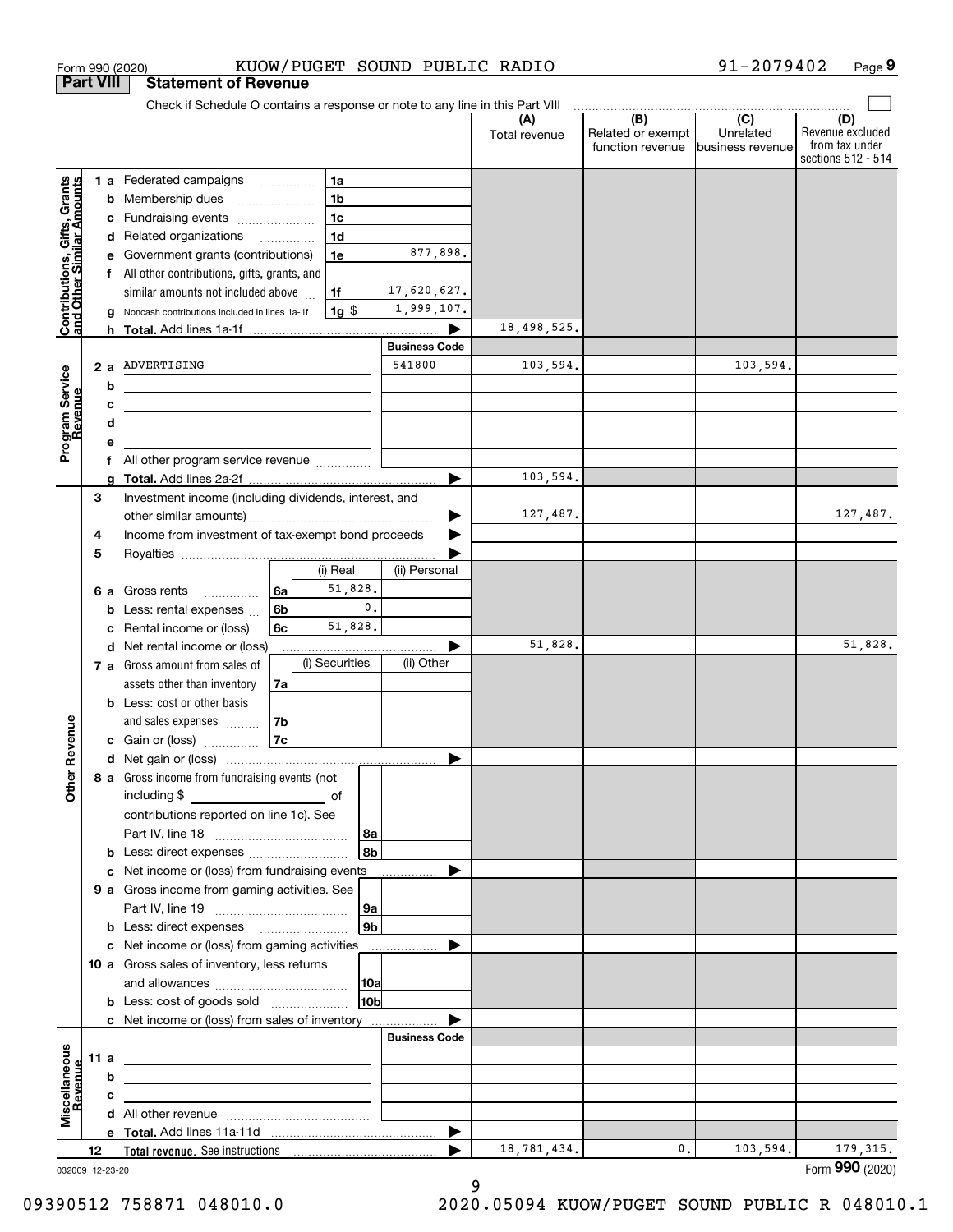Form 990 (2020) KUOW/PUGET SOUND PUBLIC RADIO 91-2079402

## Part VIII Statement of Revenue

Check if Schedule O contains a response or note to any line in this Part VIII

| | | | | (A) Total revenue | (B) Related or exempt function revenue | (C) Unrelated business revenue | (D) Revenue excluded from tax under sections 512 - 514 |
|---|---|---|---|---|---|---|---|
| **Contributions, Gifts, Grants and Other Similar Amounts** | 1 a Federated campaigns | 1a | | | | | |
| | b Membership dues | 1b | | | | | |
| | c Fundraising events | 1c | | | | | |
| | d Related organizations | 1d | | | | | |
| | e Government grants (contributions) | 1e | 877,898. | | | | |
| | f All other contributions, gifts, grants, and similar amounts not included above | 1f | 17,620,627. | | | | |
| | g Noncash contributions included in lines 1a-1f | 1g $ | 1,999,107. | | | | |
| | h **Total.** Add lines 1a-1f | | ▶ | 18,498,525. | | | |
| | | | **Business Code** | | | | |
| **Program Service Revenue** | 2 a ADVERTISING | | 541800 | 103,594. | | 103,594. | |
| | b | | | | | | |
| | c | | | | | | |
| | d | | | | | | |
| | e | | | | | | |
| | f All other program service revenue | | | | | | |
| | g **Total.** Add lines 2a-2f | | ▶ | 103,594. | | | |
| **Other Revenue** | 3 Investment income (including dividends, interest, and other similar amounts) | | ▶ | 127,487. | | | 127,487. |
| | 4 Income from investment of tax-exempt bond proceeds | | ▶ | | | | |
| | 5 Royalties | | ▶ | | | | |
| | | (i) Real | (ii) Personal | | | | |
| | 6 a Gross rents (6a) | 51,828. | | | | | |
| | b Less: rental expenses (6b) | 0. | | | | | |
| | c Rental income or (loss) (6c) | 51,828. | | | | | |
| | d Net rental income or (loss) | | ▶ | 51,828. | | | 51,828. |
| | | (i) Securities | (ii) Other | | | | |
| | 7 a Gross amount from sales of assets other than inventory (7a) | | | | | | |
| | b Less: cost or other basis and sales expenses (7b) | | | | | | |
| | c Gain or (loss) (7c) | | | | | | |
| | d Net gain or (loss) | | ▶ | | | | |
| | 8 a Gross income from fundraising events (not including $ of contributions reported on line 1c). See Part IV, line 18 | 8a | | | | | |
| | b Less: direct expenses | 8b | | | | | |
| | c Net income or (loss) from fundraising events | | ▶ | | | | |
| | 9 a Gross income from gaming activities. See Part IV, line 19 | 9a | | | | | |
| | b Less: direct expenses | 9b | | | | | |
| | c Net income or (loss) from gaming activities | | ▶ | | | | |
| | 10 a Gross sales of inventory, less returns and allowances | 10a | | | | | |
| | b Less: cost of goods sold | 10b | | | | | |
| | c Net income or (loss) from sales of inventory | | ▶ | | | | |
| | | | **Business Code** | | | | |
| **Miscellaneous Revenue** | 11 a | | | | | | |
| | b | | | | | | |
| | c | | | | | | |
| | d All other revenue | | | | | | |
| | e **Total.** Add lines 11a-11d | | ▶ | | | | |
| | 12 **Total revenue.** See instructions | | ▶ | 18,781,434. | 0. | 103,594. | 179,315. |

032009 12-23-20 Form **990** (2020)

09390512 758871 048010.0 2020.05094 KUOW/PUGET SOUND PUBLIC R 048010.1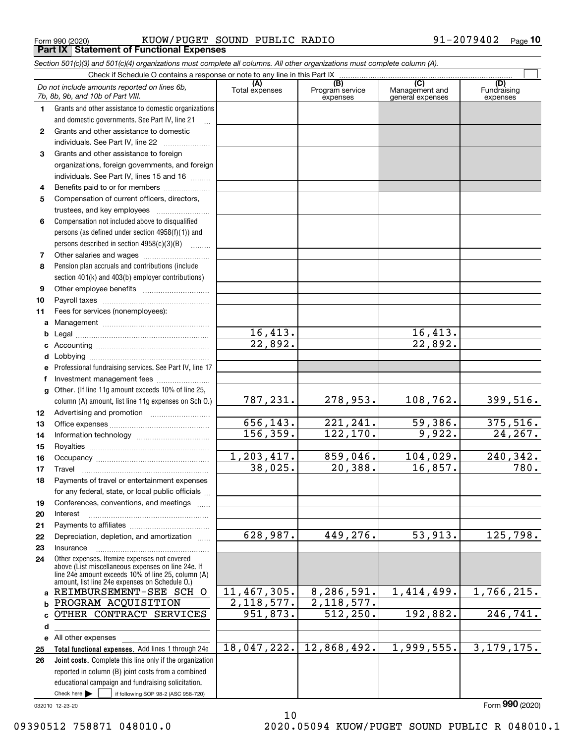Form 990 (2020) KUOW/PUGET SOUND PUBLIC RADIO 91-2079402 Page 10

## Part IX Statement of Functional Expenses

*Section 501(c)(3) and 501(c)(4) organizations must complete all columns. All other organizations must complete column (A).*

Check if Schedule O contains a response or note to any line in this Part IX ☐

| *Do not include amounts reported on lines 6b, 7b, 8b, 9b, and 10b of Part VIII.* | (A) Total expenses | (B) Program service expenses | (C) Management and general expenses | (D) Fundraising expenses |
|---|---|---|---|---|
| 1 Grants and other assistance to domestic organizations and domestic governments. See Part IV, line 21 | | | | |
| 2 Grants and other assistance to domestic individuals. See Part IV, line 22 | | | | |
| 3 Grants and other assistance to foreign organizations, foreign governments, and foreign individuals. See Part IV, lines 15 and 16 | | | | |
| 4 Benefits paid to or for members | | | | |
| 5 Compensation of current officers, directors, trustees, and key employees | | | | |
| 6 Compensation not included above to disqualified persons (as defined under section 4958(f)(1)) and persons described in section 4958(c)(3)(B) | | | | |
| 7 Other salaries and wages | | | | |
| 8 Pension plan accruals and contributions (include section 401(k) and 403(b) employer contributions) | | | | |
| 9 Other employee benefits | | | | |
| 10 Payroll taxes | | | | |
| 11 Fees for services (nonemployees): | | | | |
| a Management | | | | |
| b Legal | 16,413. | | 16,413. | |
| c Accounting | 22,892. | | 22,892. | |
| d Lobbying | | | | |
| e Professional fundraising services. See Part IV, line 17 | | | | |
| f Investment management fees | | | | |
| g Other. (If line 11g amount exceeds 10% of line 25, column (A) amount, list line 11g expenses on Sch O.) | 787,231. | 278,953. | 108,762. | 399,516. |
| 12 Advertising and promotion | | | | |
| 13 Office expenses | 656,143. | 221,241. | 59,386. | 375,516. |
| 14 Information technology | 156,359. | 122,170. | 9,922. | 24,267. |
| 15 Royalties | | | | |
| 16 Occupancy | 1,203,417. | 859,046. | 104,029. | 240,342. |
| 17 Travel | 38,025. | 20,388. | 16,857. | 780. |
| 18 Payments of travel or entertainment expenses for any federal, state, or local public officials | | | | |
| 19 Conferences, conventions, and meetings | | | | |
| 20 Interest | | | | |
| 21 Payments to affiliates | | | | |
| 22 Depreciation, depletion, and amortization | 628,987. | 449,276. | 53,913. | 125,798. |
| 23 Insurance | | | | |
| 24 Other expenses. Itemize expenses not covered above (List miscellaneous expenses on line 24e. If line 24e amount exceeds 10% of line 25, column (A) amount, list line 24e expenses on Schedule O.) | | | | |
| a REIMBURSEMENT-SEE SCH O | 11,467,305. | 8,286,591. | 1,414,499. | 1,766,215. |
| b PROGRAM ACQUISITION | 2,118,577. | 2,118,577. | | |
| c OTHER CONTRACT SERVICES | 951,873. | 512,250. | 192,882. | 246,741. |
| d | | | | |
| e All other expenses | | | | |
| 25 **Total functional expenses.** Add lines 1 through 24e | 18,047,222. | 12,868,492. | 1,999,555. | 3,179,175. |
| 26 **Joint costs.** Complete this line only if the organization reported in column (B) joint costs from a combined educational campaign and fundraising solicitation. Check here ☐ if following SOP 98-2 (ASC 958-720) | | | | |

032010 12-23-20

Form 990 (2020)

09390512 758871 048010.0 2020.05094 KUOW/PUGET SOUND PUBLIC R 048010.1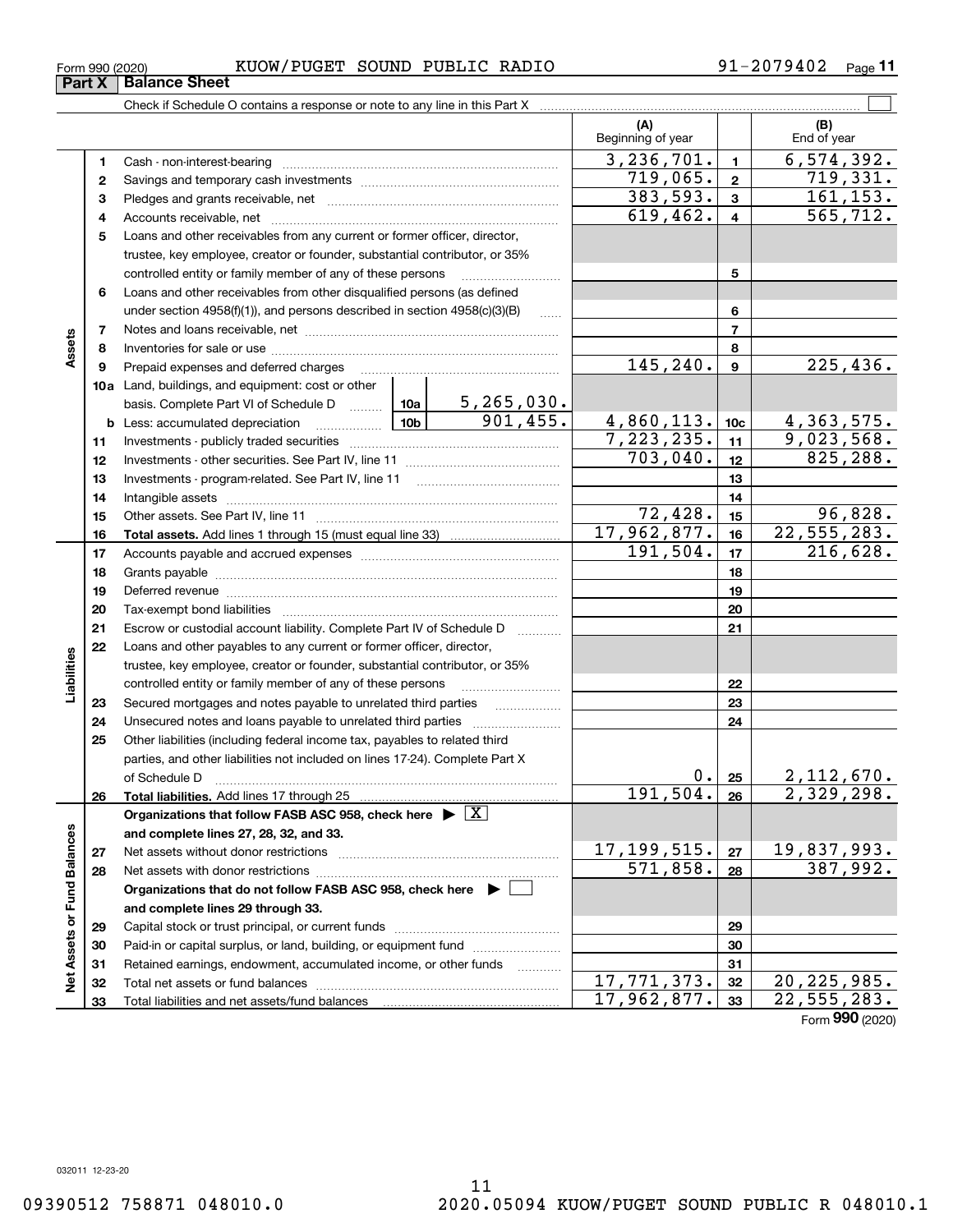Form 990 (2020) KUOW/PUGET SOUND PUBLIC RADIO 91-2079402 Page 11

## Part X Balance Sheet

Check if Schedule O contains a response or note to any line in this Part X ☐

| | | | | | (A) Beginning of year | | (B) End of year |
|---|---|---|---|---|---|---|---|
| **Assets** | 1 | Cash - non-interest-bearing | | | 3,236,701. | 1 | 6,574,392. |
| | 2 | Savings and temporary cash investments | | | 719,065. | 2 | 719,331. |
| | 3 | Pledges and grants receivable, net | | | 383,593. | 3 | 161,153. |
| | 4 | Accounts receivable, net | | | 619,462. | 4 | 565,712. |
| | 5 | Loans and other receivables from any current or former officer, director, trustee, key employee, creator or founder, substantial contributor, or 35% controlled entity or family member of any of these persons | | | | 5 | |
| | 6 | Loans and other receivables from other disqualified persons (as defined under section 4958(f)(1)), and persons described in section 4958(c)(3)(B) | | | | 6 | |
| | 7 | Notes and loans receivable, net | | | | 7 | |
| | 8 | Inventories for sale or use | | | | 8 | |
| | 9 | Prepaid expenses and deferred charges | | | 145,240. | 9 | 225,436. |
| | 10a | Land, buildings, and equipment: cost or other basis. Complete Part VI of Schedule D | 10a | 5,265,030. | | | |
| | b | Less: accumulated depreciation | 10b | 901,455. | 4,860,113. | 10c | 4,363,575. |
| | 11 | Investments - publicly traded securities | | | 7,223,235. | 11 | 9,023,568. |
| | 12 | Investments - other securities. See Part IV, line 11 | | | 703,040. | 12 | 825,288. |
| | 13 | Investments - program-related. See Part IV, line 11 | | | | 13 | |
| | 14 | Intangible assets | | | | 14 | |
| | 15 | Other assets. See Part IV, line 11 | | | 72,428. | 15 | 96,828. |
| | 16 | **Total assets.** Add lines 1 through 15 (must equal line 33) | | | 17,962,877. | 16 | 22,555,283. |
| **Liabilities** | 17 | Accounts payable and accrued expenses | | | 191,504. | 17 | 216,628. |
| | 18 | Grants payable | | | | 18 | |
| | 19 | Deferred revenue | | | | 19 | |
| | 20 | Tax-exempt bond liabilities | | | | 20 | |
| | 21 | Escrow or custodial account liability. Complete Part IV of Schedule D | | | | 21 | |
| | 22 | Loans and other payables to any current or former officer, director, trustee, key employee, creator or founder, substantial contributor, or 35% controlled entity or family member of any of these persons | | | | 22 | |
| | 23 | Secured mortgages and notes payable to unrelated third parties | | | | 23 | |
| | 24 | Unsecured notes and loans payable to unrelated third parties | | | | 24 | |
| | 25 | Other liabilities (including federal income tax, payables to related third parties, and other liabilities not included on lines 17-24). Complete Part X of Schedule D | | | 0. | 25 | 2,112,670. |
| | 26 | **Total liabilities.** Add lines 17 through 25 | | | 191,504. | 26 | 2,329,298. |
| **Net Assets or Fund Balances** | | **Organizations that follow FASB ASC 958, check here ▶ ☒ and complete lines 27, 28, 32, and 33.** | | | | | |
| | 27 | Net assets without donor restrictions | | | 17,199,515. | 27 | 19,837,993. |
| | 28 | Net assets with donor restrictions | | | 571,858. | 28 | 387,992. |
| | | **Organizations that do not follow FASB ASC 958, check here ▶ ☐ and complete lines 29 through 33.** | | | | | |
| | 29 | Capital stock or trust principal, or current funds | | | | 29 | |
| | 30 | Paid-in or capital surplus, or land, building, or equipment fund | | | | 30 | |
| | 31 | Retained earnings, endowment, accumulated income, or other funds | | | | 31 | |
| | 32 | Total net assets or fund balances | | | 17,771,373. | 32 | 20,225,985. |
| | 33 | Total liabilities and net assets/fund balances | | | 17,962,877. | 33 | 22,555,283. |

Form **990** (2020)

032011 12-23-20

09390512 758871 048010.0 2020.05094 KUOW/PUGET SOUND PUBLIC R 048010.1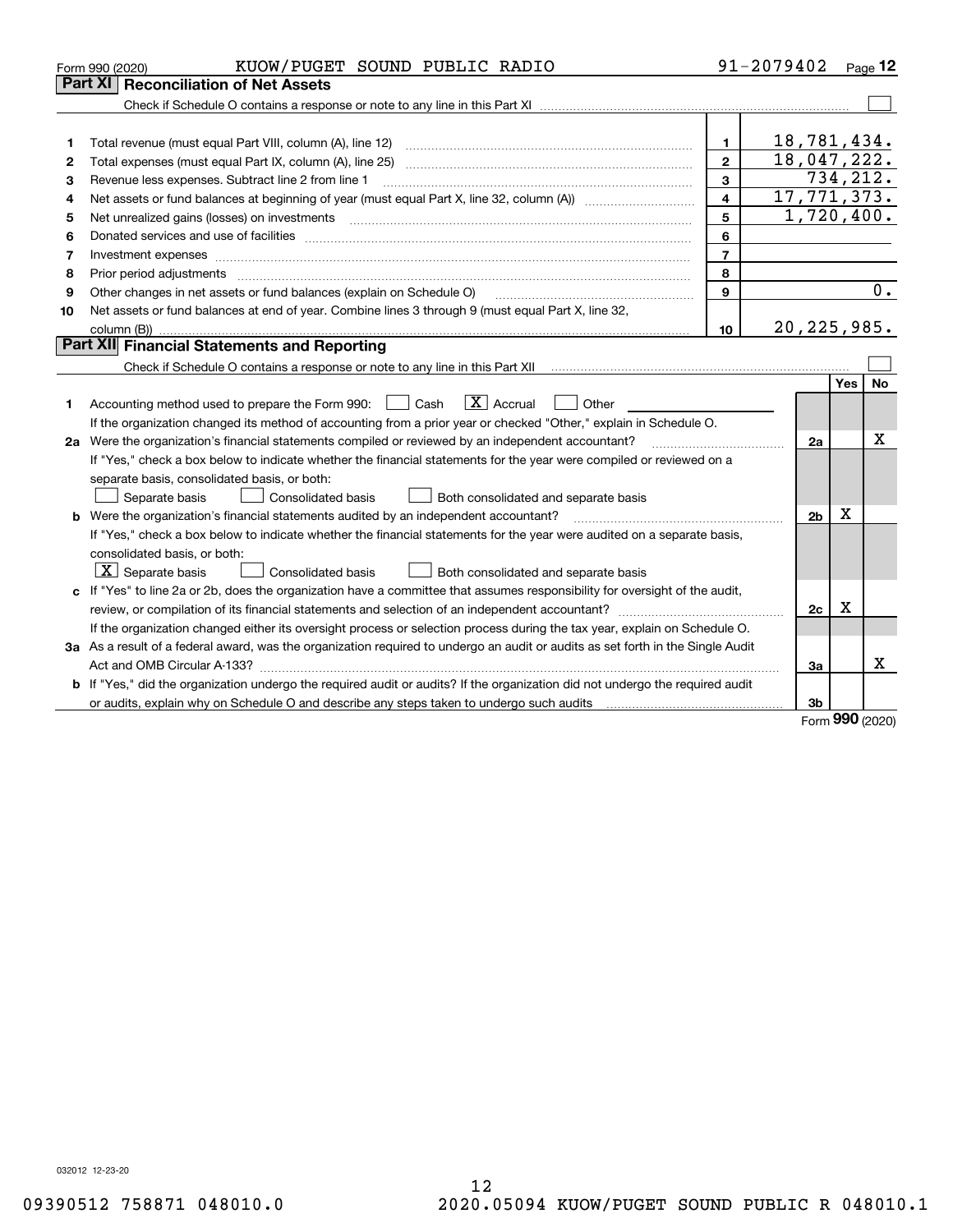Form 990 (2020) KUOW/PUGET SOUND PUBLIC RADIO 91-2079402 Page 12

## Part XI Reconciliation of Net Assets

Check if Schedule O contains a response or note to any line in this Part XI ☐

| | | | |
|---|---|---|---|
| 1 | Total revenue (must equal Part VIII, column (A), line 12) | 1 | 18,781,434. |
| 2 | Total expenses (must equal Part IX, column (A), line 25) | 2 | 18,047,222. |
| 3 | Revenue less expenses. Subtract line 2 from line 1 | 3 | 734,212. |
| 4 | Net assets or fund balances at beginning of year (must equal Part X, line 32, column (A)) | 4 | 17,771,373. |
| 5 | Net unrealized gains (losses) on investments | 5 | 1,720,400. |
| 6 | Donated services and use of facilities | 6 | |
| 7 | Investment expenses | 7 | |
| 8 | Prior period adjustments | 8 | |
| 9 | Other changes in net assets or fund balances (explain on Schedule O) | 9 | 0. |
| 10 | Net assets or fund balances at end of year. Combine lines 3 through 9 (must equal Part X, line 32, column (B)) | 10 | 20,225,985. |

## Part XII Financial Statements and Reporting

Check if Schedule O contains a response or note to any line in this Part XII ☐

| | | | Yes | No |
|---|---|---|---|---|
| 1 | Accounting method used to prepare the Form 990: ☐ Cash ☒ Accrual ☐ Other<br>If the organization changed its method of accounting from a prior year or checked "Other," explain in Schedule O. | | | |
| 2a | Were the organization's financial statements compiled or reviewed by an independent accountant?<br>If "Yes," check a box below to indicate whether the financial statements for the year were compiled or reviewed on a separate basis, consolidated basis, or both:<br>☐ Separate basis ☐ Consolidated basis ☐ Both consolidated and separate basis | 2a | | X |
| b | Were the organization's financial statements audited by an independent accountant?<br>If "Yes," check a box below to indicate whether the financial statements for the year were audited on a separate basis, consolidated basis, or both:<br>☒ Separate basis ☐ Consolidated basis ☐ Both consolidated and separate basis | 2b | X | |
| c | If "Yes" to line 2a or 2b, does the organization have a committee that assumes responsibility for oversight of the audit, review, or compilation of its financial statements and selection of an independent accountant?<br>If the organization changed either its oversight process or selection process during the tax year, explain on Schedule O. | 2c | X | |
| 3a | As a result of a federal award, was the organization required to undergo an audit or audits as set forth in the Single Audit Act and OMB Circular A-133? | 3a | | X |
| b | If "Yes," did the organization undergo the required audit or audits? If the organization did not undergo the required audit or audits, explain why on Schedule O and describe any steps taken to undergo such audits | 3b | | |

Form 990 (2020)

032012 12-23-20

09390512 758871 048010.0 2020.05094 KUOW/PUGET SOUND PUBLIC R 048010.1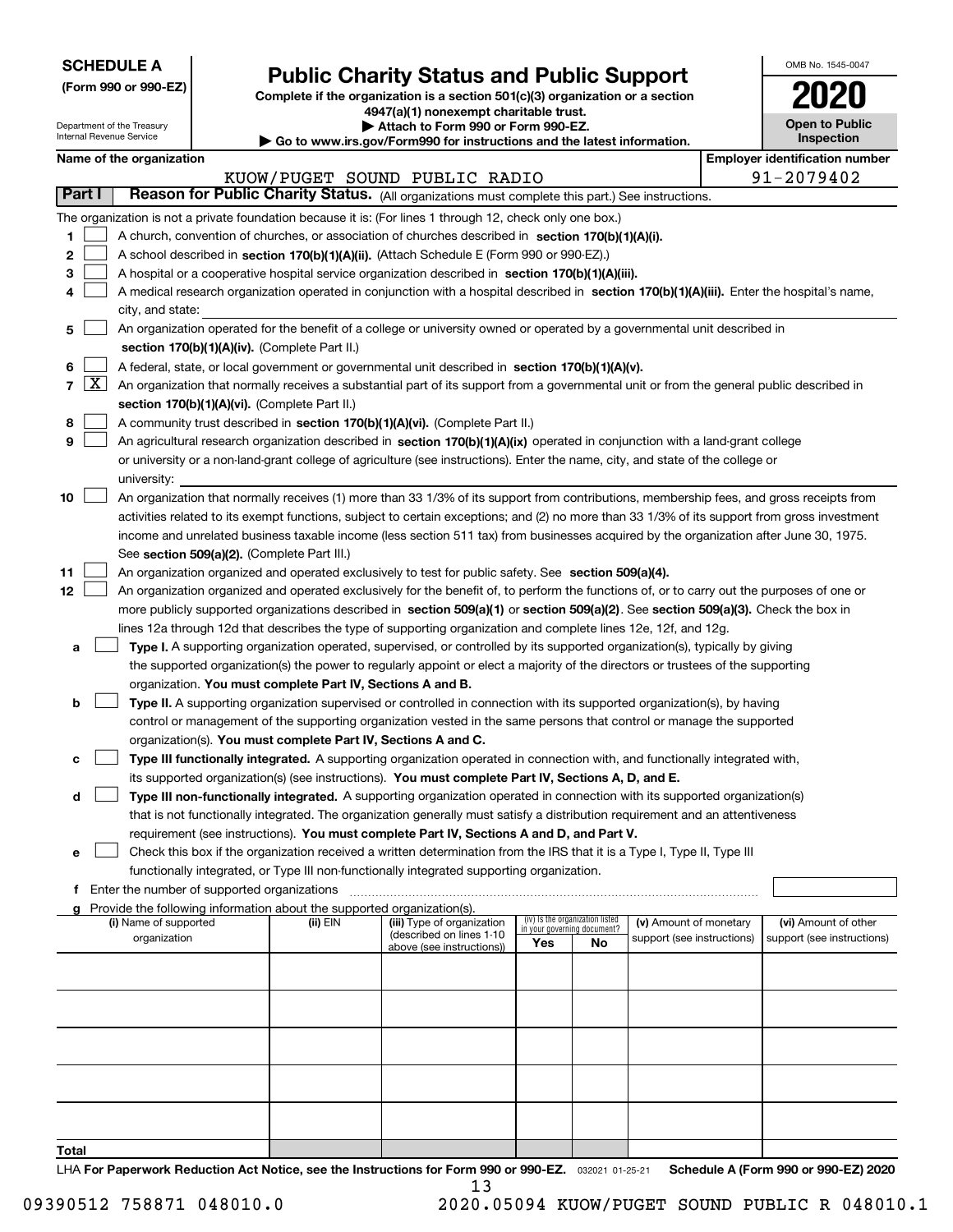**SCHEDULE A**
**(Form 990 or 990-EZ)**

Department of the Treasury
Internal Revenue Service

# Public Charity Status and Public Support

**Complete if the organization is a section 501(c)(3) organization or a section 4947(a)(1) nonexempt charitable trust.**
**▶ Attach to Form 990 or Form 990-EZ.**
**▶ Go to www.irs.gov/Form990 for instructions and the latest information.**

OMB No. 1545-0047
**2020**
**Open to Public Inspection**

**Name of the organization:** KUOW/PUGET SOUND PUBLIC RADIO
**Employer identification number:** 91-2079402

## Part I — Reason for Public Charity Status. (All organizations must complete this part.) See instructions.

The organization is not a private foundation because it is: (For lines 1 through 12, check only one box.)

1. ☐ A church, convention of churches, or association of churches described in **section 170(b)(1)(A)(i).**
2. ☐ A school described in **section 170(b)(1)(A)(ii).** (Attach Schedule E (Form 990 or 990-EZ).)
3. ☐ A hospital or a cooperative hospital service organization described in **section 170(b)(1)(A)(iii).**
4. ☐ A medical research organization operated in conjunction with a hospital described in **section 170(b)(1)(A)(iii).** Enter the hospital's name, city, and state:
5. ☐ An organization operated for the benefit of a college or university owned or operated by a governmental unit described in **section 170(b)(1)(A)(iv).** (Complete Part II.)
6. ☐ A federal, state, or local government or governmental unit described in **section 170(b)(1)(A)(v).**
7. ☒ An organization that normally receives a substantial part of its support from a governmental unit or from the general public described in **section 170(b)(1)(A)(vi).** (Complete Part II.)
8. ☐ A community trust described in **section 170(b)(1)(A)(vi).** (Complete Part II.)
9. ☐ An agricultural research organization described in **section 170(b)(1)(A)(ix)** operated in conjunction with a land-grant college or university or a non-land-grant college of agriculture (see instructions). Enter the name, city, and state of the college or university:
10. ☐ An organization that normally receives (1) more than 33 1/3% of its support from contributions, membership fees, and gross receipts from activities related to its exempt functions, subject to certain exceptions; and (2) no more than 33 1/3% of its support from gross investment income and unrelated business taxable income (less section 511 tax) from businesses acquired by the organization after June 30, 1975. See **section 509(a)(2).** (Complete Part III.)
11. ☐ An organization organized and operated exclusively to test for public safety. See **section 509(a)(4).**
12. ☐ An organization organized and operated exclusively for the benefit of, to perform the functions of, or to carry out the purposes of one or more publicly supported organizations described in **section 509(a)(1)** or **section 509(a)(2).** See **section 509(a)(3).** Check the box in lines 12a through 12d that describes the type of supporting organization and complete lines 12e, 12f, and 12g.
   - **a** ☐ **Type I.** A supporting organization operated, supervised, or controlled by its supported organization(s), typically by giving the supported organization(s) the power to regularly appoint or elect a majority of the directors or trustees of the supporting organization. **You must complete Part IV, Sections A and B.**
   - **b** ☐ **Type II.** A supporting organization supervised or controlled in connection with its supported organization(s), by having control or management of the supporting organization vested in the same persons that control or manage the supported organization(s). **You must complete Part IV, Sections A and C.**
   - **c** ☐ **Type III functionally integrated.** A supporting organization operated in connection with, and functionally integrated with, its supported organization(s) (see instructions). **You must complete Part IV, Sections A, D, and E.**
   - **d** ☐ **Type III non-functionally integrated.** A supporting organization operated in connection with its supported organization(s) that is not functionally integrated. The organization generally must satisfy a distribution requirement and an attentiveness requirement (see instructions). **You must complete Part IV, Sections A and D, and Part V.**
   - **e** ☐ Check this box if the organization received a written determination from the IRS that it is a Type I, Type II, Type III functionally integrated, or Type III non-functionally integrated supporting organization.
   - **f** Enter the number of supported organizations
   - **g** Provide the following information about the supported organization(s).

| (i) Name of supported organization | (ii) EIN | (iii) Type of organization (described on lines 1-10 above (see instructions)) | (iv) Is the organization listed in your governing document? Yes | No | (v) Amount of monetary support (see instructions) | (vi) Amount of other support (see instructions) |
|---|---|---|---|---|---|---|
| | | | | | | |
| | | | | | | |
| | | | | | | |
| | | | | | | |
| | | | | | | |
| **Total** | | | | | | |

LHA **For Paperwork Reduction Act Notice, see the Instructions for Form 990 or 990-EZ.** 032021 01-25-21 **Schedule A (Form 990 or 990-EZ) 2020**

09390512 758871 048010.0 2020.05094 KUOW/PUGET SOUND PUBLIC R 048010.1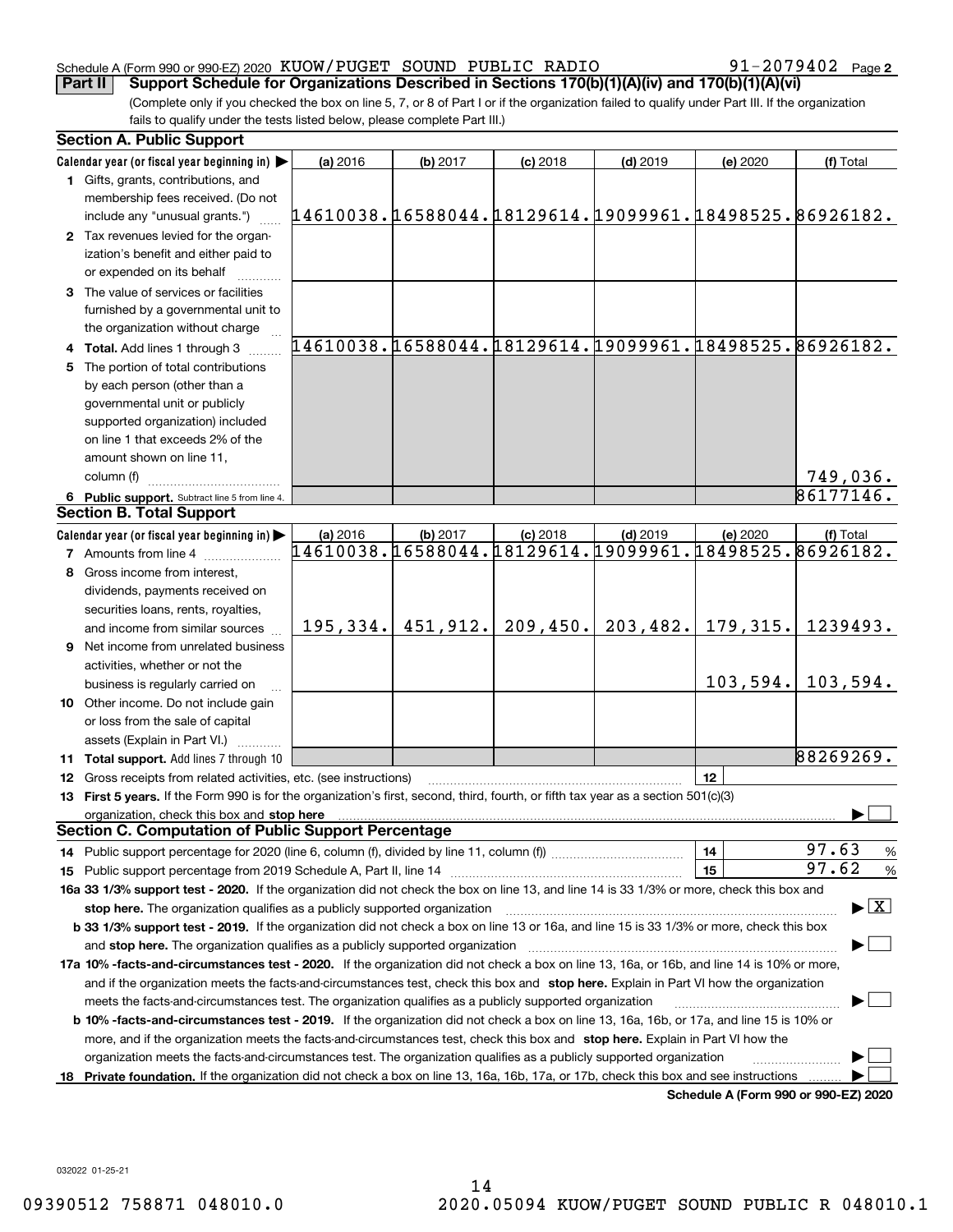Schedule A (Form 990 or 990-EZ) 2020 KUOW/PUGET SOUND PUBLIC RADIO 91-2079402 Page 2

**Part II** **Support Schedule for Organizations Described in Sections 170(b)(1)(A)(iv) and 170(b)(1)(A)(vi)**

(Complete only if you checked the box on line 5, 7, or 8 of Part I or if the organization failed to qualify under Part III. If the organization fails to qualify under the tests listed below, please complete Part III.)

**Section A. Public Support**

| Calendar year (or fiscal year beginning in) ▶ | (a) 2016 | (b) 2017 | (c) 2018 | (d) 2019 | (e) 2020 | (f) Total |
|---|---|---|---|---|---|---|
| 1 Gifts, grants, contributions, and membership fees received. (Do not include any "unusual grants.") | 14610038. | 16588044. | 18129614. | 19099961. | 18498525. | 86926182. |
| 2 Tax revenues levied for the organization's benefit and either paid to or expended on its behalf | | | | | | |
| 3 The value of services or facilities furnished by a governmental unit to the organization without charge | | | | | | |
| 4 **Total.** Add lines 1 through 3 | 14610038. | 16588044. | 18129614. | 19099961. | 18498525. | 86926182. |
| 5 The portion of total contributions by each person (other than a governmental unit or publicly supported organization) included on line 1 that exceeds 2% of the amount shown on line 11, column (f) | | | | | | 749,036. |
| 6 **Public support.** Subtract line 5 from line 4. | | | | | | 86177146. |

**Section B. Total Support**

| Calendar year (or fiscal year beginning in) ▶ | (a) 2016 | (b) 2017 | (c) 2018 | (d) 2019 | (e) 2020 | (f) Total |
|---|---|---|---|---|---|---|
| 7 Amounts from line 4 | 14610038. | 16588044. | 18129614. | 19099961. | 18498525. | 86926182. |
| 8 Gross income from interest, dividends, payments received on securities loans, rents, royalties, and income from similar sources | 195,334. | 451,912. | 209,450. | 203,482. | 179,315. | 1239493. |
| 9 Net income from unrelated business activities, whether or not the business is regularly carried on | | | | | 103,594. | 103,594. |
| 10 Other income. Do not include gain or loss from the sale of capital assets (Explain in Part VI.) | | | | | | |
| 11 **Total support.** Add lines 7 through 10 | | | | | | 88269269. |

12 Gross receipts from related activities, etc. (see instructions) | 12 |

13 **First 5 years.** If the Form 990 is for the organization's first, second, third, fourth, or fifth tax year as a section 501(c)(3) organization, check this box and **stop here** ▶ ☐

**Section C. Computation of Public Support Percentage**

14 Public support percentage for 2020 (line 6, column (f), divided by line 11, column (f)) | 14 | 97.63 %

15 Public support percentage from 2019 Schedule A, Part II, line 14 | 15 | 97.62 %

**16a 33 1/3% support test - 2020.** If the organization did not check the box on line 13, and line 14 is 33 1/3% or more, check this box and **stop here.** The organization qualifies as a publicly supported organization ▶ ☒

**b 33 1/3% support test - 2019.** If the organization did not check a box on line 13 or 16a, and line 15 is 33 1/3% or more, check this box and **stop here.** The organization qualifies as a publicly supported organization ▶ ☐

**17a 10% -facts-and-circumstances test - 2020.** If the organization did not check a box on line 13, 16a, or 16b, and line 14 is 10% or more, and if the organization meets the facts-and-circumstances test, check this box and **stop here.** Explain in Part VI how the organization meets the facts-and-circumstances test. The organization qualifies as a publicly supported organization ▶ ☐

**b 10% -facts-and-circumstances test - 2019.** If the organization did not check a box on line 13, 16a, 16b, or 17a, and line 15 is 10% or more, and if the organization meets the facts-and-circumstances test, check this box and **stop here.** Explain in Part VI how the organization meets the facts-and-circumstances test. The organization qualifies as a publicly supported organization ▶ ☐

**18 Private foundation.** If the organization did not check a box on line 13, 16a, 16b, 17a, or 17b, check this box and see instructions ▶ ☐

**Schedule A (Form 990 or 990-EZ) 2020**

032022 01-25-21

09390512 758871 048010.0 2020.05094 KUOW/PUGET SOUND PUBLIC R 048010.1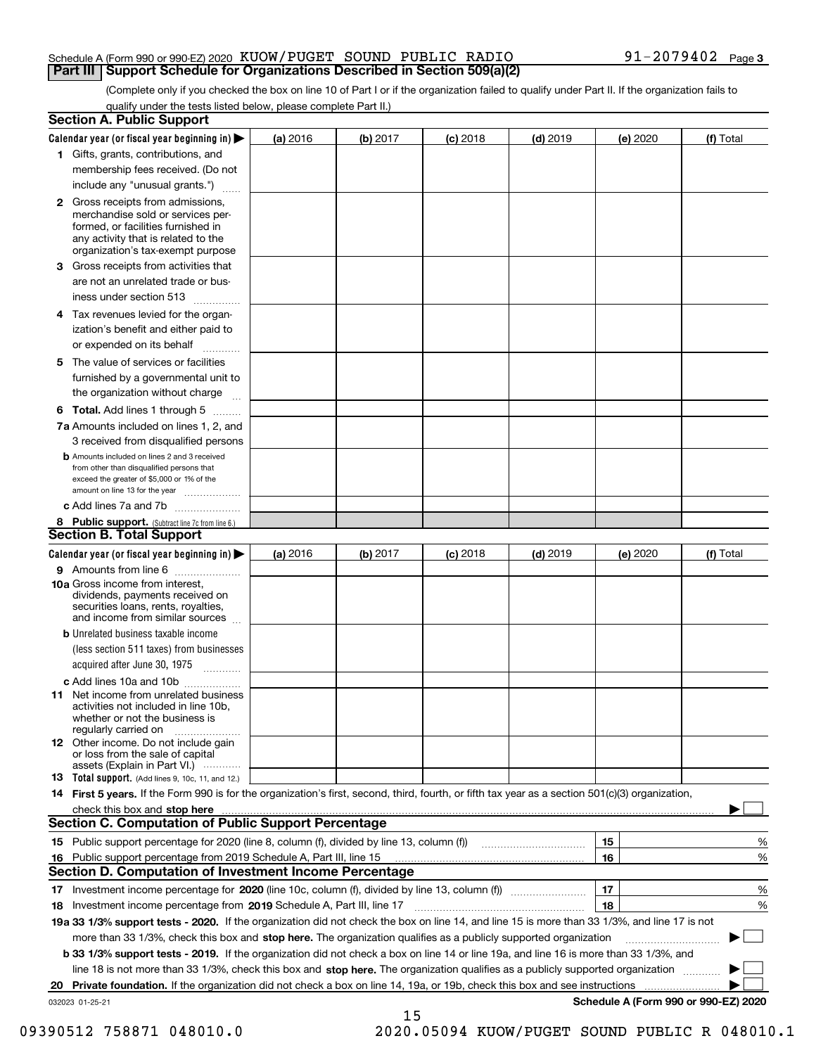Schedule A (Form 990 or 990-EZ) 2020 KUOW/PUGET SOUND PUBLIC RADIO 91-2079402

## Part III Support Schedule for Organizations Described in Section 509(a)(2)

(Complete only if you checked the box on line 10 of Part I or if the organization failed to qualify under Part II. If the organization fails to qualify under the tests listed below, please complete Part II.)

### Section A. Public Support

| Calendar year (or fiscal year beginning in) ▶ | (a) 2016 | (b) 2017 | (c) 2018 | (d) 2019 | (e) 2020 | (f) Total |
|---|---|---|---|---|---|---|
| **1** Gifts, grants, contributions, and membership fees received. (Do not include any "unusual grants.") | | | | | | |
| **2** Gross receipts from admissions, merchandise sold or services performed, or facilities furnished in any activity that is related to the organization's tax-exempt purpose | | | | | | |
| **3** Gross receipts from activities that are not an unrelated trade or business under section 513 | | | | | | |
| **4** Tax revenues levied for the organization's benefit and either paid to or expended on its behalf | | | | | | |
| **5** The value of services or facilities furnished by a governmental unit to the organization without charge | | | | | | |
| **6 Total.** Add lines 1 through 5 | | | | | | |
| **7a** Amounts included on lines 1, 2, and 3 received from disqualified persons | | | | | | |
| **b** Amounts included on lines 2 and 3 received from other than disqualified persons that exceed the greater of $5,000 or 1% of the amount on line 13 for the year | | | | | | |
| **c** Add lines 7a and 7b | | | | | | |
| **8 Public support.** (Subtract line 7c from line 6.) | | | | | | |

### Section B. Total Support

| Calendar year (or fiscal year beginning in) ▶ | (a) 2016 | (b) 2017 | (c) 2018 | (d) 2019 | (e) 2020 | (f) Total |
|---|---|---|---|---|---|---|
| **9** Amounts from line 6 | | | | | | |
| **10a** Gross income from interest, dividends, payments received on securities loans, rents, royalties, and income from similar sources | | | | | | |
| **b** Unrelated business taxable income (less section 511 taxes) from businesses acquired after June 30, 1975 | | | | | | |
| **c** Add lines 10a and 10b | | | | | | |
| **11** Net income from unrelated business activities not included in line 10b, whether or not the business is regularly carried on | | | | | | |
| **12** Other income. Do not include gain or loss from the sale of capital assets (Explain in Part VI.) | | | | | | |
| **13 Total support.** (Add lines 9, 10c, 11, and 12.) | | | | | | |

**14 First 5 years.** If the Form 990 is for the organization's first, second, third, fourth, or fifth tax year as a section 501(c)(3) organization, check this box and **stop here** ▶ ☐

### Section C. Computation of Public Support Percentage

| | | | |
|---|---|---|---|
| **15** | Public support percentage for 2020 (line 8, column (f), divided by line 13, column (f)) | 15 | % |
| **16** | Public support percentage from 2019 Schedule A, Part III, line 15 | 16 | % |

### Section D. Computation of Investment Income Percentage

| | | | |
|---|---|---|---|
| **17** | Investment income percentage for **2020** (line 10c, column (f), divided by line 13, column (f)) | 17 | % |
| **18** | Investment income percentage from **2019** Schedule A, Part III, line 17 | 18 | % |

**19a 33 1/3% support tests - 2020.** If the organization did not check the box on line 14, and line 15 is more than 33 1/3%, and line 17 is not more than 33 1/3%, check this box and **stop here.** The organization qualifies as a publicly supported organization ▶ ☐

**b 33 1/3% support tests - 2019.** If the organization did not check a box on line 14 or line 19a, and line 16 is more than 33 1/3%, and line 18 is not more than 33 1/3%, check this box and **stop here.** The organization qualifies as a publicly supported organization ▶ ☐

**20 Private foundation.** If the organization did not check a box on line 14, 19a, or 19b, check this box and see instructions ▶ ☐

032023 01-25-21 **Schedule A (Form 990 or 990-EZ) 2020**

09390512 758871 048010.0 2020.05094 KUOW/PUGET SOUND PUBLIC R 048010.1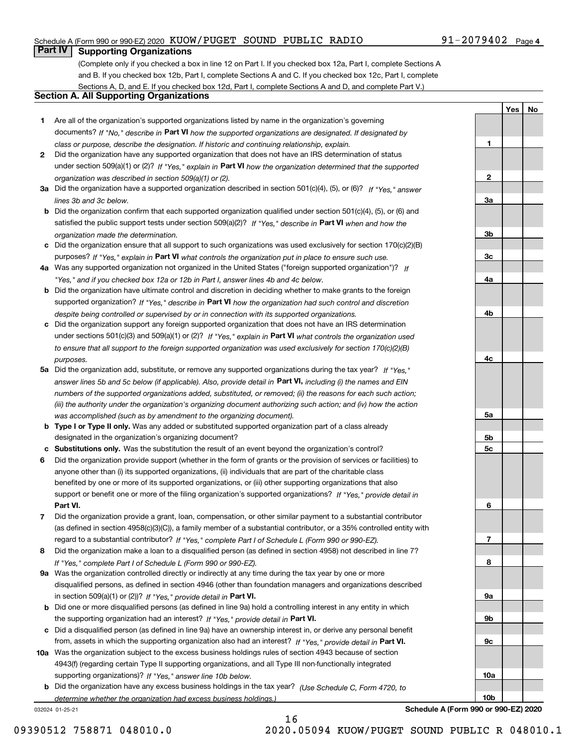Schedule A (Form 990 or 990-EZ) 2020 KUOW/PUGET SOUND PUBLIC RADIO 91-2079402 Page 4

## Part IV Supporting Organizations

(Complete only if you checked a box in line 12 on Part I. If you checked box 12a, Part I, complete Sections A and B. If you checked box 12b, Part I, complete Sections A and C. If you checked box 12c, Part I, complete Sections A, D, and E. If you checked box 12d, Part I, complete Sections A and D, and complete Part V.)

### Section A. All Supporting Organizations

| | | | Yes | No |
|---|---|---|---|---|
| **1** | Are all of the organization's supported organizations listed by name in the organization's governing documents? *If "No," describe in* **Part VI** *how the supported organizations are designated. If designated by class or purpose, describe the designation. If historic and continuing relationship, explain.* | **1** | | |
| **2** | Did the organization have any supported organization that does not have an IRS determination of status under section 509(a)(1) or (2)? *If "Yes," explain in* **Part VI** *how the organization determined that the supported organization was described in section 509(a)(1) or (2).* | **2** | | |
| **3a** | Did the organization have a supported organization described in section 501(c)(4), (5), or (6)? *If "Yes," answer lines 3b and 3c below.* | **3a** | | |
| **b** | Did the organization confirm that each supported organization qualified under section 501(c)(4), (5), or (6) and satisfied the public support tests under section 509(a)(2)? *If "Yes," describe in* **Part VI** *when and how the organization made the determination.* | **3b** | | |
| **c** | Did the organization ensure that all support to such organizations was used exclusively for section 170(c)(2)(B) purposes? *If "Yes," explain in* **Part VI** *what controls the organization put in place to ensure such use.* | **3c** | | |
| **4a** | Was any supported organization not organized in the United States ("foreign supported organization")? *If "Yes," and if you checked box 12a or 12b in Part I, answer lines 4b and 4c below.* | **4a** | | |
| **b** | Did the organization have ultimate control and discretion in deciding whether to make grants to the foreign supported organization? *If "Yes," describe in* **Part VI** *how the organization had such control and discretion despite being controlled or supervised by or in connection with its supported organizations.* | **4b** | | |
| **c** | Did the organization support any foreign supported organization that does not have an IRS determination under sections 501(c)(3) and 509(a)(1) or (2)? *If "Yes," explain in* **Part VI** *what controls the organization used to ensure that all support to the foreign supported organization was used exclusively for section 170(c)(2)(B) purposes.* | **4c** | | |
| **5a** | Did the organization add, substitute, or remove any supported organizations during the tax year? *If "Yes," answer lines 5b and 5c below (if applicable). Also, provide detail in* **Part VI,** *including (i) the names and EIN numbers of the supported organizations added, substituted, or removed; (ii) the reasons for each such action; (iii) the authority under the organization's organizing document authorizing such action; and (iv) how the action was accomplished (such as by amendment to the organizing document).* | **5a** | | |
| **b** | **Type I or Type II only.** Was any added or substituted supported organization part of a class already designated in the organization's organizing document? | **5b** | | |
| **c** | **Substitutions only.** Was the substitution the result of an event beyond the organization's control? | **5c** | | |
| **6** | Did the organization provide support (whether in the form of grants or the provision of services or facilities) to anyone other than (i) its supported organizations, (ii) individuals that are part of the charitable class benefited by one or more of its supported organizations, or (iii) other supporting organizations that also support or benefit one or more of the filing organization's supported organizations? *If "Yes," provide detail in* **Part VI.** | **6** | | |
| **7** | Did the organization provide a grant, loan, compensation, or other similar payment to a substantial contributor (as defined in section 4958(c)(3)(C)), a family member of a substantial contributor, or a 35% controlled entity with regard to a substantial contributor? *If "Yes," complete Part I of Schedule L (Form 990 or 990-EZ).* | **7** | | |
| **8** | Did the organization make a loan to a disqualified person (as defined in section 4958) not described in line 7? *If "Yes," complete Part I of Schedule L (Form 990 or 990-EZ).* | **8** | | |
| **9a** | Was the organization controlled directly or indirectly at any time during the tax year by one or more disqualified persons, as defined in section 4946 (other than foundation managers and organizations described in section 509(a)(1) or (2))? *If "Yes," provide detail in* **Part VI.** | **9a** | | |
| **b** | Did one or more disqualified persons (as defined in line 9a) hold a controlling interest in any entity in which the supporting organization had an interest? *If "Yes," provide detail in* **Part VI.** | **9b** | | |
| **c** | Did a disqualified person (as defined in line 9a) have an ownership interest in, or derive any personal benefit from, assets in which the supporting organization also had an interest? *If "Yes," provide detail in* **Part VI.** | **9c** | | |
| **10a** | Was the organization subject to the excess business holdings rules of section 4943 because of section 4943(f) (regarding certain Type II supporting organizations, and all Type III non-functionally integrated supporting organizations)? *If "Yes," answer line 10b below.* | **10a** | | |
| **b** | Did the organization have any excess business holdings in the tax year? *(Use Schedule C, Form 4720, to determine whether the organization had excess business holdings.)* | **10b** | | |

032024 01-25-21 **Schedule A (Form 990 or 990-EZ) 2020**

09390512 758871 048010.0 2020.05094 KUOW/PUGET SOUND PUBLIC R 048010.1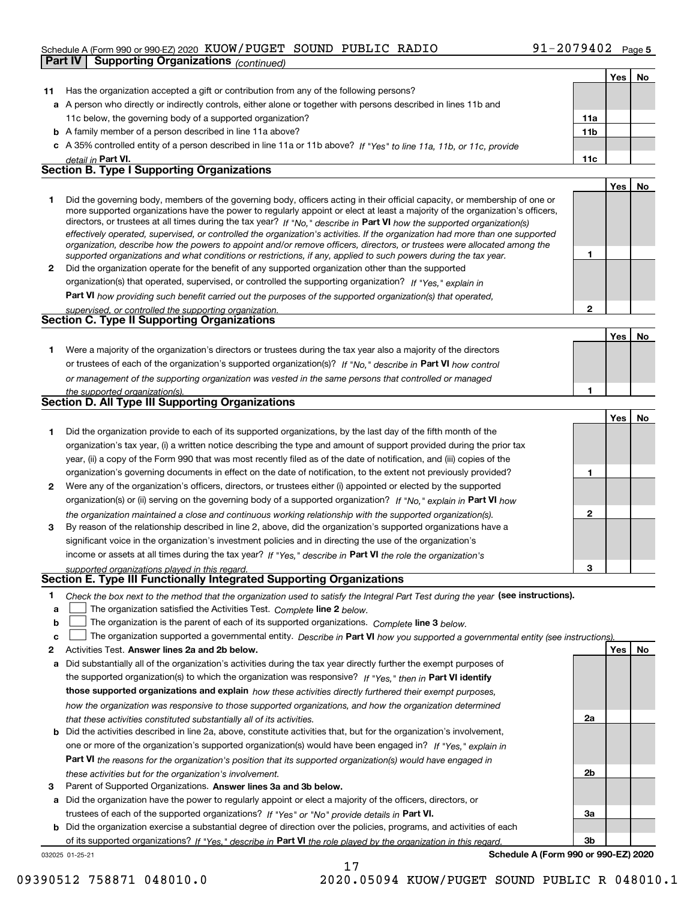Schedule A (Form 990 or 990-EZ) 2020 KUOW/PUGET SOUND PUBLIC RADIO 91-2079402 Page 5

**Part IV | Supporting Organizations** *(continued)*

| | | | Yes | No |
|---|---|---|---|---|
| **11** | Has the organization accepted a gift or contribution from any of the following persons? | | | |
| **a** | A person who directly or indirectly controls, either alone or together with persons described in lines 11b and 11c below, the governing body of a supported organization? | **11a** | | |
| **b** | A family member of a person described in line 11a above? | **11b** | | |
| **c** | A 35% controlled entity of a person described in line 11a or 11b above? *If "Yes" to line 11a, 11b, or 11c, provide detail in* **Part VI.** | **11c** | | |

**Section B. Type I Supporting Organizations**

| | | | Yes | No |
|---|---|---|---|---|
| **1** | Did the governing body, members of the governing body, officers acting in their official capacity, or membership of one or more supported organizations have the power to regularly appoint or elect at least a majority of the organization's officers, directors, or trustees at all times during the tax year? *If "No," describe in* **Part VI** *how the supported organization(s) effectively operated, supervised, or controlled the organization's activities. If the organization had more than one supported organization, describe how the powers to appoint and/or remove officers, directors, or trustees were allocated among the supported organizations and what conditions or restrictions, if any, applied to such powers during the tax year.* | **1** | | |
| **2** | Did the organization operate for the benefit of any supported organization other than the supported organization(s) that operated, supervised, or controlled the supporting organization? *If "Yes," explain in* **Part VI** *how providing such benefit carried out the purposes of the supported organization(s) that operated, supervised, or controlled the supporting organization.* | **2** | | |

**Section C. Type II Supporting Organizations**

| | | | Yes | No |
|---|---|---|---|---|
| **1** | Were a majority of the organization's directors or trustees during the tax year also a majority of the directors or trustees of each of the organization's supported organization(s)? *If "No," describe in* **Part VI** *how control or management of the supporting organization was vested in the same persons that controlled or managed the supported organization(s).* | **1** | | |

**Section D. All Type III Supporting Organizations**

| | | | Yes | No |
|---|---|---|---|---|
| **1** | Did the organization provide to each of its supported organizations, by the last day of the fifth month of the organization's tax year, (i) a written notice describing the type and amount of support provided during the prior tax year, (ii) a copy of the Form 990 that was most recently filed as of the date of notification, and (iii) copies of the organization's governing documents in effect on the date of notification, to the extent not previously provided? | **1** | | |
| **2** | Were any of the organization's officers, directors, or trustees either (i) appointed or elected by the supported organization(s) or (ii) serving on the governing body of a supported organization? *If "No," explain in* **Part VI** *how the organization maintained a close and continuous working relationship with the supported organization(s).* | **2** | | |
| **3** | By reason of the relationship described in line 2, above, did the organization's supported organizations have a significant voice in the organization's investment policies and in directing the use of the organization's income or assets at all times during the tax year? *If "Yes," describe in* **Part VI** *the role the organization's supported organizations played in this regard.* | **3** | | |

**Section E. Type III Functionally Integrated Supporting Organizations**

**1** *Check the box next to the method that the organization used to satisfy the Integral Part Test during the year* **(see instructions).**

**a** ☐ The organization satisfied the Activities Test. *Complete* **line 2** *below.*

**b** ☐ The organization is the parent of each of its supported organizations. *Complete* **line 3** *below.*

**c** ☐ The organization supported a governmental entity. *Describe in* **Part VI** *how you supported a governmental entity (see instructions).*

| | | | Yes | No |
|---|---|---|---|---|
| **2** | Activities Test. **Answer lines 2a and 2b below.** | | | |
| **a** | Did substantially all of the organization's activities during the tax year directly further the exempt purposes of the supported organization(s) to which the organization was responsive? *If "Yes," then in* **Part VI identify those supported organizations and explain** *how these activities directly furthered their exempt purposes, how the organization was responsive to those supported organizations, and how the organization determined that these activities constituted substantially all of its activities.* | **2a** | | |
| **b** | Did the activities described in line 2a, above, constitute activities that, but for the organization's involvement, one or more of the organization's supported organization(s) would have been engaged in? *If "Yes," explain in* **Part VI** *the reasons for the organization's position that its supported organization(s) would have engaged in these activities but for the organization's involvement.* | **2b** | | |
| **3** | Parent of Supported Organizations. **Answer lines 3a and 3b below.** | | | |
| **a** | Did the organization have the power to regularly appoint or elect a majority of the officers, directors, or trustees of each of the supported organizations? *If "Yes" or "No" provide details in* **Part VI.** | **3a** | | |
| **b** | Did the organization exercise a substantial degree of direction over the policies, programs, and activities of each of its supported organizations? *If "Yes," describe in* **Part VI** *the role played by the organization in this regard.* | **3b** | | |

032025 01-25-21 **Schedule A (Form 990 or 990-EZ) 2020**

09390512 758871 048010.0 2020.05094 KUOW/PUGET SOUND PUBLIC R 048010.1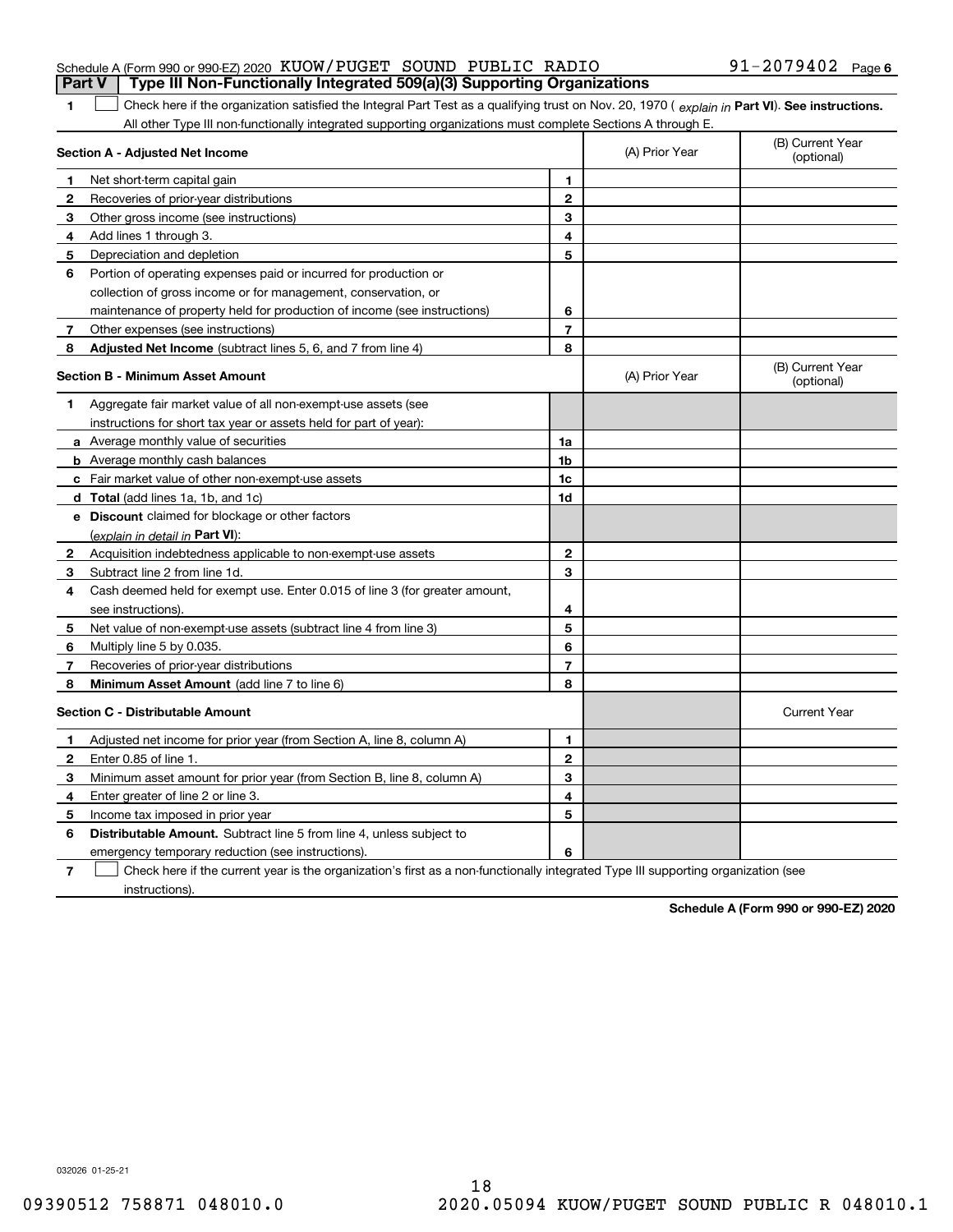Schedule A (Form 990 or 990-EZ) 2020 KUOW/PUGET SOUND PUBLIC RADIO 91-2079402 Page 6

**Part V | Type III Non-Functionally Integrated 509(a)(3) Supporting Organizations**

**1** ☐ Check here if the organization satisfied the Integral Part Test as a qualifying trust on Nov. 20, 1970 ( *explain in* **Part VI**). **See instructions.** All other Type III non-functionally integrated supporting organizations must complete Sections A through E.

| **Section A - Adjusted Net Income** | | | (A) Prior Year | (B) Current Year (optional) |
|---|---|---|---|---|
| **1** | Net short-term capital gain | **1** | | |
| **2** | Recoveries of prior-year distributions | **2** | | |
| **3** | Other gross income (see instructions) | **3** | | |
| **4** | Add lines 1 through 3. | **4** | | |
| **5** | Depreciation and depletion | **5** | | |
| **6** | Portion of operating expenses paid or incurred for production or collection of gross income or for management, conservation, or maintenance of property held for production of income (see instructions) | **6** | | |
| **7** | Other expenses (see instructions) | **7** | | |
| **8** | **Adjusted Net Income** (subtract lines 5, 6, and 7 from line 4) | **8** | | |

| **Section B - Minimum Asset Amount** | | | (A) Prior Year | (B) Current Year (optional) |
|---|---|---|---|---|
| **1** | Aggregate fair market value of all non-exempt-use assets (see instructions for short tax year or assets held for part of year): | | | |
| **a** | Average monthly value of securities | **1a** | | |
| **b** | Average monthly cash balances | **1b** | | |
| **c** | Fair market value of other non-exempt-use assets | **1c** | | |
| **d** | **Total** (add lines 1a, 1b, and 1c) | **1d** | | |
| **e** | **Discount** claimed for blockage or other factors (*explain in detail in* **Part VI**): | | | |
| **2** | Acquisition indebtedness applicable to non-exempt-use assets | **2** | | |
| **3** | Subtract line 2 from line 1d. | **3** | | |
| **4** | Cash deemed held for exempt use. Enter 0.015 of line 3 (for greater amount, see instructions). | **4** | | |
| **5** | Net value of non-exempt-use assets (subtract line 4 from line 3) | **5** | | |
| **6** | Multiply line 5 by 0.035. | **6** | | |
| **7** | Recoveries of prior-year distributions | **7** | | |
| **8** | **Minimum Asset Amount** (add line 7 to line 6) | **8** | | |

| **Section C - Distributable Amount** | | | | Current Year |
|---|---|---|---|---|
| **1** | Adjusted net income for prior year (from Section A, line 8, column A) | **1** | | |
| **2** | Enter 0.85 of line 1. | **2** | | |
| **3** | Minimum asset amount for prior year (from Section B, line 8, column A) | **3** | | |
| **4** | Enter greater of line 2 or line 3. | **4** | | |
| **5** | Income tax imposed in prior year | **5** | | |
| **6** | **Distributable Amount.** Subtract line 5 from line 4, unless subject to emergency temporary reduction (see instructions). | **6** | | |

**7** ☐ Check here if the current year is the organization's first as a non-functionally integrated Type III supporting organization (see instructions).

**Schedule A (Form 990 or 990-EZ) 2020**

032026 01-25-21

09390512 758871 048010.0 2020.05094 KUOW/PUGET SOUND PUBLIC R 048010.1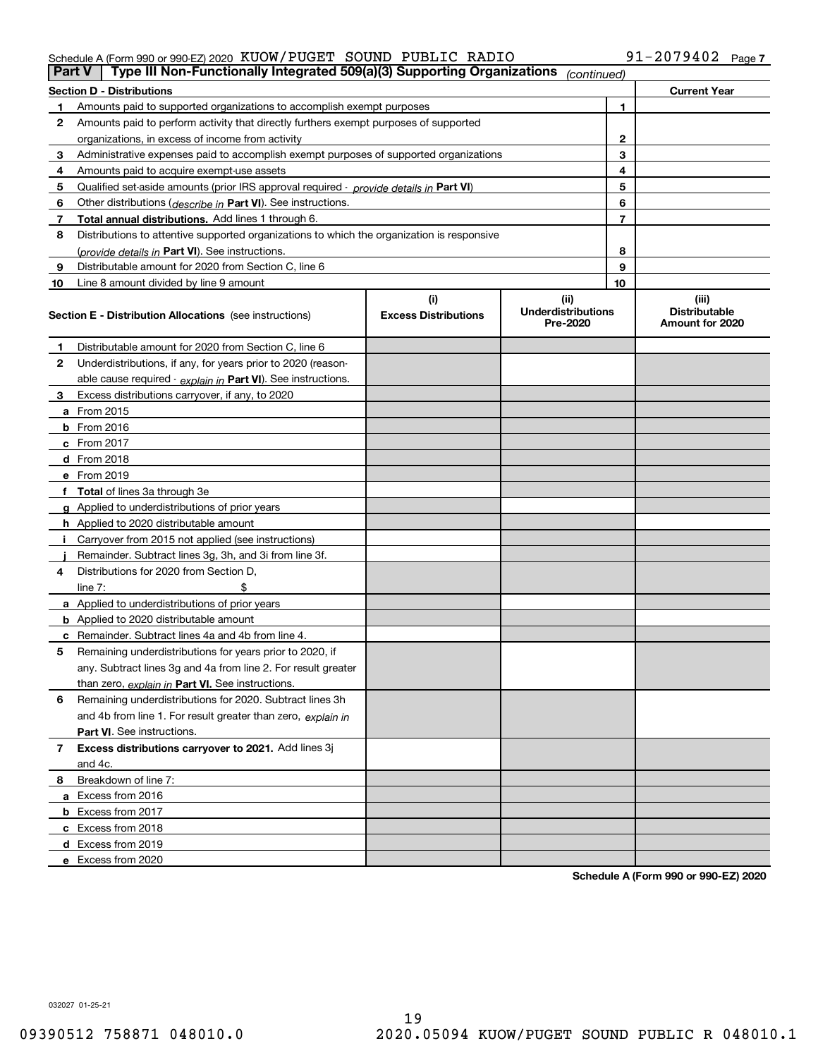Schedule A (Form 990 or 990-EZ) 2020 KUOW/PUGET SOUND PUBLIC RADIO 91-2079402 Page 7

## Part V | Type III Non-Functionally Integrated 509(a)(3) Supporting Organizations *(continued)*

| Section D - Distributions | | | Current Year |
|---|---|---|---|
| 1 | Amounts paid to supported organizations to accomplish exempt purposes | 1 | |
| 2 | Amounts paid to perform activity that directly furthers exempt purposes of supported organizations, in excess of income from activity | 2 | |
| 3 | Administrative expenses paid to accomplish exempt purposes of supported organizations | 3 | |
| 4 | Amounts paid to acquire exempt-use assets | 4 | |
| 5 | Qualified set-aside amounts (prior IRS approval required - *provide details in* **Part VI**) | 5 | |
| 6 | Other distributions (*describe in* **Part VI**). See instructions. | 6 | |
| 7 | **Total annual distributions.** Add lines 1 through 6. | 7 | |
| 8 | Distributions to attentive supported organizations to which the organization is responsive (*provide details in* **Part VI**). See instructions. | 8 | |
| 9 | Distributable amount for 2020 from Section C, line 6 | 9 | |
| 10 | Line 8 amount divided by line 9 amount | 10 | |

| **Section E - Distribution Allocations** (see instructions) | (i) Excess Distributions | (ii) Underdistributions Pre-2020 | (iii) Distributable Amount for 2020 |
|---|---|---|---|
| **1** Distributable amount for 2020 from Section C, line 6 | | | |
| **2** Underdistributions, if any, for years prior to 2020 (reasonable cause required - *explain in* **Part VI**). See instructions. | | | |
| **3** Excess distributions carryover, if any, to 2020 | | | |
| **a** From 2015 | | | |
| **b** From 2016 | | | |
| **c** From 2017 | | | |
| **d** From 2018 | | | |
| **e** From 2019 | | | |
| **f** **Total** of lines 3a through 3e | | | |
| **g** Applied to underdistributions of prior years | | | |
| **h** Applied to 2020 distributable amount | | | |
| **i** Carryover from 2015 not applied (see instructions) | | | |
| **j** Remainder. Subtract lines 3g, 3h, and 3i from line 3f. | | | |
| **4** Distributions for 2020 from Section D, line 7: $ | | | |
| **a** Applied to underdistributions of prior years | | | |
| **b** Applied to 2020 distributable amount | | | |
| **c** Remainder. Subtract lines 4a and 4b from line 4. | | | |
| **5** Remaining underdistributions for years prior to 2020, if any. Subtract lines 3g and 4a from line 2. For result greater than zero, *explain in* **Part VI.** See instructions. | | | |
| **6** Remaining underdistributions for 2020. Subtract lines 3h and 4b from line 1. For result greater than zero, *explain in* **Part VI**. See instructions. | | | |
| **7** **Excess distributions carryover to 2021.** Add lines 3j and 4c. | | | |
| **8** Breakdown of line 7: | | | |
| **a** Excess from 2016 | | | |
| **b** Excess from 2017 | | | |
| **c** Excess from 2018 | | | |
| **d** Excess from 2019 | | | |
| **e** Excess from 2020 | | | |

**Schedule A (Form 990 or 990-EZ) 2020**

032027 01-25-21

09390512 758871 048010.0 2020.05094 KUOW/PUGET SOUND PUBLIC R 048010.1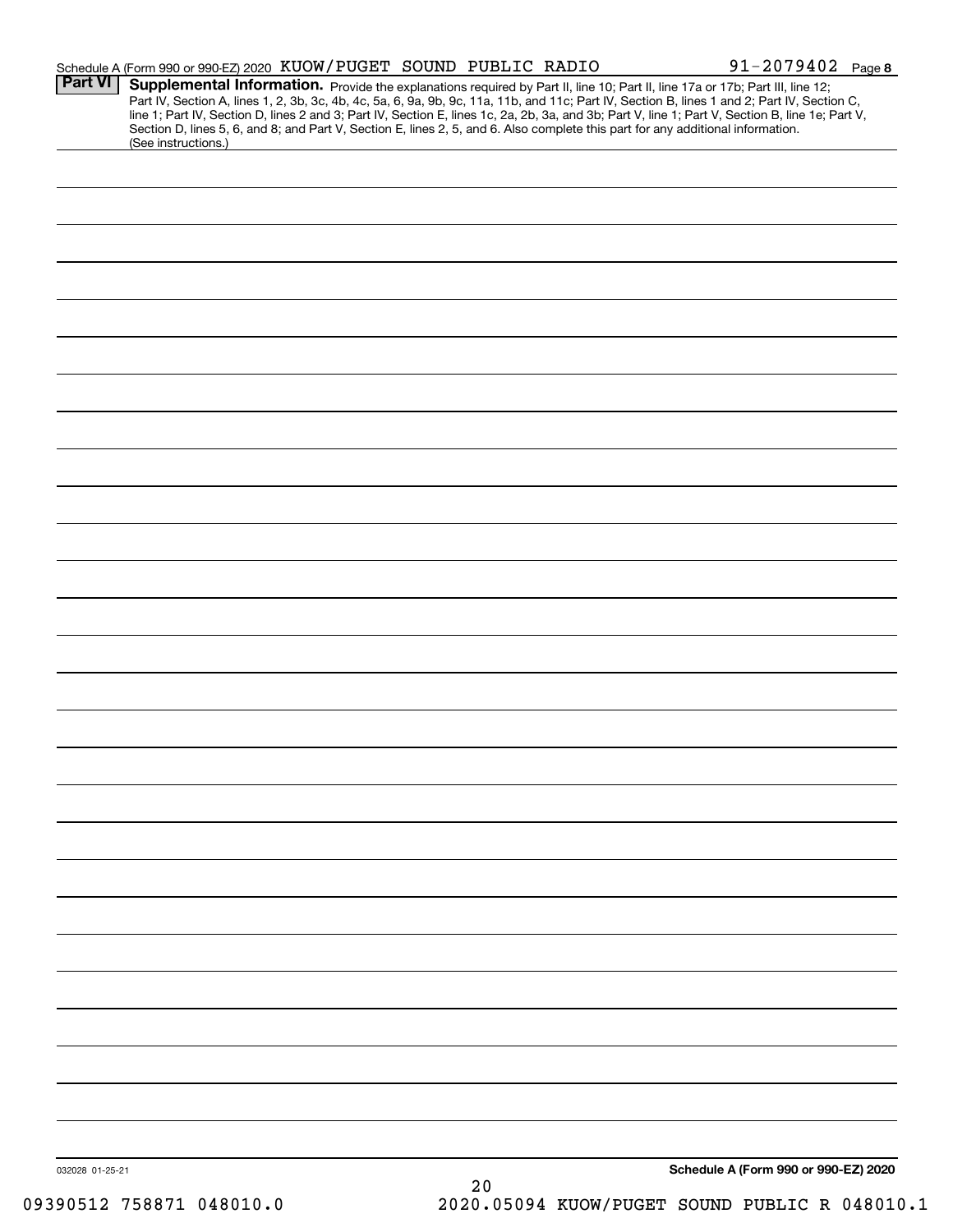Schedule A (Form 990 or 990-EZ) 2020 KUOW/PUGET SOUND PUBLIC RADIO 91-2079402 Page 8

**Part VI** **Supplemental Information.** Provide the explanations required by Part II, line 10; Part II, line 17a or 17b; Part III, line 12; Part IV, Section A, lines 1, 2, 3b, 3c, 4b, 4c, 5a, 6, 9a, 9b, 9c, 11a, 11b, and 11c; Part IV, Section B, lines 1 and 2; Part IV, Section C, line 1; Part IV, Section D, lines 2 and 3; Part IV, Section E, lines 1c, 2a, 2b, 3a, and 3b; Part V, line 1; Part V, Section B, line 1e; Part V, Section D, lines 5, 6, and 8; and Part V, Section E, lines 2, 5, and 6. Also complete this part for any additional information. (See instructions.)

032028 01-25-21

**Schedule A (Form 990 or 990-EZ) 2020**

09390512 758871 048010.0 2020.05094 KUOW/PUGET SOUND PUBLIC R 048010.1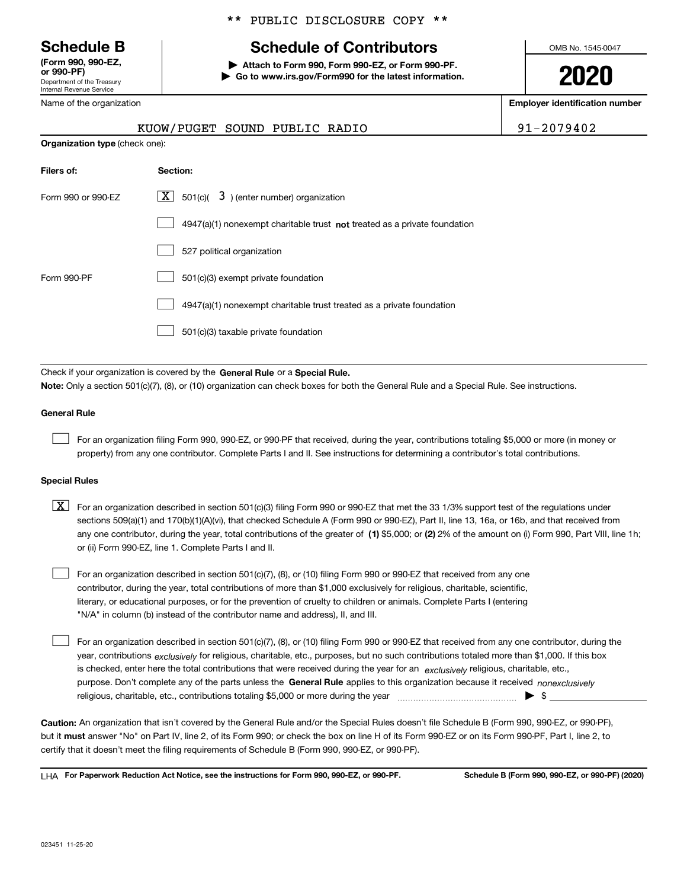\*\* PUBLIC DISCLOSURE COPY \*\*

**Schedule B**
**(Form 990, 990-EZ, or 990-PF)**
Department of the Treasury
Internal Revenue Service

# Schedule of Contributors

**▶ Attach to Form 990, Form 990-EZ, or Form 990-PF.**
**▶ Go to www.irs.gov/Form990 for the latest information.**

OMB No. 1545-0047

**2020**

Name of the organization: KUOW/PUGET SOUND PUBLIC RADIO

**Employer identification number:** 91-2079402

**Organization type** (check one):

| **Filers of:** | **Section:** |
|---|---|
| Form 990 or 990-EZ | [X] 501(c)( 3 ) (enter number) organization |
| | [ ] 4947(a)(1) nonexempt charitable trust **not** treated as a private foundation |
| | [ ] 527 political organization |
| Form 990-PF | [ ] 501(c)(3) exempt private foundation |
| | [ ] 4947(a)(1) nonexempt charitable trust treated as a private foundation |
| | [ ] 501(c)(3) taxable private foundation |

Check if your organization is covered by the **General Rule** or a **Special Rule.**

**Note:** Only a section 501(c)(7), (8), or (10) organization can check boxes for both the General Rule and a Special Rule. See instructions.

**General Rule**

[ ] For an organization filing Form 990, 990-EZ, or 990-PF that received, during the year, contributions totaling $5,000 or more (in money or property) from any one contributor. Complete Parts I and II. See instructions for determining a contributor's total contributions.

**Special Rules**

[X] For an organization described in section 501(c)(3) filing Form 990 or 990-EZ that met the 33 1/3% support test of the regulations under sections 509(a)(1) and 170(b)(1)(A)(vi), that checked Schedule A (Form 990 or 990-EZ), Part II, line 13, 16a, or 16b, and that received from any one contributor, during the year, total contributions of the greater of **(1)** $5,000; or **(2)** 2% of the amount on (i) Form 990, Part VIII, line 1h; or (ii) Form 990-EZ, line 1. Complete Parts I and II.

[ ] For an organization described in section 501(c)(7), (8), or (10) filing Form 990 or 990-EZ that received from any one contributor, during the year, total contributions of more than $1,000 exclusively for religious, charitable, scientific, literary, or educational purposes, or for the prevention of cruelty to children or animals. Complete Parts I (entering "N/A" in column (b) instead of the contributor name and address), II, and III.

[ ] For an organization described in section 501(c)(7), (8), or (10) filing Form 990 or 990-EZ that received from any one contributor, during the year, contributions *exclusively* for religious, charitable, etc., purposes, but no such contributions totaled more than $1,000. If this box is checked, enter here the total contributions that were received during the year for an *exclusively* religious, charitable, etc., purpose. Don't complete any of the parts unless the **General Rule** applies to this organization because it received *nonexclusively* religious, charitable, etc., contributions totaling $5,000 or more during the year ▶ $

**Caution:** An organization that isn't covered by the General Rule and/or the Special Rules doesn't file Schedule B (Form 990, 990-EZ, or 990-PF), but it **must** answer "No" on Part IV, line 2, of its Form 990; or check the box on line H of its Form 990-EZ or on its Form 990-PF, Part I, line 2, to certify that it doesn't meet the filing requirements of Schedule B (Form 990, 990-EZ, or 990-PF).

LHA **For Paperwork Reduction Act Notice, see the instructions for Form 990, 990-EZ, or 990-PF.** **Schedule B (Form 990, 990-EZ, or 990-PF) (2020)**

023451 11-25-20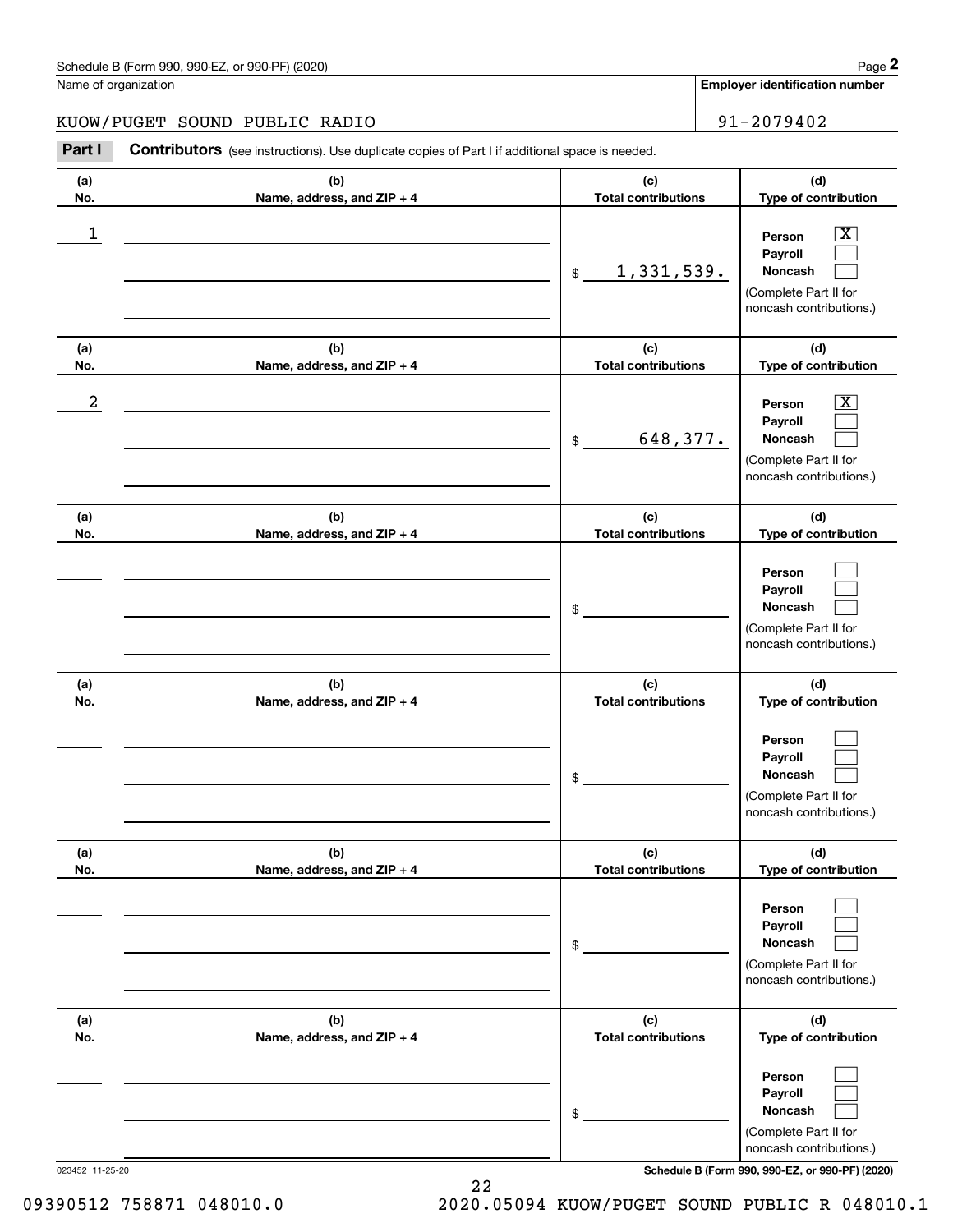Schedule B (Form 990, 990-EZ, or 990-PF) (2020)

Name of organization: KUOW/PUGET SOUND PUBLIC RADIO

Employer identification number: 91-2079402

**Part I** **Contributors** (see instructions). Use duplicate copies of Part I if additional space is needed.

| (a) No. | (b) Name, address, and ZIP + 4 | (c) Total contributions | (d) Type of contribution |
|---|---|---|---|
| 1 | | $ 1,331,539. | Person [X] Payroll [ ] Noncash [ ] (Complete Part II for noncash contributions.) |
| 2 | | $ 648,377. | Person [X] Payroll [ ] Noncash [ ] (Complete Part II for noncash contributions.) |
| | | $ | Person [ ] Payroll [ ] Noncash [ ] (Complete Part II for noncash contributions.) |
| | | $ | Person [ ] Payroll [ ] Noncash [ ] (Complete Part II for noncash contributions.) |
| | | $ | Person [ ] Payroll [ ] Noncash [ ] (Complete Part II for noncash contributions.) |
| | | $ | Person [ ] Payroll [ ] Noncash [ ] (Complete Part II for noncash contributions.) |

023452 11-25-20

Schedule B (Form 990, 990-EZ, or 990-PF) (2020)

09390512 758871 048010.0 2020.05094 KUOW/PUGET SOUND PUBLIC R 048010.1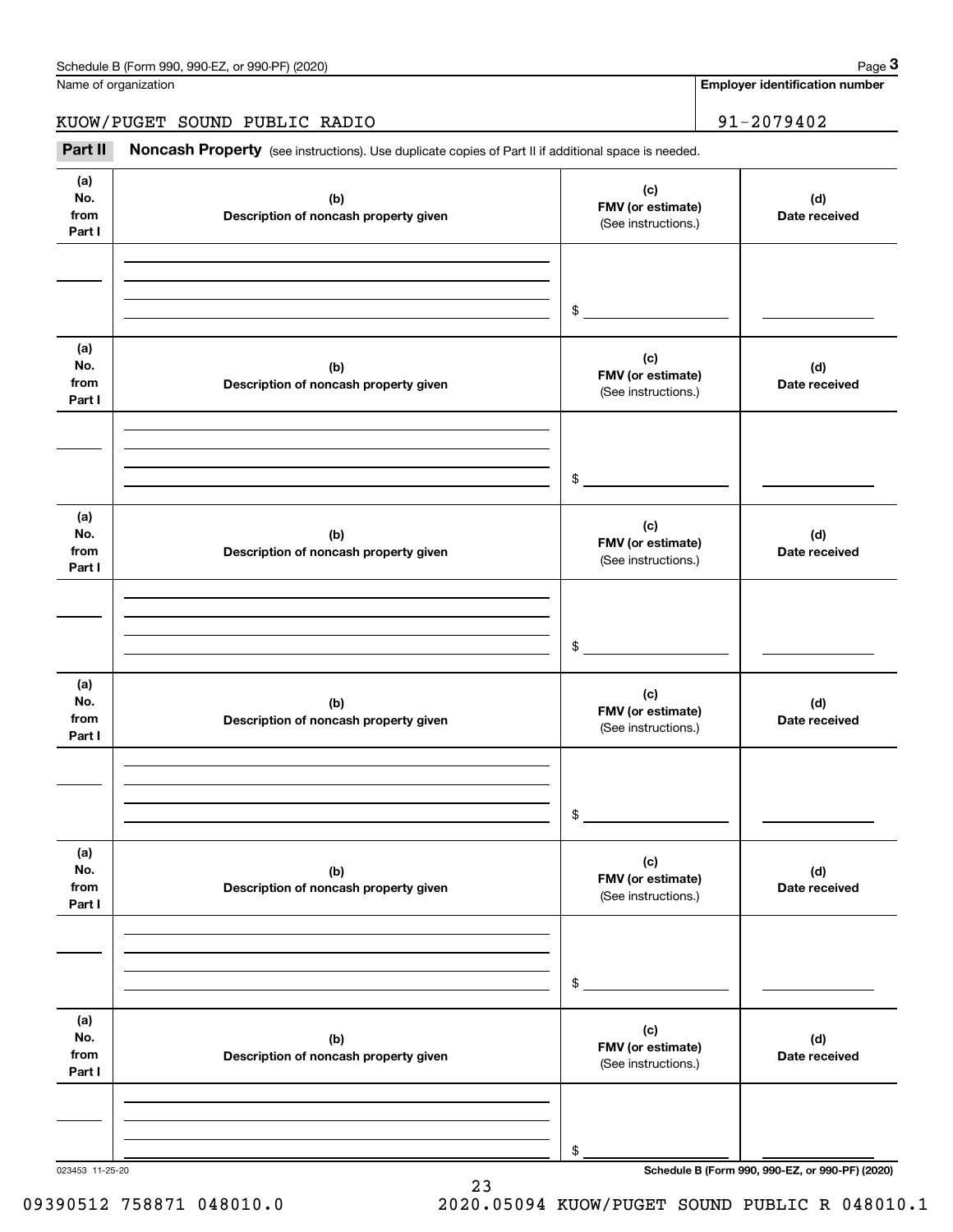Schedule B (Form 990, 990-EZ, or 990-PF) (2020)

Name of organization: KUOW/PUGET SOUND PUBLIC RADIO

Employer identification number: 91-2079402

## Part II Noncash Property

(see instructions). Use duplicate copies of Part II if additional space is needed.

| (a) No. from Part I | (b) Description of noncash property given | (c) FMV (or estimate) (See instructions.) | (d) Date received |
|---|---|---|---|
| | | $ | |

| (a) No. from Part I | (b) Description of noncash property given | (c) FMV (or estimate) (See instructions.) | (d) Date received |
|---|---|---|---|
| | | $ | |

| (a) No. from Part I | (b) Description of noncash property given | (c) FMV (or estimate) (See instructions.) | (d) Date received |
|---|---|---|---|
| | | $ | |

| (a) No. from Part I | (b) Description of noncash property given | (c) FMV (or estimate) (See instructions.) | (d) Date received |
|---|---|---|---|
| | | $ | |

| (a) No. from Part I | (b) Description of noncash property given | (c) FMV (or estimate) (See instructions.) | (d) Date received |
|---|---|---|---|
| | | $ | |

| (a) No. from Part I | (b) Description of noncash property given | (c) FMV (or estimate) (See instructions.) | (d) Date received |
|---|---|---|---|
| | | $ | |

023453 11-25-20

Schedule B (Form 990, 990-EZ, or 990-PF) (2020)

09390512 758871 048010.0 2020.05094 KUOW/PUGET SOUND PUBLIC R 048010.1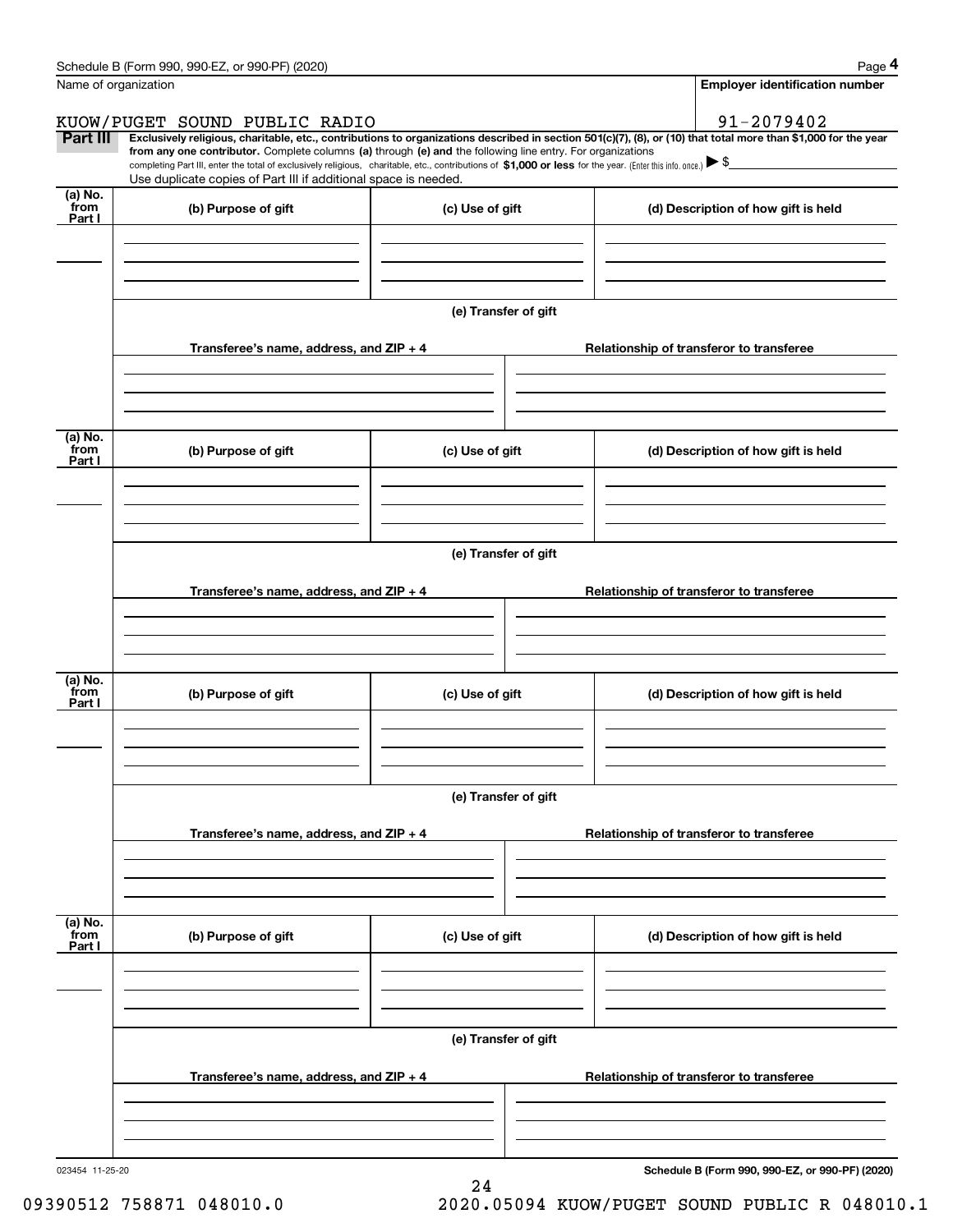Name of organization

KUOW/PUGET SOUND PUBLIC RADIO

**Employer identification number**

91-2079402

**Part III** **Exclusively religious, charitable, etc., contributions to organizations described in section 501(c)(7), (8), or (10) that total more than $1,000 for the year from any one contributor.** Complete columns **(a)** through **(e)** and the following line entry. For organizations completing Part III, enter the total of exclusively religious, charitable, etc., contributions of **$1,000 or less** for the year. (Enter this info. once.) ▶ $

Use duplicate copies of Part III if additional space is needed.

| (a) No. from Part I | (b) Purpose of gift | (c) Use of gift | (d) Description of how gift is held |
|---|---|---|---|
| | | | |

**(e) Transfer of gift**

| Transferee's name, address, and ZIP + 4 | Relationship of transferor to transferee |
|---|---|
| | |

| (a) No. from Part I | (b) Purpose of gift | (c) Use of gift | (d) Description of how gift is held |
|---|---|---|---|
| | | | |

**(e) Transfer of gift**

| Transferee's name, address, and ZIP + 4 | Relationship of transferor to transferee |
|---|---|
| | |

| (a) No. from Part I | (b) Purpose of gift | (c) Use of gift | (d) Description of how gift is held |
|---|---|---|---|
| | | | |

**(e) Transfer of gift**

| Transferee's name, address, and ZIP + 4 | Relationship of transferor to transferee |
|---|---|
| | |

| (a) No. from Part I | (b) Purpose of gift | (c) Use of gift | (d) Description of how gift is held |
|---|---|---|---|
| | | | |

**(e) Transfer of gift**

| Transferee's name, address, and ZIP + 4 | Relationship of transferor to transferee |
|---|---|
| | |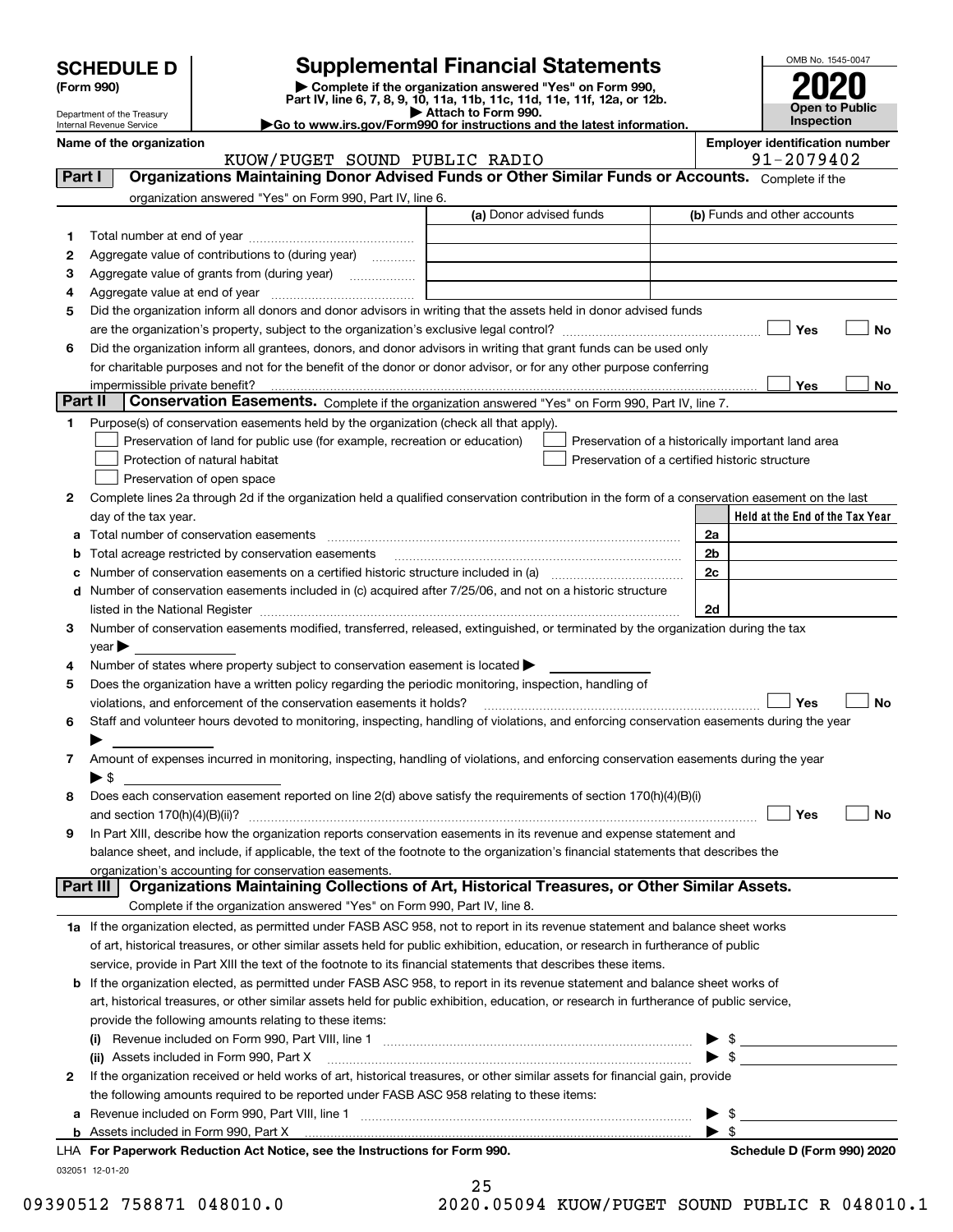# SCHEDULE D (Form 990)

Department of the Treasury
Internal Revenue Service

## Supplemental Financial Statements

▶ Complete if the organization answered "Yes" on Form 990, Part IV, line 6, 7, 8, 9, 10, 11a, 11b, 11c, 11d, 11e, 11f, 12a, or 12b.
▶ Attach to Form 990.
▶Go to www.irs.gov/Form990 for instructions and the latest information.

OMB No. 1545-0047

**2020**

**Open to Public Inspection**

**Name of the organization**
KUOW/PUGET SOUND PUBLIC RADIO

**Employer identification number**
91-2079402

## Part I — Organizations Maintaining Donor Advised Funds or Other Similar Funds or Accounts.
Complete if the organization answered "Yes" on Form 990, Part IV, line 6.

| | | (a) Donor advised funds | (b) Funds and other accounts |
|---|---|---|---|
| 1 | Total number at end of year | | |
| 2 | Aggregate value of contributions to (during year) | | |
| 3 | Aggregate value of grants from (during year) | | |
| 4 | Aggregate value at end of year | | |

5 Did the organization inform all donors and donor advisors in writing that the assets held in donor advised funds are the organization's property, subject to the organization's exclusive legal control? ☐ Yes ☐ No

6 Did the organization inform all grantees, donors, and donor advisors in writing that grant funds can be used only for charitable purposes and not for the benefit of the donor or donor advisor, or for any other purpose conferring impermissible private benefit? ☐ Yes ☐ No

## Part II — Conservation Easements.
Complete if the organization answered "Yes" on Form 990, Part IV, line 7.

1 Purpose(s) of conservation easements held by the organization (check all that apply).

- ☐ Preservation of land for public use (for example, recreation or education)
- ☐ Protection of natural habitat
- ☐ Preservation of open space
- ☐ Preservation of a historically important land area
- ☐ Preservation of a certified historic structure

2 Complete lines 2a through 2d if the organization held a qualified conservation contribution in the form of a conservation easement on the last day of the tax year.

| | | | Held at the End of the Tax Year |
|---|---|---|---|
| a | Total number of conservation easements | 2a | |
| b | Total acreage restricted by conservation easements | 2b | |
| c | Number of conservation easements on a certified historic structure included in (a) | 2c | |
| d | Number of conservation easements included in (c) acquired after 7/25/06, and not on a historic structure listed in the National Register | 2d | |

3 Number of conservation easements modified, transferred, released, extinguished, or terminated by the organization during the tax year ▶

4 Number of states where property subject to conservation easement is located ▶

5 Does the organization have a written policy regarding the periodic monitoring, inspection, handling of violations, and enforcement of the conservation easements it holds? ☐ Yes ☐ No

6 Staff and volunteer hours devoted to monitoring, inspecting, handling of violations, and enforcing conservation easements during the year ▶

7 Amount of expenses incurred in monitoring, inspecting, handling of violations, and enforcing conservation easements during the year ▶ $

8 Does each conservation easement reported on line 2(d) above satisfy the requirements of section 170(h)(4)(B)(i) and section 170(h)(4)(B)(ii)? ☐ Yes ☐ No

9 In Part XIII, describe how the organization reports conservation easements in its revenue and expense statement and balance sheet, and include, if applicable, the text of the footnote to the organization's financial statements that describes the organization's accounting for conservation easements.

## Part III — Organizations Maintaining Collections of Art, Historical Treasures, or Other Similar Assets.
Complete if the organization answered "Yes" on Form 990, Part IV, line 8.

1a If the organization elected, as permitted under FASB ASC 958, not to report in its revenue statement and balance sheet works of art, historical treasures, or other similar assets held for public exhibition, education, or research in furtherance of public service, provide in Part XIII the text of the footnote to its financial statements that describes these items.

b If the organization elected, as permitted under FASB ASC 958, to report in its revenue statement and balance sheet works of art, historical treasures, or other similar assets held for public exhibition, education, or research in furtherance of public service, provide the following amounts relating to these items:

(i) Revenue included on Form 990, Part VIII, line 1 ▶ $

(ii) Assets included in Form 990, Part X ▶ $

2 If the organization received or held works of art, historical treasures, or other similar assets for financial gain, provide the following amounts required to be reported under FASB ASC 958 relating to these items:

a Revenue included on Form 990, Part VIII, line 1 ▶ $

b Assets included in Form 990, Part X ▶ $

**LHA For Paperwork Reduction Act Notice, see the Instructions for Form 990.** **Schedule D (Form 990) 2020**

032051 12-01-20

09390512 758871 048010.0 2020.05094 KUOW/PUGET SOUND PUBLIC R 048010.1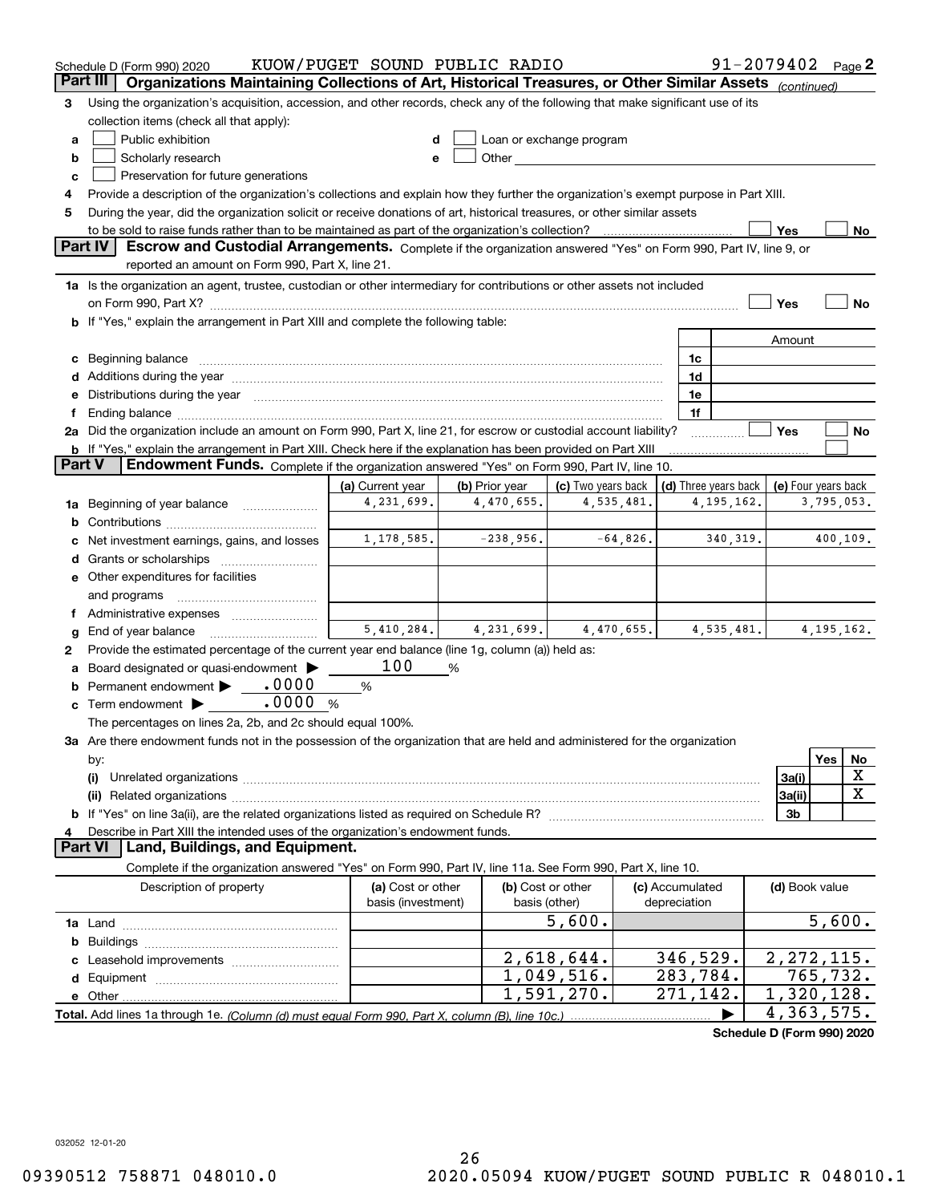Schedule D (Form 990) 2020 KUOW/PUGET SOUND PUBLIC RADIO 91-2079402 Page 2

**Part III** **Organizations Maintaining Collections of Art, Historical Treasures, or Other Similar Assets** *(continued)*

3 Using the organization's acquisition, accession, and other records, check any of the following that make significant use of its collection items (check all that apply):

- a ☐ Public exhibition
- b ☐ Scholarly research
- c ☐ Preservation for future generations
- d ☐ Loan or exchange program
- e ☐ Other

4 Provide a description of the organization's collections and explain how they further the organization's exempt purpose in Part XIII.

5 During the year, did the organization solicit or receive donations of art, historical treasures, or other similar assets to be sold to raise funds rather than to be maintained as part of the organization's collection? ☐ Yes ☐ No

**Part IV** **Escrow and Custodial Arrangements.** Complete if the organization answered "Yes" on Form 990, Part IV, line 9, or reported an amount on Form 990, Part X, line 21.

1a Is the organization an agent, trustee, custodian or other intermediary for contributions or other assets not included on Form 990, Part X? ☐ Yes ☐ No

b If "Yes," explain the arrangement in Part XIII and complete the following table:

| | | Amount |
|---|---|---|
| c Beginning balance | 1c | |
| d Additions during the year | 1d | |
| e Distributions during the year | 1e | |
| f Ending balance | 1f | |

2a Did the organization include an amount on Form 990, Part X, line 21, for escrow or custodial account liability? ☐ Yes ☐ No

b If "Yes," explain the arrangement in Part XIII. Check here if the explanation has been provided on Part XIII ☐

**Part V** **Endowment Funds.** Complete if the organization answered "Yes" on Form 990, Part IV, line 10.

| | (a) Current year | (b) Prior year | (c) Two years back | (d) Three years back | (e) Four years back |
|---|---|---|---|---|---|
| 1a Beginning of year balance | 4,231,699. | 4,470,655. | 4,535,481. | 4,195,162. | 3,795,053. |
| b Contributions | | | | | |
| c Net investment earnings, gains, and losses | 1,178,585. | -238,956. | -64,826. | 340,319. | 400,109. |
| d Grants or scholarships | | | | | |
| e Other expenditures for facilities and programs | | | | | |
| f Administrative expenses | | | | | |
| g End of year balance | 5,410,284. | 4,231,699. | 4,470,655. | 4,535,481. | 4,195,162. |

2 Provide the estimated percentage of the current year end balance (line 1g, column (a)) held as:

- a Board designated or quasi-endowment ▶ 100 %
- b Permanent endowment ▶ .0000 %
- c Term endowment ▶ .0000 %

The percentages on lines 2a, 2b, and 2c should equal 100%.

3a Are there endowment funds not in the possession of the organization that are held and administered for the organization by:

| | | Yes | No |
|---|---|---|---|
| (i) Unrelated organizations | 3a(i) | | X |
| (ii) Related organizations | 3a(ii) | | X |
| b If "Yes" on line 3a(ii), are the related organizations listed as required on Schedule R? | 3b | | |

4 Describe in Part XIII the intended uses of the organization's endowment funds.

**Part VI** **Land, Buildings, and Equipment.**

Complete if the organization answered "Yes" on Form 990, Part IV, line 11a. See Form 990, Part X, line 10.

| Description of property | (a) Cost or other basis (investment) | (b) Cost or other basis (other) | (c) Accumulated depreciation | (d) Book value |
|---|---|---|---|---|
| 1a Land | | 5,600. | | 5,600. |
| b Buildings | | | | |
| c Leasehold improvements | | 2,618,644. | 346,529. | 2,272,115. |
| d Equipment | | 1,049,516. | 283,784. | 765,732. |
| e Other | | 1,591,270. | 271,142. | 1,320,128. |
| **Total.** Add lines 1a through 1e. *(Column (d) must equal Form 990, Part X, column (B), line 10c.)* | | | ▶ | 4,363,575. |

**Schedule D (Form 990) 2020**

032052 12-01-20

09390512 758871 048010.0 2020.05094 KUOW/PUGET SOUND PUBLIC R 048010.1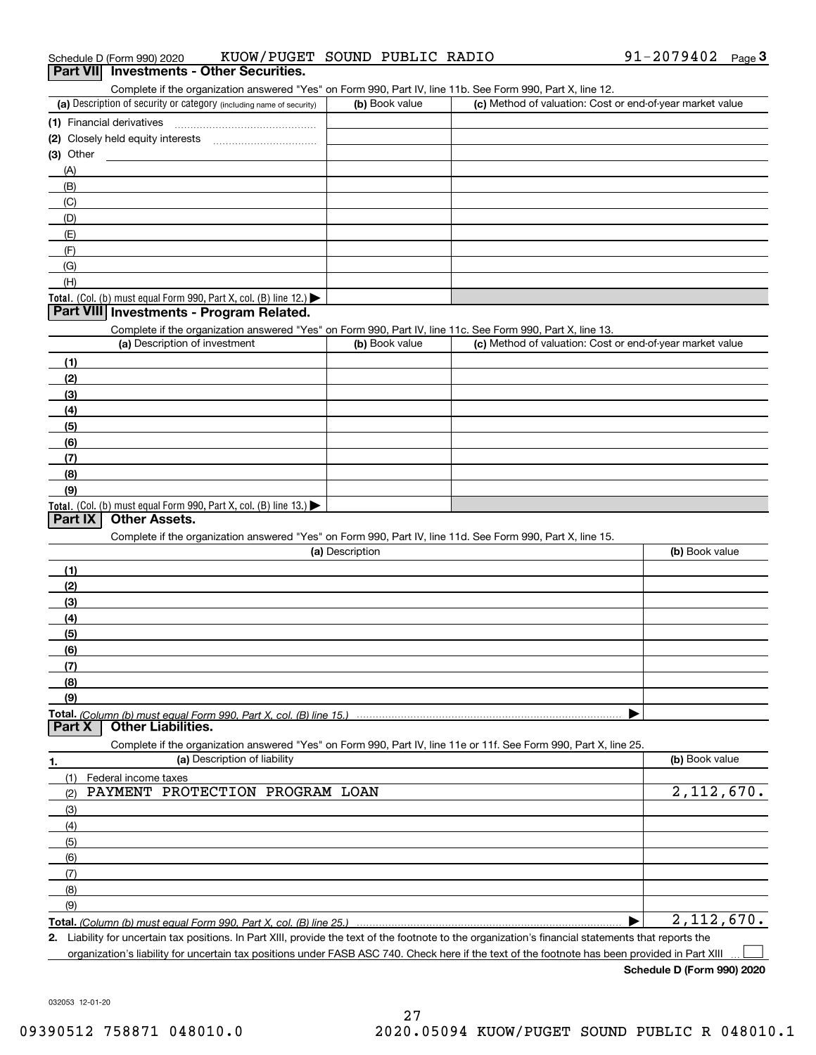Schedule D (Form 990) 2020 KUOW/PUGET SOUND PUBLIC RADIO 91-2079402 Page 3

## Part VII Investments - Other Securities.

Complete if the organization answered "Yes" on Form 990, Part IV, line 11b. See Form 990, Part X, line 12.

| (a) Description of security or category (including name of security) | (b) Book value | (c) Method of valuation: Cost or end-of-year market value |
|---|---|---|
| (1) Financial derivatives | | |
| (2) Closely held equity interests | | |
| (3) Other | | |
| (A) | | |
| (B) | | |
| (C) | | |
| (D) | | |
| (E) | | |
| (F) | | |
| (G) | | |
| (H) | | |
| **Total.** (Col. (b) must equal Form 990, Part X, col. (B) line 12.) | | |

## Part VIII Investments - Program Related.

Complete if the organization answered "Yes" on Form 990, Part IV, line 11c. See Form 990, Part X, line 13.

| (a) Description of investment | (b) Book value | (c) Method of valuation: Cost or end-of-year market value |
|---|---|---|
| (1) | | |
| (2) | | |
| (3) | | |
| (4) | | |
| (5) | | |
| (6) | | |
| (7) | | |
| (8) | | |
| (9) | | |
| **Total.** (Col. (b) must equal Form 990, Part X, col. (B) line 13.) | | |

## Part IX Other Assets.

Complete if the organization answered "Yes" on Form 990, Part IV, line 11d. See Form 990, Part X, line 15.

| (a) Description | (b) Book value |
|---|---|
| (1) | |
| (2) | |
| (3) | |
| (4) | |
| (5) | |
| (6) | |
| (7) | |
| (8) | |
| (9) | |
| **Total.** *(Column (b) must equal Form 990, Part X, col. (B) line 15.)* | |

## Part X Other Liabilities.

Complete if the organization answered "Yes" on Form 990, Part IV, line 11e or 11f. See Form 990, Part X, line 25.

| 1. (a) Description of liability | (b) Book value |
|---|---|
| (1) Federal income taxes | |
| (2) PAYMENT PROTECTION PROGRAM LOAN | 2,112,670. |
| (3) | |
| (4) | |
| (5) | |
| (6) | |
| (7) | |
| (8) | |
| (9) | |
| **Total.** *(Column (b) must equal Form 990, Part X, col. (B) line 25.)* | 2,112,670. |

**2.** Liability for uncertain tax positions. In Part XIII, provide the text of the footnote to the organization's financial statements that reports the organization's liability for uncertain tax positions under FASB ASC 740. Check here if the text of the footnote has been provided in Part XIII ☐

**Schedule D (Form 990) 2020**

032053 12-01-20

09390512 758871 048010.0 2020.05094 KUOW/PUGET SOUND PUBLIC R 048010.1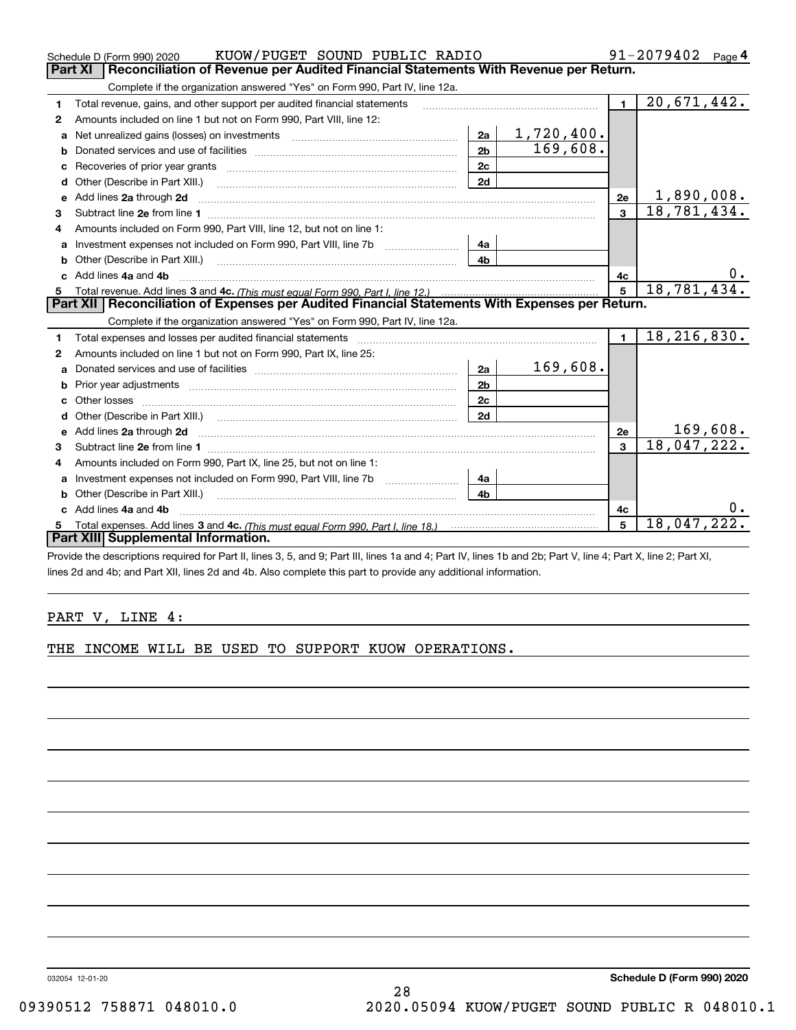Schedule D (Form 990) 2020 KUOW/PUGET SOUND PUBLIC RADIO 91-2079402 Page 4

## Part XI Reconciliation of Revenue per Audited Financial Statements With Revenue per Return.

Complete if the organization answered "Yes" on Form 990, Part IV, line 12a.

| | | | | | |
|---|---|---|---|---|---|
| 1 | Total revenue, gains, and other support per audited financial statements | | | 1 | 20,671,442. |
| 2 | Amounts included on line 1 but not on Form 990, Part VIII, line 12: | | | | |
| a | Net unrealized gains (losses) on investments | 2a | 1,720,400. | | |
| b | Donated services and use of facilities | 2b | 169,608. | | |
| c | Recoveries of prior year grants | 2c | | | |
| d | Other (Describe in Part XIII.) | 2d | | | |
| e | Add lines 2a through 2d | | | 2e | 1,890,008. |
| 3 | Subtract line 2e from line 1 | | | 3 | 18,781,434. |
| 4 | Amounts included on Form 990, Part VIII, line 12, but not on line 1: | | | | |
| a | Investment expenses not included on Form 990, Part VIII, line 7b | 4a | | | |
| b | Other (Describe in Part XIII.) | 4b | | | |
| c | Add lines 4a and 4b | | | 4c | 0. |
| 5 | Total revenue. Add lines 3 and 4c. *(This must equal Form 990, Part I, line 12.)* | | | 5 | 18,781,434. |

## Part XII Reconciliation of Expenses per Audited Financial Statements With Expenses per Return.

Complete if the organization answered "Yes" on Form 990, Part IV, line 12a.

| | | | | | |
|---|---|---|---|---|---|
| 1 | Total expenses and losses per audited financial statements | | | 1 | 18,216,830. |
| 2 | Amounts included on line 1 but not on Form 990, Part IX, line 25: | | | | |
| a | Donated services and use of facilities | 2a | 169,608. | | |
| b | Prior year adjustments | 2b | | | |
| c | Other losses | 2c | | | |
| d | Other (Describe in Part XIII.) | 2d | | | |
| e | Add lines 2a through 2d | | | 2e | 169,608. |
| 3 | Subtract line 2e from line 1 | | | 3 | 18,047,222. |
| 4 | Amounts included on Form 990, Part IX, line 25, but not on line 1: | | | | |
| a | Investment expenses not included on Form 990, Part VIII, line 7b | 4a | | | |
| b | Other (Describe in Part XIII.) | 4b | | | |
| c | Add lines 4a and 4b | | | 4c | 0. |
| 5 | Total expenses. Add lines 3 and 4c. *(This must equal Form 990, Part I, line 18.)* | | | 5 | 18,047,222. |

## Part XIII Supplemental Information.

Provide the descriptions required for Part II, lines 3, 5, and 9; Part III, lines 1a and 4; Part IV, lines 1b and 2b; Part V, line 4; Part X, line 2; Part XI, lines 2d and 4b; and Part XII, lines 2d and 4b. Also complete this part to provide any additional information.

PART V, LINE 4:

THE INCOME WILL BE USED TO SUPPORT KUOW OPERATIONS.

032054 12-01-20 Schedule D (Form 990) 2020

09390512 758871 048010.0 2020.05094 KUOW/PUGET SOUND PUBLIC R 048010.1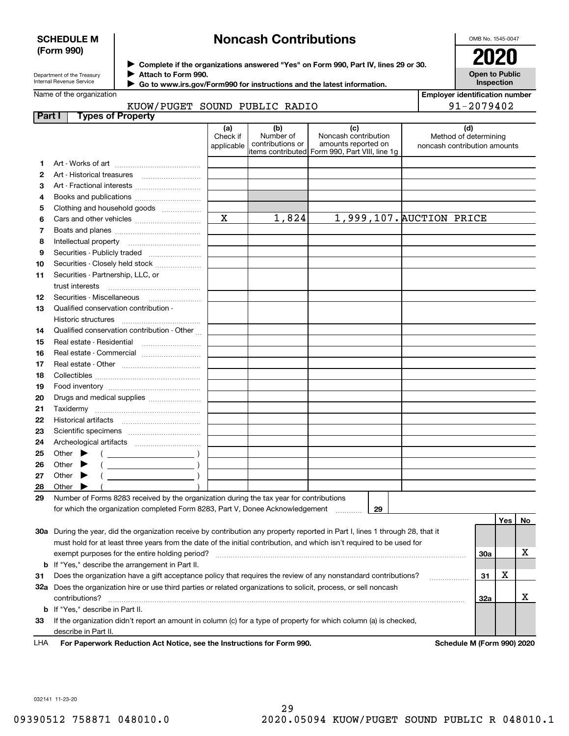**SCHEDULE M (Form 990)**

# Noncash Contributions

OMB No. 1545-0047

**2020**

**Open to Public Inspection**

Department of the Treasury Internal Revenue Service

▶ Complete if the organizations answered "Yes" on Form 990, Part IV, lines 29 or 30.
▶ Attach to Form 990.
▶ Go to www.irs.gov/Form990 for instructions and the latest information.

Name of the organization: KUOW/PUGET SOUND PUBLIC RADIO

Employer identification number: 91-2079402

## Part I Types of Property

| | | (a) Check if applicable | (b) Number of contributions or items contributed | (c) Noncash contribution amounts reported on Form 990, Part VIII, line 1g | (d) Method of determining noncash contribution amounts |
|---|---|---|---|---|---|
| 1 | Art - Works of art | | | | |
| 2 | Art - Historical treasures | | | | |
| 3 | Art - Fractional interests | | | | |
| 4 | Books and publications | | | | |
| 5 | Clothing and household goods | | | | |
| 6 | Cars and other vehicles | X | 1,824 | 1,999,107. | AUCTION PRICE |
| 7 | Boats and planes | | | | |
| 8 | Intellectual property | | | | |
| 9 | Securities - Publicly traded | | | | |
| 10 | Securities - Closely held stock | | | | |
| 11 | Securities - Partnership, LLC, or trust interests | | | | |
| 12 | Securities - Miscellaneous | | | | |
| 13 | Qualified conservation contribution - Historic structures | | | | |
| 14 | Qualified conservation contribution - Other | | | | |
| 15 | Real estate - Residential | | | | |
| 16 | Real estate - Commercial | | | | |
| 17 | Real estate - Other | | | | |
| 18 | Collectibles | | | | |
| 19 | Food inventory | | | | |
| 20 | Drugs and medical supplies | | | | |
| 21 | Taxidermy | | | | |
| 22 | Historical artifacts | | | | |
| 23 | Scientific specimens | | | | |
| 24 | Archeological artifacts | | | | |
| 25 | Other ▶ ( ) | | | | |
| 26 | Other ▶ ( ) | | | | |
| 27 | Other ▶ ( ) | | | | |
| 28 | Other ▶ ( ) | | | | |

29 Number of Forms 8283 received by the organization during the tax year for contributions for which the organization completed Form 8283, Part V, Donee Acknowledgement ..... 29

| | | | Yes | No |
|---|---|---|---|---|
| 30a | During the year, did the organization receive by contribution any property reported in Part I, lines 1 through 28, that it must hold for at least three years from the date of the initial contribution, and which isn't required to be used for exempt purposes for the entire holding period? | 30a | | X |
| b | If "Yes," describe the arrangement in Part II. | | | |
| 31 | Does the organization have a gift acceptance policy that requires the review of any nonstandard contributions? | 31 | X | |
| 32a | Does the organization hire or use third parties or related organizations to solicit, process, or sell noncash contributions? | 32a | | X |
| b | If "Yes," describe in Part II. | | | |
| 33 | If the organization didn't report an amount in column (c) for a type of property for which column (a) is checked, describe in Part II. | | | |

LHA **For Paperwork Reduction Act Notice, see the Instructions for Form 990.** **Schedule M (Form 990) 2020**

032141 11-23-20

09390512 758871 048010.0 2020.05094 KUOW/PUGET SOUND PUBLIC R 048010.1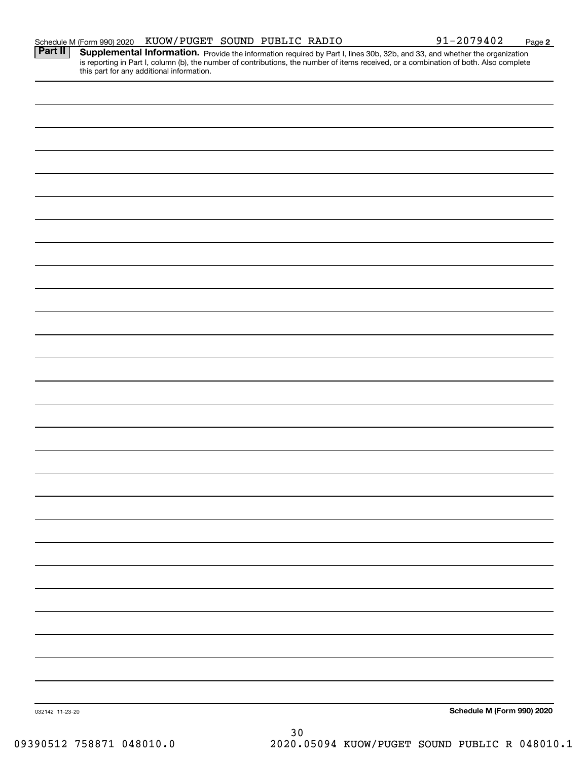Schedule M (Form 990) 2020 KUOW/PUGET SOUND PUBLIC RADIO 91-2079402 Page **2**

**Part II** **Supplemental Information.** Provide the information required by Part I, lines 30b, 32b, and 33, and whether the organization is reporting in Part I, column (b), the number of contributions, the number of items received, or a combination of both. Also complete this part for any additional information.

032142 11-23-20 **Schedule M (Form 990) 2020**

09390512 758871 048010.0 2020.05094 KUOW/PUGET SOUND PUBLIC R 048010.1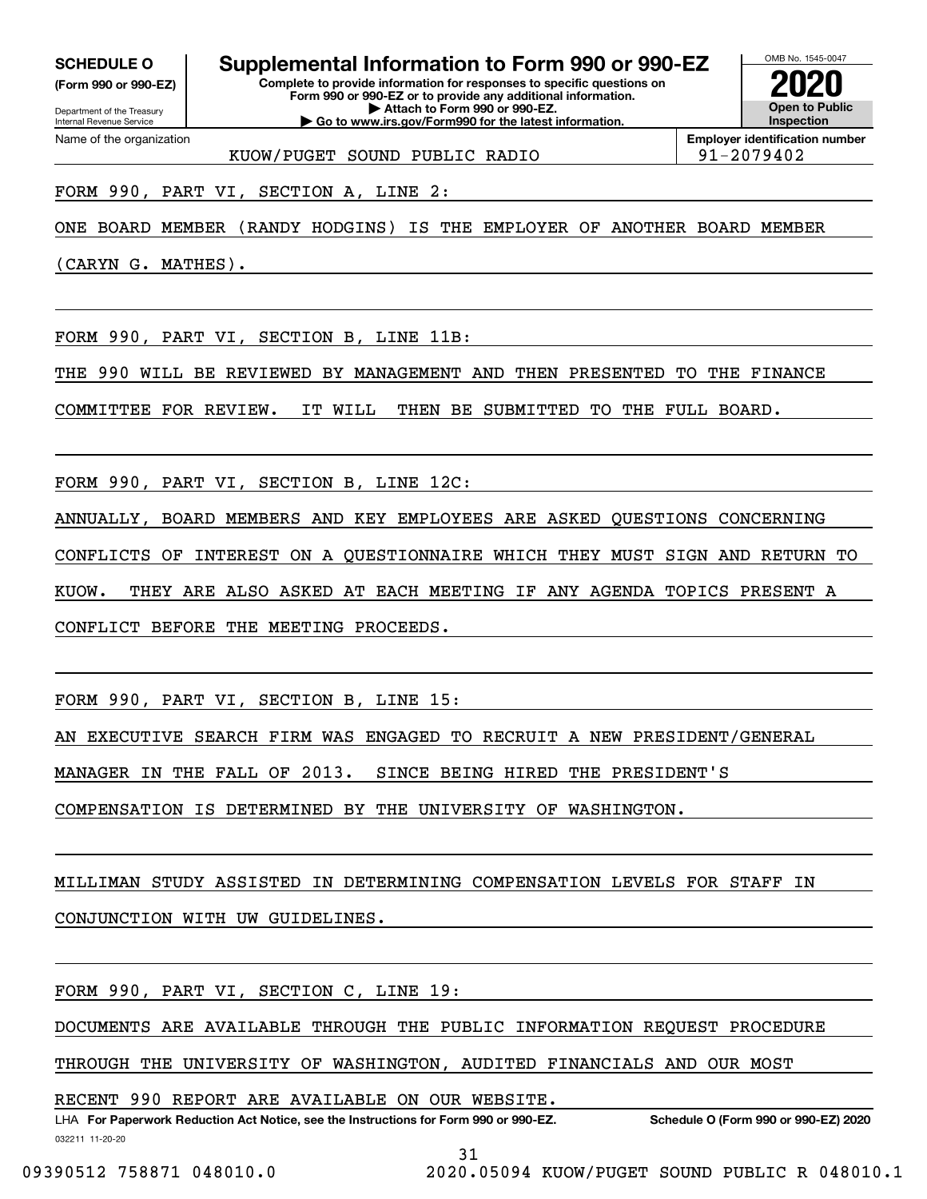**SCHEDULE O**
**(Form 990 or 990-EZ)**

Department of the Treasury
Internal Revenue Service

# Supplemental Information to Form 990 or 990-EZ

**Complete to provide information for responses to specific questions on Form 990 or 990-EZ or to provide any additional information.**
**▶ Attach to Form 990 or 990-EZ.**
**▶ Go to www.irs.gov/Form990 for the latest information.**

OMB No. 1545-0047
**2020**
**Open to Public Inspection**

Name of the organization: KUOW/PUGET SOUND PUBLIC RADIO

**Employer identification number:** 91-2079402

FORM 990, PART VI, SECTION A, LINE 2:

ONE BOARD MEMBER (RANDY HODGINS) IS THE EMPLOYER OF ANOTHER BOARD MEMBER (CARYN G. MATHES).

FORM 990, PART VI, SECTION B, LINE 11B:

THE 990 WILL BE REVIEWED BY MANAGEMENT AND THEN PRESENTED TO THE FINANCE COMMITTEE FOR REVIEW. IT WILL THEN BE SUBMITTED TO THE FULL BOARD.

FORM 990, PART VI, SECTION B, LINE 12C:

ANNUALLY, BOARD MEMBERS AND KEY EMPLOYEES ARE ASKED QUESTIONS CONCERNING CONFLICTS OF INTEREST ON A QUESTIONNAIRE WHICH THEY MUST SIGN AND RETURN TO KUOW. THEY ARE ALSO ASKED AT EACH MEETING IF ANY AGENDA TOPICS PRESENT A CONFLICT BEFORE THE MEETING PROCEEDS.

FORM 990, PART VI, SECTION B, LINE 15:

AN EXECUTIVE SEARCH FIRM WAS ENGAGED TO RECRUIT A NEW PRESIDENT/GENERAL MANAGER IN THE FALL OF 2013. SINCE BEING HIRED THE PRESIDENT'S COMPENSATION IS DETERMINED BY THE UNIVERSITY OF WASHINGTON.

MILLIMAN STUDY ASSISTED IN DETERMINING COMPENSATION LEVELS FOR STAFF IN CONJUNCTION WITH UW GUIDELINES.

FORM 990, PART VI, SECTION C, LINE 19:

DOCUMENTS ARE AVAILABLE THROUGH THE PUBLIC INFORMATION REQUEST PROCEDURE THROUGH THE UNIVERSITY OF WASHINGTON, AUDITED FINANCIALS AND OUR MOST RECENT 990 REPORT ARE AVAILABLE ON OUR WEBSITE.

LHA **For Paperwork Reduction Act Notice, see the Instructions for Form 990 or 990-EZ.** **Schedule O (Form 990 or 990-EZ) 2020**

032211 11-20-20

09390512 758871 048010.0 2020.05094 KUOW/PUGET SOUND PUBLIC R 048010.1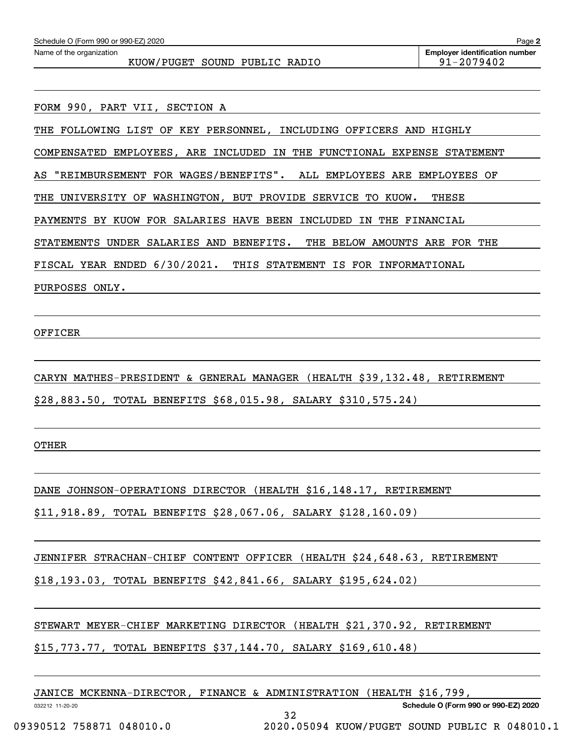Schedule O (Form 990 or 990-EZ) 2020

Name of the organization: KUOW/PUGET SOUND PUBLIC RADIO

Employer identification number: 91-2079402

FORM 990, PART VII, SECTION A

THE FOLLOWING LIST OF KEY PERSONNEL, INCLUDING OFFICERS AND HIGHLY COMPENSATED EMPLOYEES, ARE INCLUDED IN THE FUNCTIONAL EXPENSE STATEMENT AS "REIMBURSEMENT FOR WAGES/BENEFITS". ALL EMPLOYEES ARE EMPLOYEES OF THE UNIVERSITY OF WASHINGTON, BUT PROVIDE SERVICE TO KUOW. THESE PAYMENTS BY KUOW FOR SALARIES HAVE BEEN INCLUDED IN THE FINANCIAL STATEMENTS UNDER SALARIES AND BENEFITS. THE BELOW AMOUNTS ARE FOR THE FISCAL YEAR ENDED 6/30/2021. THIS STATEMENT IS FOR INFORMATIONAL PURPOSES ONLY.

OFFICER

CARYN MATHES-PRESIDENT & GENERAL MANAGER (HEALTH $39,132.48, RETIREMENT $28,883.50, TOTAL BENEFITS $68,015.98, SALARY $310,575.24)

OTHER

DANE JOHNSON-OPERATIONS DIRECTOR (HEALTH $16,148.17, RETIREMENT $11,918.89, TOTAL BENEFITS $28,067.06, SALARY $128,160.09)

JENNIFER STRACHAN-CHIEF CONTENT OFFICER (HEALTH $24,648.63, RETIREMENT $18,193.03, TOTAL BENEFITS $42,841.66, SALARY $195,624.02)

STEWART MEYER-CHIEF MARKETING DIRECTOR (HEALTH $21,370.92, RETIREMENT $15,773.77, TOTAL BENEFITS $37,144.70, SALARY $169,610.48)

JANICE MCKENNA-DIRECTOR, FINANCE & ADMINISTRATION (HEALTH $16,799,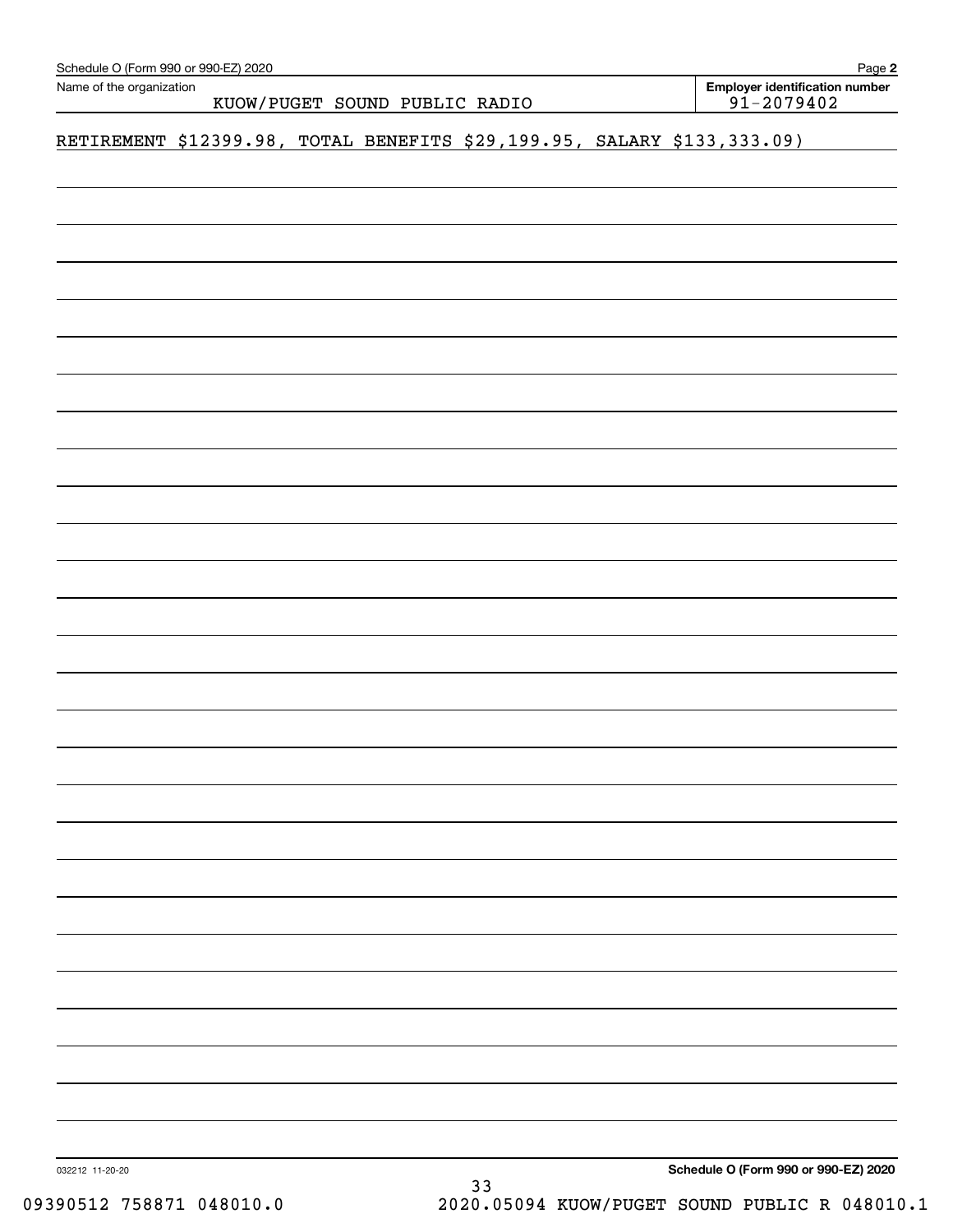Schedule O (Form 990 or 990-EZ) 2020

Name of the organization: KUOW/PUGET SOUND PUBLIC RADIO

**Employer identification number:** 91-2079402

RETIREMENT $12399.98, TOTAL BENEFITS $29,199.95, SALARY $133,333.09)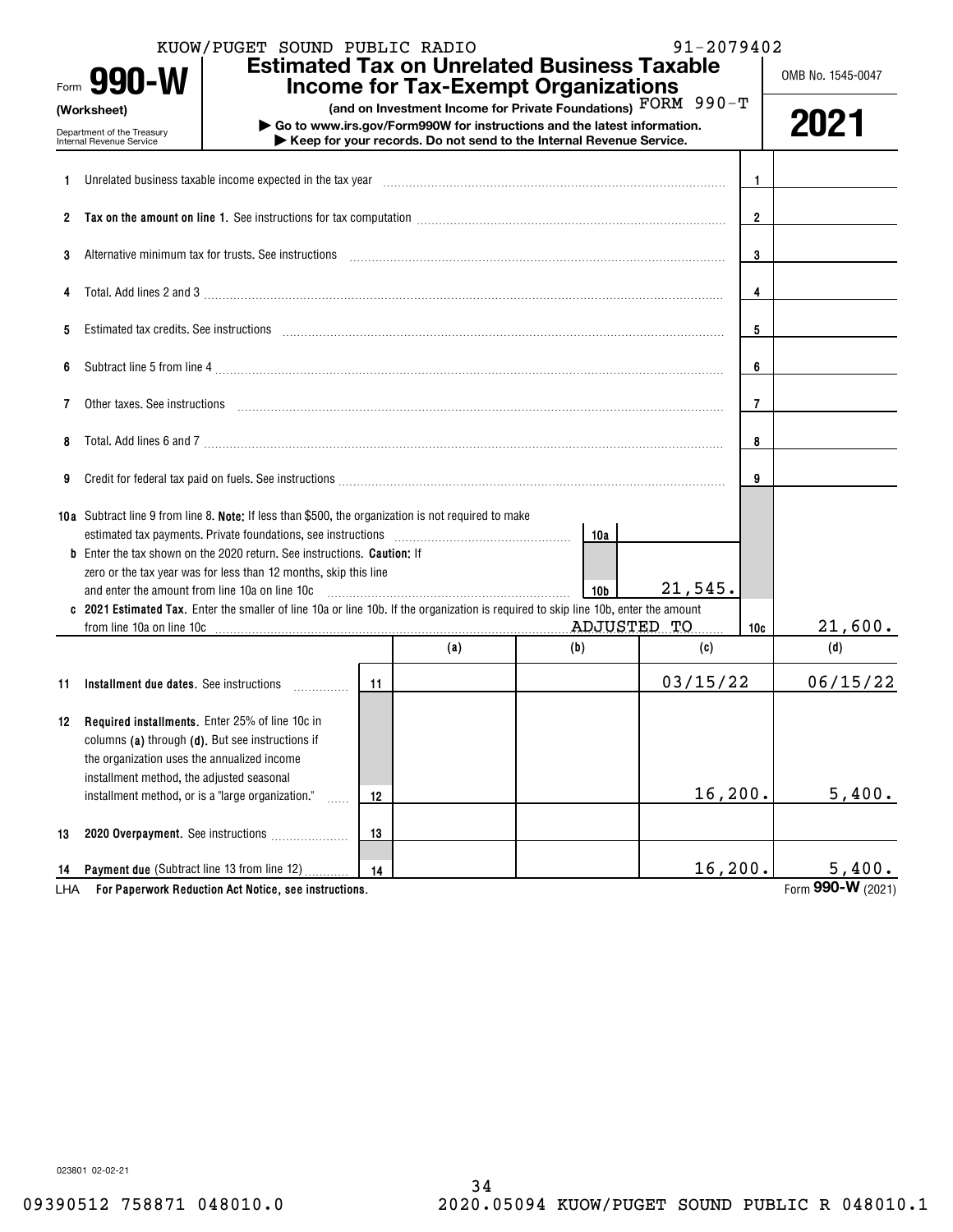KUOW/PUGET SOUND PUBLIC RADIO 91-2079402

# Form 990-W (Worksheet)

**Estimated Tax on Unrelated Business Taxable Income for Tax-Exempt Organizations**

**(and on Investment Income for Private Foundations)** FORM 990-T

▶ Go to www.irs.gov/Form990W for instructions and the latest information.

▶ Keep for your records. Do not send to the Internal Revenue Service.

Department of the Treasury Internal Revenue Service

OMB No. 1545-0047

**2021**

| Line | Description | | Amount |
|---|---|---|---|
| 1 | Unrelated business taxable income expected in the tax year | 1 | |
| 2 | **Tax on the amount on line 1.** See instructions for tax computation | 2 | |
| 3 | Alternative minimum tax for trusts. See instructions | 3 | |
| 4 | Total. Add lines 2 and 3 | 4 | |
| 5 | Estimated tax credits. See instructions | 5 | |
| 6 | Subtract line 5 from line 4 | 6 | |
| 7 | Other taxes. See instructions | 7 | |
| 8 | Total. Add lines 6 and 7 | 8 | |
| 9 | Credit for federal tax paid on fuels. See instructions | 9 | |
| 10a | Subtract line 9 from line 8. **Note:** If less than $500, the organization is not required to make estimated tax payments. Private foundations, see instructions | 10a | |
| b | Enter the tax shown on the 2020 return. See instructions. **Caution:** If zero or the tax year was for less than 12 months, skip this line and enter the amount from line 10a on line 10c | 10b | 21,545. |
| c | **2021 Estimated Tax.** Enter the smaller of line 10a or line 10b. If the organization is required to skip line 10b, enter the amount from line 10a on line 10c ADJUSTED TO | 10c | 21,600. |

| Line | Description | | (a) | (b) | (c) | (d) |
|---|---|---|---|---|---|---|
| 11 | **Installment due dates.** See instructions | 11 | | | 03/15/22 | 06/15/22 |
| 12 | **Required installments.** Enter 25% of line 10c in columns **(a)** through **(d)**. But see instructions if the organization uses the annualized income installment method, the adjusted seasonal installment method, or is a "large organization." | 12 | | | 16,200. | 5,400. |
| 13 | **2020 Overpayment.** See instructions | 13 | | | | |
| 14 | **Payment due** (Subtract line 13 from line 12) | 14 | | | 16,200. | 5,400. |

LHA **For Paperwork Reduction Act Notice, see instructions.**

Form **990-W** (2021)

023801 02-02-21

09390512 758871 048010.0 2020.05094 KUOW/PUGET SOUND PUBLIC R 048010.1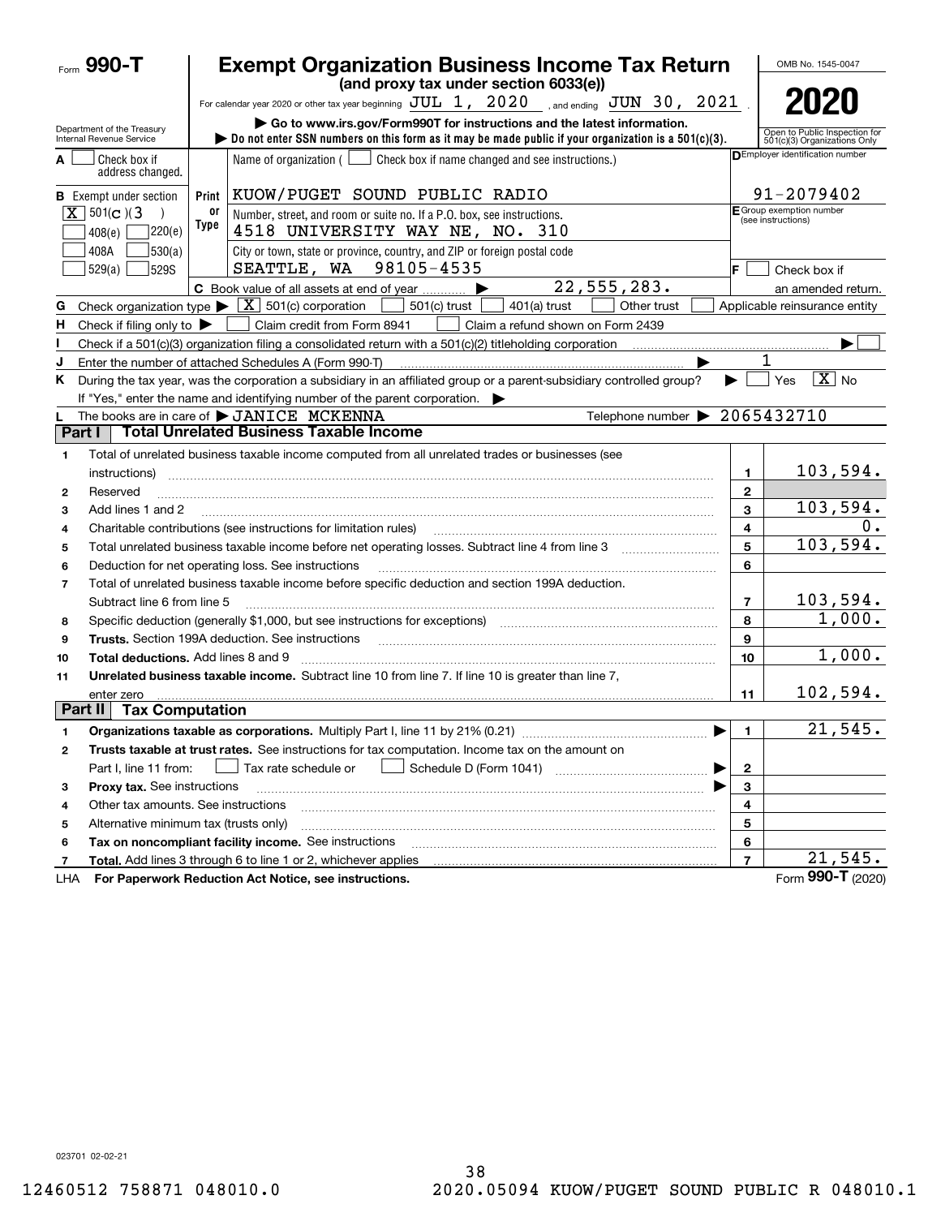# Form 990-T

## Exempt Organization Business Income Tax Return

**(and proxy tax under section 6033(e))**

For calendar year 2020 or other tax year beginning JUL 1, 2020, and ending JUN 30, 2021.

▶ Go to www.irs.gov/Form990T for instructions and the latest information.

▶ Do not enter SSN numbers on this form as it may be made public if your organization is a 501(c)(3).

OMB No. 1545-0047

**2020**

Open to Public Inspection for 501(c)(3) Organizations Only

Department of the Treasury
Internal Revenue Service

**A** ☐ Check box if address changed.

**B** Exempt under section
[X] 501(c)(3)
☐ 408(e) ☐ 220(e)
☐ 408A ☐ 530(a)
☐ 529(a) ☐ 529S

Name of organization ( ☐ Check box if name changed and see instructions.)

KUOW/PUGET SOUND PUBLIC RADIO

Number, street, and room or suite no. If a P.O. box, see instructions.

4518 UNIVERSITY WAY NE, NO. 310

City or town, state or province, country, and ZIP or foreign postal code

SEATTLE, WA 98105-4535

**D** Employer identification number: 91-2079402

**E** Group exemption number (see instructions)

**F** ☐ Check box if an amended return.

**C** Book value of all assets at end of year ▶ 22,555,283.

**G** Check organization type ▶ [X] 501(c) corporation ☐ 501(c) trust ☐ 401(a) trust ☐ Other trust ☐ Applicable reinsurance entity

**H** Check if filing only to ▶ ☐ Claim credit from Form 8941 ☐ Claim a refund shown on Form 2439

**I** Check if a 501(c)(3) organization filing a consolidated return with a 501(c)(2) titleholding corporation ▶ ☐

**J** Enter the number of attached Schedules A (Form 990-T) ▶ 1

**K** During the tax year, was the corporation a subsidiary in an affiliated group or a parent-subsidiary controlled group? ▶ ☐ Yes [X] No

If "Yes," enter the name and identifying number of the parent corporation. ▶

**L** The books are in care of ▶ JANICE MCKENNA    Telephone number ▶ 2065432710

### Part I Total Unrelated Business Taxable Income

| | | Line | Amount |
|---|---|---|---|
| 1 | Total of unrelated business taxable income computed from all unrelated trades or businesses (see instructions) | 1 | 103,594. |
| 2 | Reserved | 2 | |
| 3 | Add lines 1 and 2 | 3 | 103,594. |
| 4 | Charitable contributions (see instructions for limitation rules) | 4 | 0. |
| 5 | Total unrelated business taxable income before net operating losses. Subtract line 4 from line 3 | 5 | 103,594. |
| 6 | Deduction for net operating loss. See instructions | 6 | |
| 7 | Total of unrelated business taxable income before specific deduction and section 199A deduction. Subtract line 6 from line 5 | 7 | 103,594. |
| 8 | Specific deduction (generally $1,000, but see instructions for exceptions) | 8 | 1,000. |
| 9 | **Trusts.** Section 199A deduction. See instructions | 9 | |
| 10 | **Total deductions.** Add lines 8 and 9 | 10 | 1,000. |
| 11 | **Unrelated business taxable income.** Subtract line 10 from line 7. If line 10 is greater than line 7, enter zero | 11 | 102,594. |

### Part II Tax Computation

| | | Line | Amount |
|---|---|---|---|
| 1 | **Organizations taxable as corporations.** Multiply Part I, line 11 by 21% (0.21) ▶ | 1 | 21,545. |
| 2 | **Trusts taxable at trust rates.** See instructions for tax computation. Income tax on the amount on Part I, line 11 from: ☐ Tax rate schedule or ☐ Schedule D (Form 1041) ▶ | 2 | |
| 3 | **Proxy tax.** See instructions ▶ | 3 | |
| 4 | Other tax amounts. See instructions | 4 | |
| 5 | Alternative minimum tax (trusts only) | 5 | |
| 6 | **Tax on noncompliant facility income.** See instructions | 6 | |
| 7 | **Total.** Add lines 3 through 6 to line 1 or 2, whichever applies | 7 | 21,545. |

LHA **For Paperwork Reduction Act Notice, see instructions.** Form **990-T** (2020)

023701 02-02-21

12460512 758871 048010.0    2020.05094 KUOW/PUGET SOUND PUBLIC R 048010.1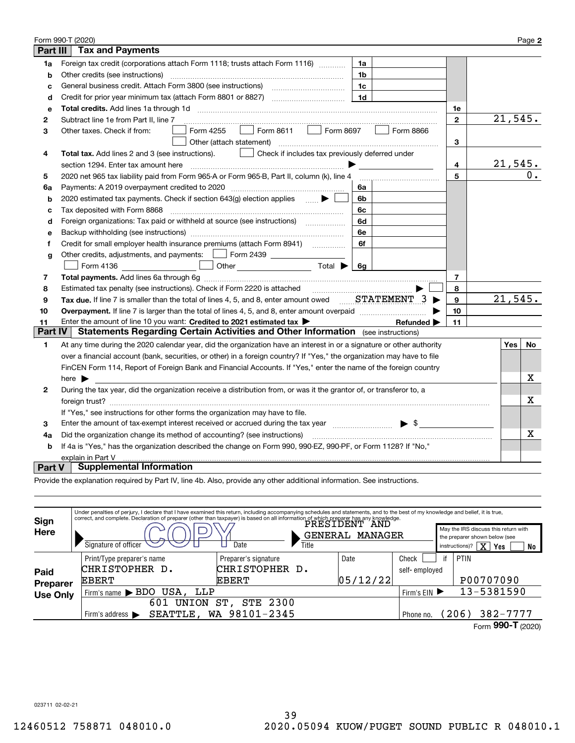Form 990-T (2020)

## Part III Tax and Payments

| Line | Description | | | | |
|---|---|---|---|---|---|
| 1a | Foreign tax credit (corporations attach Form 1118; trusts attach Form 1116) | 1a | | | |
| b | Other credits (see instructions) | 1b | | | |
| c | General business credit. Attach Form 3800 (see instructions) | 1c | | | |
| d | Credit for prior year minimum tax (attach Form 8801 or 8827) | 1d | | | |
| e | **Total credits.** Add lines 1a through 1d | | | 1e | |
| 2 | Subtract line 1e from Part II, line 7 | | | 2 | 21,545. |
| 3 | Other taxes. Check if from: ☐ Form 4255 ☐ Form 8611 ☐ Form 8697 ☐ Form 8866 ☐ Other (attach statement) | | | 3 | |
| 4 | **Total tax.** Add lines 2 and 3 (see instructions). ☐ Check if includes tax previously deferred under section 1294. Enter tax amount here ▶ | | | 4 | 21,545. |
| 5 | 2020 net 965 tax liability paid from Form 965-A or Form 965-B, Part II, column (k), line 4 | | | 5 | 0. |
| 6a | Payments: A 2019 overpayment credited to 2020 | 6a | | | |
| b | 2020 estimated tax payments. Check if section 643(g) election applies ▶ ☐ | 6b | | | |
| c | Tax deposited with Form 8868 | 6c | | | |
| d | Foreign organizations: Tax paid or withheld at source (see instructions) | 6d | | | |
| e | Backup withholding (see instructions) | 6e | | | |
| f | Credit for small employer health insurance premiums (attach Form 8941) | 6f | | | |
| g | Other credits, adjustments, and payments: ☐ Form 2439 ☐ Form 4136 ☐ Other Total ▶ | 6g | | | |
| 7 | **Total payments.** Add lines 6a through 6g | | | 7 | |
| 8 | Estimated tax penalty (see instructions). Check if Form 2220 is attached ▶ ☐ | | | 8 | |
| 9 | **Tax due.** If line 7 is smaller than the total of lines 4, 5, and 8, enter amount owed STATEMENT 3 ▶ | | | 9 | 21,545. |
| 10 | **Overpayment.** If line 7 is larger than the total of lines 4, 5, and 8, enter amount overpaid ▶ | | | 10 | |
| 11 | Enter the amount of line 10 you want: **Credited to 2021 estimated tax** ▶ **Refunded** ▶ | | | 11 | |

## Part IV Statements Regarding Certain Activities and Other Information (see instructions)

| Line | Question | Yes | No |
|---|---|---|---|
| 1 | At any time during the 2020 calendar year, did the organization have an interest in or a signature or other authority over a financial account (bank, securities, or other) in a foreign country? If "Yes," the organization may have to file FinCEN Form 114, Report of Foreign Bank and Financial Accounts. If "Yes," enter the name of the foreign country here ▶ | | X |
| 2 | During the tax year, did the organization receive a distribution from, or was it the grantor of, or transferor to, a foreign trust? If "Yes," see instructions for other forms the organization may have to file. | | X |
| 3 | Enter the amount of tax-exempt interest received or accrued during the tax year ▶ $ | | |
| 4a | Did the organization change its method of accounting? (see instructions) | | X |
| b | If 4a is "Yes," has the organization described the change on Form 990, 990-EZ, 990-PF, or Form 1128? If "No," explain in Part V | | |

## Part V Supplemental Information

Provide the explanation required by Part IV, line 4b. Also, provide any other additional information. See instructions.

**Sign Here**

Under penalties of perjury, I declare that I have examined this return, including accompanying schedules and statements, and to the best of my knowledge and belief, it is true, correct, and complete. Declaration of preparer (other than taxpayer) is based on all information of which preparer has any knowledge.

Signature of officer: COPY | Date | Title: PRESIDENT AND GENERAL MANAGER

May the IRS discuss this return with the preparer shown below (see instructions)? ☒ Yes ☐ No

**Paid Preparer Use Only**

| Print/Type preparer's name | Preparer's signature | Date | Check ☐ if self-employed | PTIN |
|---|---|---|---|---|
| CHRISTOPHER D. EBERT | CHRISTOPHER D. EBERT | 05/12/22 | | P00707090 |

Firm's name ▶ BDO USA, LLP — Firm's EIN ▶ 13-5381590

Firm's address ▶ 601 UNION ST, STE 2300, SEATTLE, WA 98101-2345 — Phone no. (206) 382-7777

Form **990-T** (2020)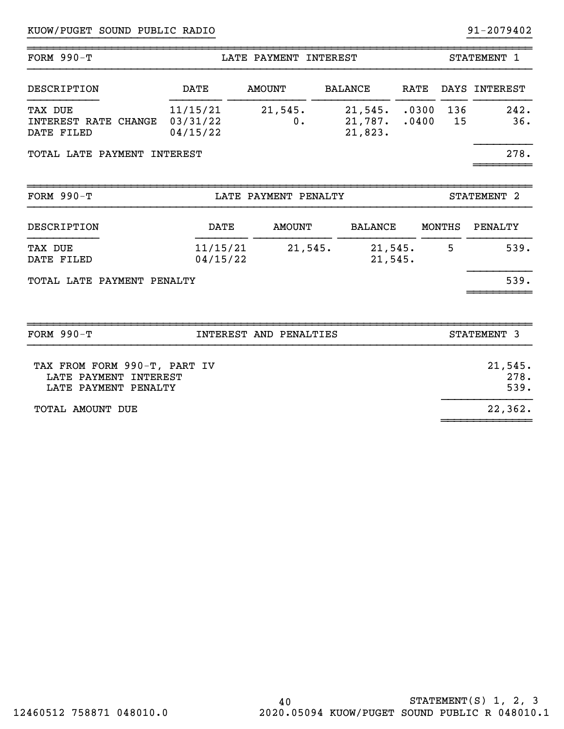KUOW/PUGET SOUND PUBLIC RADIO 91-2079402

## FORM 990-T — LATE PAYMENT INTEREST — STATEMENT 1

| DESCRIPTION | DATE | AMOUNT | BALANCE | RATE | DAYS | INTEREST |
|---|---|---|---|---|---|---|
| TAX DUE | 11/15/21 | 21,545. | 21,545. | .0300 | 136 | 242. |
| INTEREST RATE CHANGE | 03/31/22 | 0. | 21,787. | .0400 | 15 | 36. |
| DATE FILED | 04/15/22 | | 21,823. | | | |
| TOTAL LATE PAYMENT INTEREST | | | | | | 278. |

## FORM 990-T — LATE PAYMENT PENALTY — STATEMENT 2

| DESCRIPTION | DATE | AMOUNT | BALANCE | MONTHS | PENALTY |
|---|---|---|---|---|---|
| TAX DUE | 11/15/21 | 21,545. | 21,545. | 5 | 539. |
| DATE FILED | 04/15/22 | | 21,545. | | |
| TOTAL LATE PAYMENT PENALTY | | | | | 539. |

## FORM 990-T — INTEREST AND PENALTIES — STATEMENT 3

| | |
|---|---|
| TAX FROM FORM 990-T, PART IV | 21,545. |
| LATE PAYMENT INTEREST | 278. |
| LATE PAYMENT PENALTY | 539. |
| TOTAL AMOUNT DUE | 22,362. |

STATEMENT(S) 1, 2, 3

12460512 758871 048010.0 2020.05094 KUOW/PUGET SOUND PUBLIC R 048010.1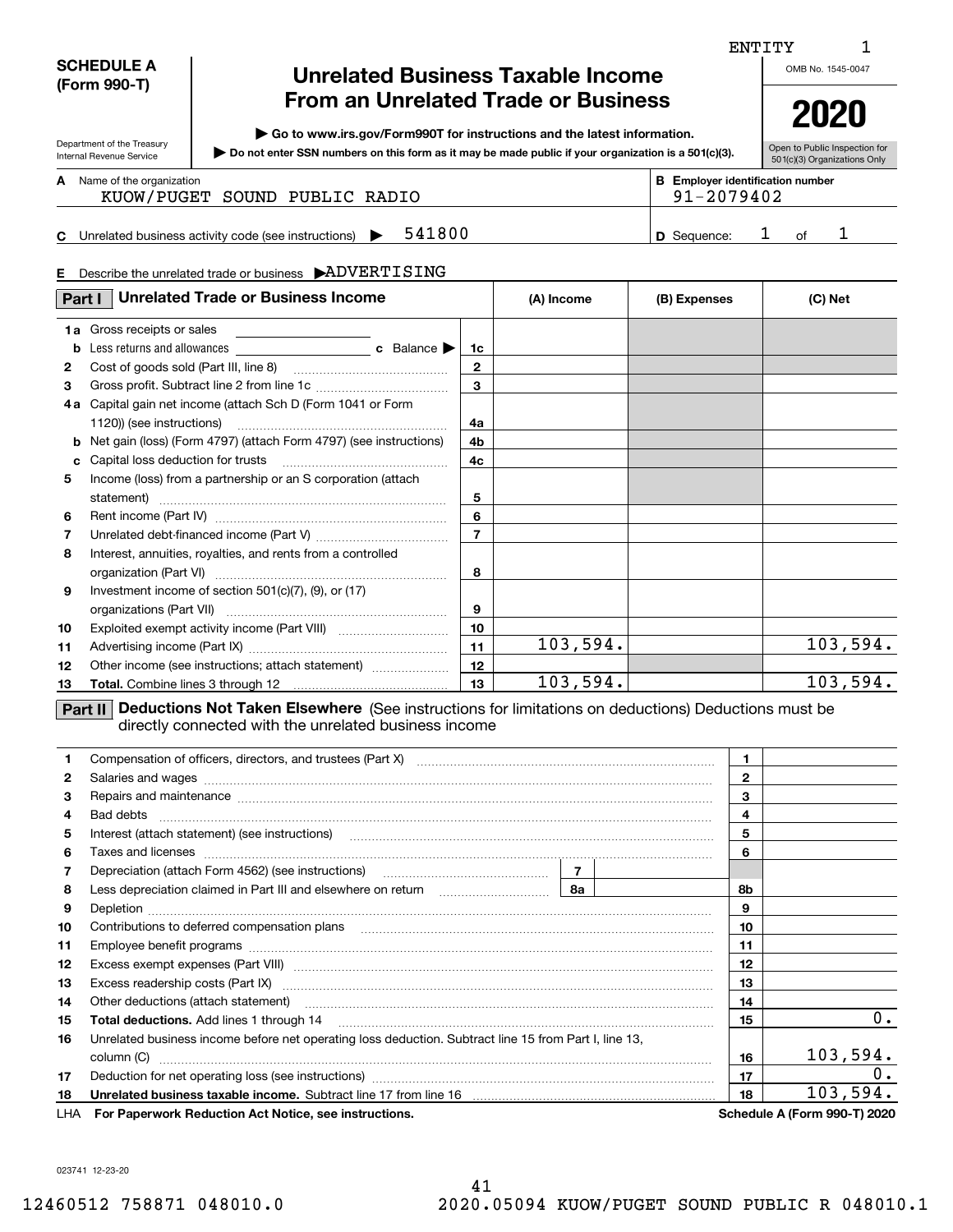ENTITY 1

**SCHEDULE A (Form 990-T)**

Department of the Treasury
Internal Revenue Service

# Unrelated Business Taxable Income From an Unrelated Trade or Business

▶ Go to www.irs.gov/Form990T for instructions and the latest information.

▶ Do not enter SSN numbers on this form as it may be made public if your organization is a 501(c)(3).

OMB No. 1545-0047

**2020**

Open to Public Inspection for 501(c)(3) Organizations Only

**A** Name of the organization: KUOW/PUGET SOUND PUBLIC RADIO

**B** Employer identification number: 91-2079402

**C** Unrelated business activity code (see instructions) ▶ 541800

**D** Sequence: 1 of 1

**E** Describe the unrelated trade or business ▶ADVERTISING

## Part I Unrelated Trade or Business Income

| | | | (A) Income | (B) Expenses | (C) Net |
|---|---|---|---|---|---|
| 1a | Gross receipts or sales | | | | |
| b | Less returns and allowances c Balance ▶ | 1c | | | |
| 2 | Cost of goods sold (Part III, line 8) | 2 | | | |
| 3 | Gross profit. Subtract line 2 from line 1c | 3 | | | |
| 4a | Capital gain net income (attach Sch D (Form 1041 or Form 1120)) (see instructions) | 4a | | | |
| b | Net gain (loss) (Form 4797) (attach Form 4797) (see instructions) | 4b | | | |
| c | Capital loss deduction for trusts | 4c | | | |
| 5 | Income (loss) from a partnership or an S corporation (attach statement) | 5 | | | |
| 6 | Rent income (Part IV) | 6 | | | |
| 7 | Unrelated debt-financed income (Part V) | 7 | | | |
| 8 | Interest, annuities, royalties, and rents from a controlled organization (Part VI) | 8 | | | |
| 9 | Investment income of section 501(c)(7), (9), or (17) organizations (Part VII) | 9 | | | |
| 10 | Exploited exempt activity income (Part VIII) | 10 | | | |
| 11 | Advertising income (Part IX) | 11 | 103,594. | | 103,594. |
| 12 | Other income (see instructions; attach statement) | 12 | | | |
| 13 | **Total.** Combine lines 3 through 12 | 13 | 103,594. | | 103,594. |

## Part II Deductions Not Taken Elsewhere

(See instructions for limitations on deductions) Deductions must be directly connected with the unrelated business income

| | | | |
|---|---|---|---|
| 1 | Compensation of officers, directors, and trustees (Part X) | 1 | |
| 2 | Salaries and wages | 2 | |
| 3 | Repairs and maintenance | 3 | |
| 4 | Bad debts | 4 | |
| 5 | Interest (attach statement) (see instructions) | 5 | |
| 6 | Taxes and licenses | 6 | |
| 7 | Depreciation (attach Form 4562) (see instructions) 7 | | |
| 8 | Less depreciation claimed in Part III and elsewhere on return 8a | 8b | |
| 9 | Depletion | 9 | |
| 10 | Contributions to deferred compensation plans | 10 | |
| 11 | Employee benefit programs | 11 | |
| 12 | Excess exempt expenses (Part VIII) | 12 | |
| 13 | Excess readership costs (Part IX) | 13 | |
| 14 | Other deductions (attach statement) | 14 | |
| 15 | **Total deductions.** Add lines 1 through 14 | 15 | 0. |
| 16 | Unrelated business income before net operating loss deduction. Subtract line 15 from Part I, line 13, column (C) | 16 | 103,594. |
| 17 | Deduction for net operating loss (see instructions) | 17 | 0. |
| 18 | **Unrelated business taxable income.** Subtract line 17 from line 16 | 18 | 103,594. |

LHA **For Paperwork Reduction Act Notice, see instructions.** **Schedule A (Form 990-T) 2020**

023741 12-23-20

12460512 758871 048010.0 2020.05094 KUOW/PUGET SOUND PUBLIC R 048010.1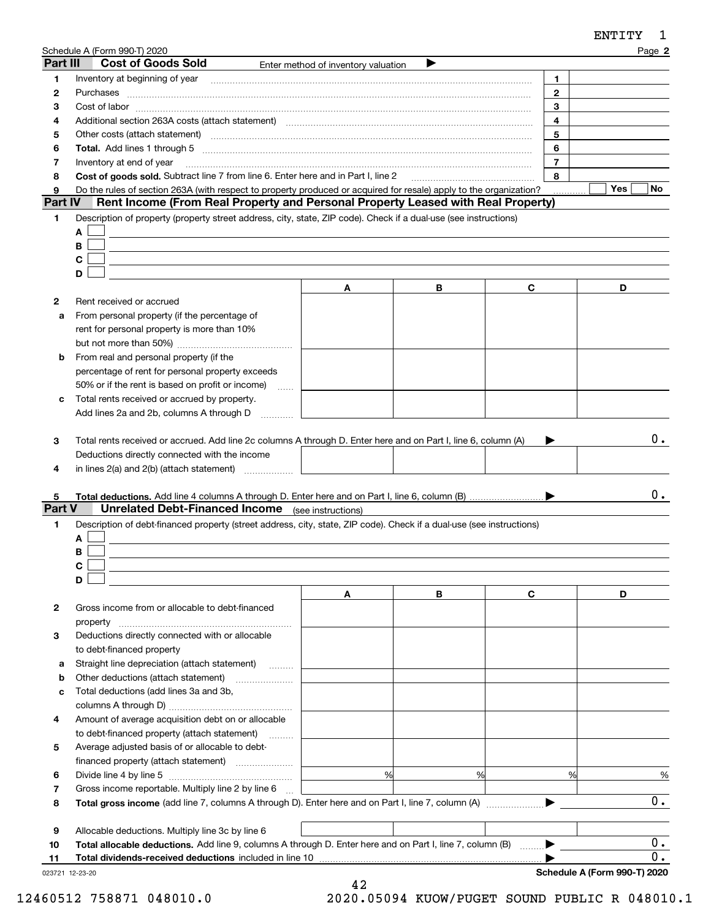ENTITY 1

Schedule A (Form 990-T) 2020 Page **2**

## Part III Cost of Goods Sold

Enter method of inventory valuation ▶

| | | | |
|---|---|---|---|
| **1** | Inventory at beginning of year | 1 | |
| **2** | Purchases | 2 | |
| **3** | Cost of labor | 3 | |
| **4** | Additional section 263A costs (attach statement) | 4 | |
| **5** | Other costs (attach statement) | 5 | |
| **6** | **Total.** Add lines 1 through 5 | 6 | |
| **7** | Inventory at end of year | 7 | |
| **8** | **Cost of goods sold.** Subtract line 7 from line 6. Enter here and in Part I, line 2 | 8 | |
| **9** | Do the rules of section 263A (with respect to property produced or acquired for resale) apply to the organization? | | Yes ☐ No ☐ |

## Part IV Rent Income (From Real Property and Personal Property Leased with Real Property)

**1** Description of property (property street address, city, state, ZIP code). Check if a dual-use (see instructions)

- **A** ☐
- **B** ☐
- **C** ☐
- **D** ☐

| | | A | B | C | D |
|---|---|---|---|---|---|
| **2** | Rent received or accrued | | | | |
| **a** | From personal property (if the percentage of rent for personal property is more than 10% but not more than 50%) | | | | |
| **b** | From real and personal property (if the percentage of rent for personal property exceeds 50% or if the rent is based on profit or income) | | | | |
| **c** | Total rents received or accrued by property. Add lines 2a and 2b, columns A through D | | | | |

**3** Total rents received or accrued. Add line 2c columns A through D. Enter here and on Part I, line 6, column (A) ▶ 0.

| | | A | B | C | D |
|---|---|---|---|---|---|
| **4** | Deductions directly connected with the income in lines 2(a) and 2(b) (attach statement) | | | | |

**5** **Total deductions.** Add line 4 columns A through D. Enter here and on Part I, line 6, column (B) ▶ 0.

## Part V Unrelated Debt-Financed Income (see instructions)

**1** Description of debt-financed property (street address, city, state, ZIP code). Check if a dual-use (see instructions)

- **A** ☐
- **B** ☐
- **C** ☐
- **D** ☐

| | | A | B | C | D |
|---|---|---|---|---|---|
| **2** | Gross income from or allocable to debt-financed property | | | | |
| **3** | Deductions directly connected with or allocable to debt-financed property | | | | |
| **a** | Straight line depreciation (attach statement) | | | | |
| **b** | Other deductions (attach statement) | | | | |
| **c** | Total deductions (add lines 3a and 3b, columns A through D) | | | | |
| **4** | Amount of average acquisition debt on or allocable to debt-financed property (attach statement) | | | | |
| **5** | Average adjusted basis of or allocable to debt-financed property (attach statement) | | | | |
| **6** | Divide line 4 by line 5 | % | % | % | % |
| **7** | Gross income reportable. Multiply line 2 by line 6 | | | | |

**8** **Total gross income** (add line 7, columns A through D). Enter here and on Part I, line 7, column (A) ▶ 0.

| | | A | B | C | D |
|---|---|---|---|---|---|
| **9** | Allocable deductions. Multiply line 3c by line 6 | | | | |

**10** **Total allocable deductions.** Add line 9, columns A through D. Enter here and on Part I, line 7, column (B) ▶ 0.

**11** **Total dividends-received deductions** included in line 10 ▶ 0.

023721 12-23-20 **Schedule A (Form 990-T) 2020**

12460512 758871 048010.0 2020.05094 KUOW/PUGET SOUND PUBLIC R 048010.1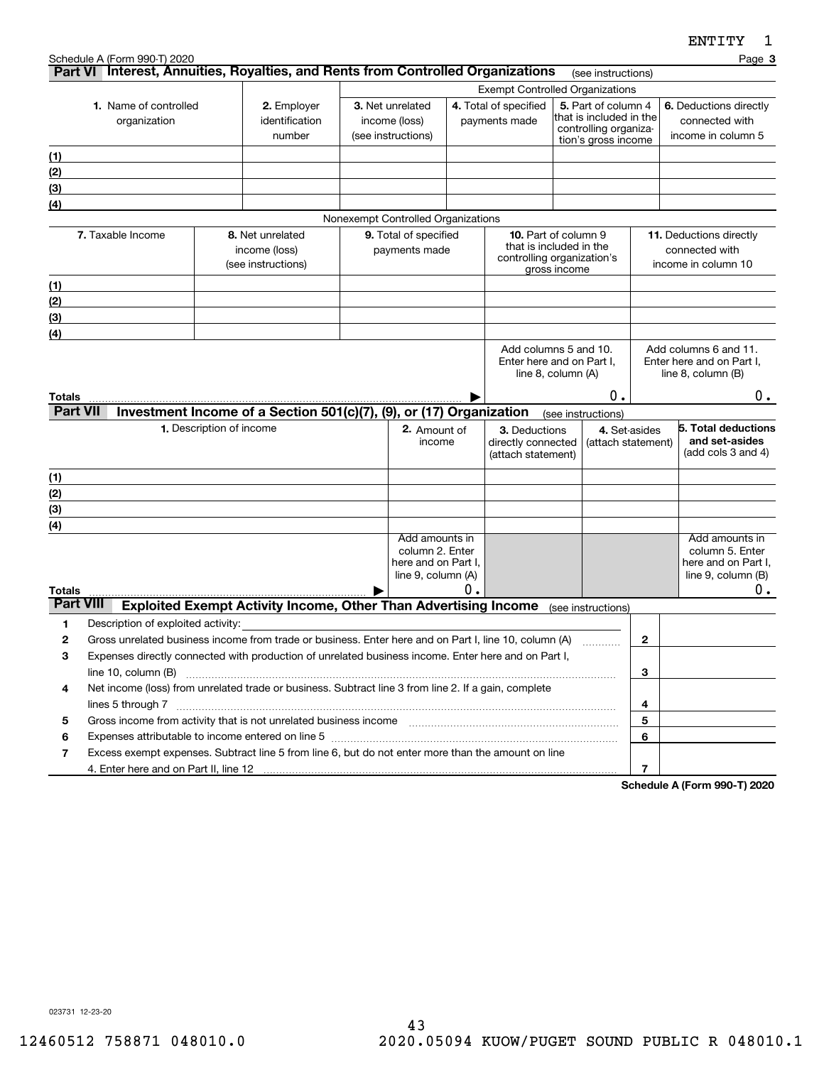ENTITY 1

Schedule A (Form 990-T) 2020

## Part VI Interest, Annuities, Royalties, and Rents from Controlled Organizations (see instructions)

| 1. Name of controlled organization | 2. Employer identification number | Exempt Controlled Organizations | | | |
|---|---|---|---|---|---|
| | | 3. Net unrelated income (loss) (see instructions) | 4. Total of specified payments made | 5. Part of column 4 that is included in the controlling organization's gross income | 6. Deductions directly connected with income in column 5 |
| (1) | | | | | |
| (2) | | | | | |
| (3) | | | | | |
| (4) | | | | | |

Nonexempt Controlled Organizations

| | 7. Taxable Income | 8. Net unrelated income (loss) (see instructions) | 9. Total of specified payments made | 10. Part of column 9 that is included in the controlling organization's gross income | 11. Deductions directly connected with income in column 10 |
|---|---|---|---|---|---|
| (1) | | | | | |
| (2) | | | | | |
| (3) | | | | | |
| (4) | | | | | |
| Totals ▶ | | | | Add columns 5 and 10. Enter here and on Part I, line 8, column (A) 0. | Add columns 6 and 11. Enter here and on Part I, line 8, column (B) 0. |

## Part VII Investment Income of a Section 501(c)(7), (9), or (17) Organization (see instructions)

| 1. Description of income | 2. Amount of income | 3. Deductions directly connected (attach statement) | 4. Set-asides (attach statement) | 5. Total deductions and set-asides (add cols 3 and 4) |
|---|---|---|---|---|
| (1) | | | | |
| (2) | | | | |
| (3) | | | | |
| (4) | | | | |
| Totals ▶ | Add amounts in column 2. Enter here and on Part I, line 9, column (A) 0. | | | Add amounts in column 5. Enter here and on Part I, line 9, column (B) 0. |

## Part VIII Exploited Exempt Activity Income, Other Than Advertising Income (see instructions)

| | | Line | Amount |
|---|---|---|---|
| 1 | Description of exploited activity: | | |
| 2 | Gross unrelated business income from trade or business. Enter here and on Part I, line 10, column (A) | 2 | |
| 3 | Expenses directly connected with production of unrelated business income. Enter here and on Part I, line 10, column (B) | 3 | |
| 4 | Net income (loss) from unrelated trade or business. Subtract line 3 from line 2. If a gain, complete lines 5 through 7 | 4 | |
| 5 | Gross income from activity that is not unrelated business income | 5 | |
| 6 | Expenses attributable to income entered on line 5 | 6 | |
| 7 | Excess exempt expenses. Subtract line 5 from line 6, but do not enter more than the amount on line 4. Enter here and on Part II, line 12 | 7 | |

Schedule A (Form 990-T) 2020

023731 12-23-20

12460512 758871 048010.0 2020.05094 KUOW/PUGET SOUND PUBLIC R 048010.1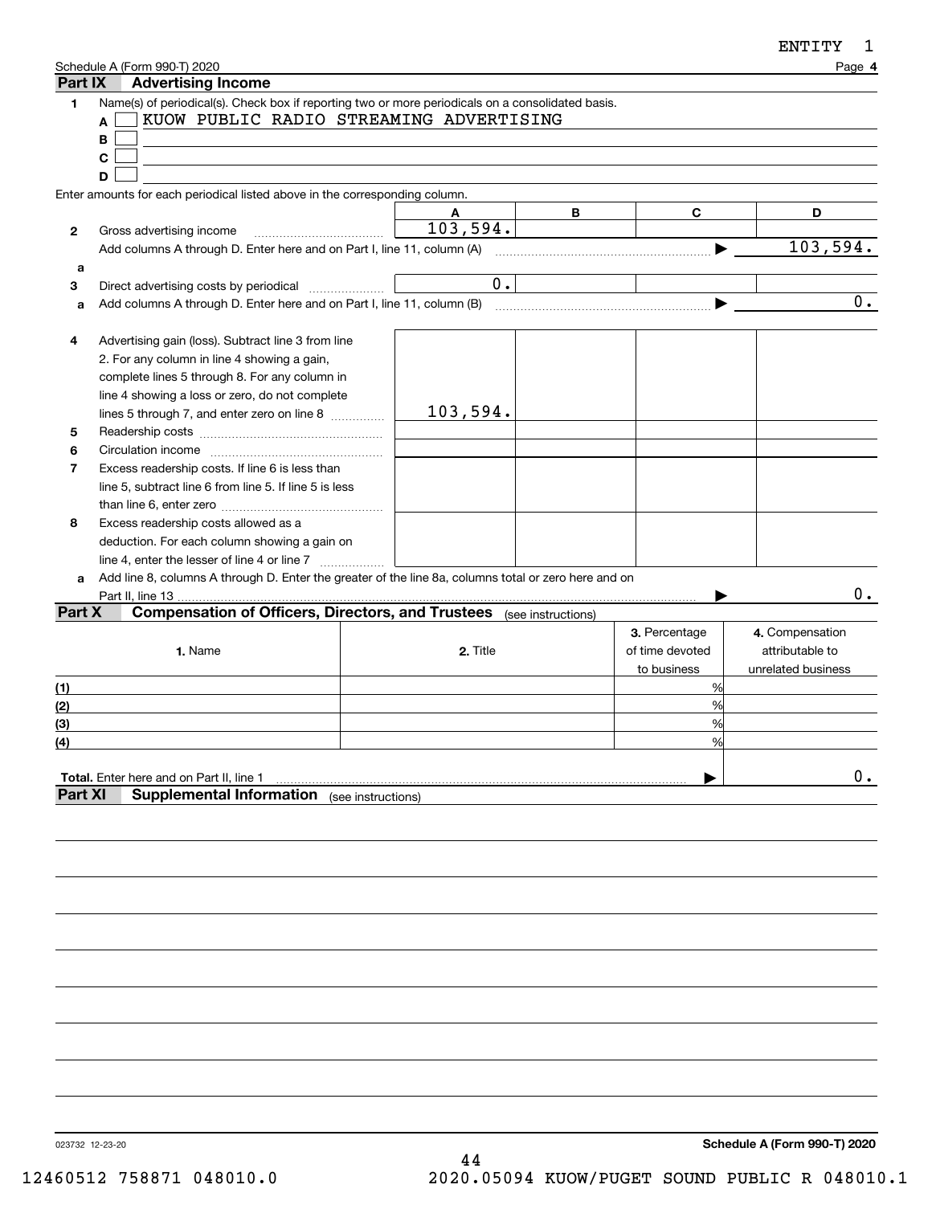ENTITY 1

Schedule A (Form 990-T) 2020 Page **4**

## Part IX Advertising Income

**1** Name(s) of periodical(s). Check box if reporting two or more periodicals on a consolidated basis.

- **A** ☐ KUOW PUBLIC RADIO STREAMING ADVERTISING
- **B** ☐
- **C** ☐
- **D** ☐

Enter amounts for each periodical listed above in the corresponding column.

| | | A | B | C | D |
|---|---|---|---|---|---|
| **2** | Gross advertising income | 103,594. | | | |
| | Add columns A through D. Enter here and on Part I, line 11, column (A) | | | ▶ | 103,594. |
| **a** | | | | | |
| **3** | Direct advertising costs by periodical | 0. | | | |
| **a** | Add columns A through D. Enter here and on Part I, line 11, column (B) | | | ▶ | 0. |
| **4** | Advertising gain (loss). Subtract line 3 from line 2. For any column in line 4 showing a gain, complete lines 5 through 8. For any column in line 4 showing a loss or zero, do not complete lines 5 through 7, and enter zero on line 8 | 103,594. | | | |
| **5** | Readership costs | | | | |
| **6** | Circulation income | | | | |
| **7** | Excess readership costs. If line 6 is less than line 5, subtract line 6 from line 5. If line 5 is less than line 6, enter zero | | | | |
| **8** | Excess readership costs allowed as a deduction. For each column showing a gain on line 4, enter the lesser of line 4 or line 7 | | | | |
| **a** | Add line 8, columns A through D. Enter the greater of the line 8a, columns total or zero here and on Part II, line 13 | | | ▶ | 0. |

## Part X Compensation of Officers, Directors, and Trustees (see instructions)

| | 1. Name | 2. Title | 3. Percentage of time devoted to business | 4. Compensation attributable to unrelated business |
|---|---|---|---|---|
| (1) | | | % | |
| (2) | | | % | |
| (3) | | | % | |
| (4) | | | % | |
| **Total.** Enter here and on Part II, line 1 | | | ▶ | 0. |

## Part XI Supplemental Information (see instructions)

023732 12-23-20

**Schedule A (Form 990-T) 2020**

12460512 758871 048010.0 2020.05094 KUOW/PUGET SOUND PUBLIC R 048010.1